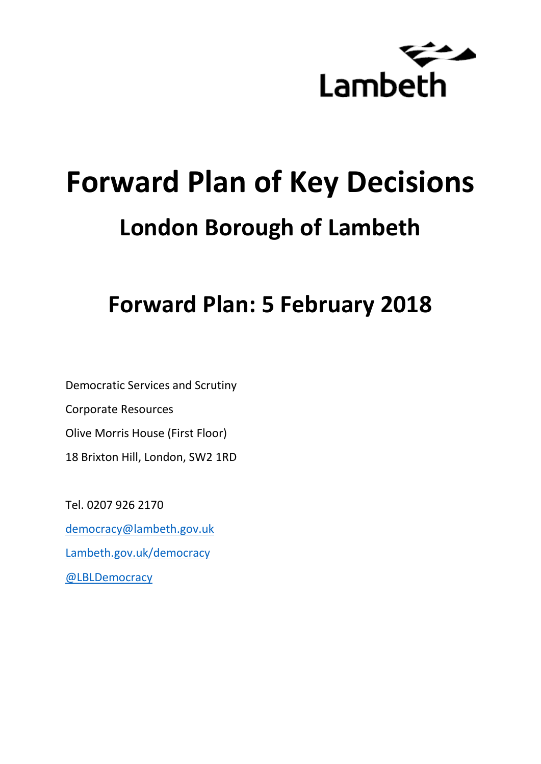Lambeth

# Forward Plan of Key Decisions

## London Borough of Lambeth

## Forward Plan: 5 February 2018

Democratic Services and Scrutiny

Corporate Resources

Olive Morris House (First Floor)

18 Brixton Hill, London, SW2 1RD

Tel. 0207 926 2170

democracy@lambeth.gov.uk

Lambeth.gov.uk/democracy

@LBLDemocracy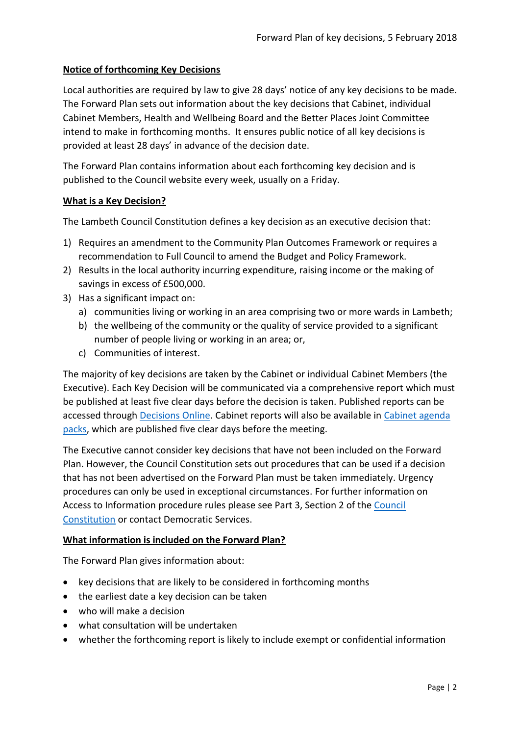## Notice of forthcoming Key Decisions

Local authorities are required by law to give 28 days' notice of any key decisions to be made. The Forward Plan sets out information about the key decisions that Cabinet, individual Cabinet Members, Health and Wellbeing Board and the Better Places Joint Committee intend to make in forthcoming months. It ensures public notice of all key decisions is provided at least 28 days' in advance of the decision date.

The Forward Plan contains information about each forthcoming key decision and is published to the Council website every week, usually on a Friday.

## What is a Key Decision?

The Lambeth Council Constitution defines a key decision as an executive decision that:

1) Requires an amendment to the Community Plan Outcomes Framework or requires a recommendation to Full Council to amend the Budget and Policy Framework.
2) Results in the local authority incurring expenditure, raising income or the making of savings in excess of £500,000.
3) Has a significant impact on:
   a) communities living or working in an area comprising two or more wards in Lambeth;
   b) the wellbeing of the community or the quality of service provided to a significant number of people living or working in an area; or,
   c) Communities of interest.

The majority of key decisions are taken by the Cabinet or individual Cabinet Members (the Executive). Each Key Decision will be communicated via a comprehensive report which must be published at least five clear days before the decision is taken. Published reports can be accessed through Decisions Online. Cabinet reports will also be available in Cabinet agenda packs, which are published five clear days before the meeting.

The Executive cannot consider key decisions that have not been included on the Forward Plan. However, the Council Constitution sets out procedures that can be used if a decision that has not been advertised on the Forward Plan must be taken immediately. Urgency procedures can only be used in exceptional circumstances. For further information on Access to Information procedure rules please see Part 3, Section 2 of the Council Constitution or contact Democratic Services.

## What information is included on the Forward Plan?

The Forward Plan gives information about:

- key decisions that are likely to be considered in forthcoming months
- the earliest date a key decision can be taken
- who will make a decision
- what consultation will be undertaken
- whether the forthcoming report is likely to include exempt or confidential information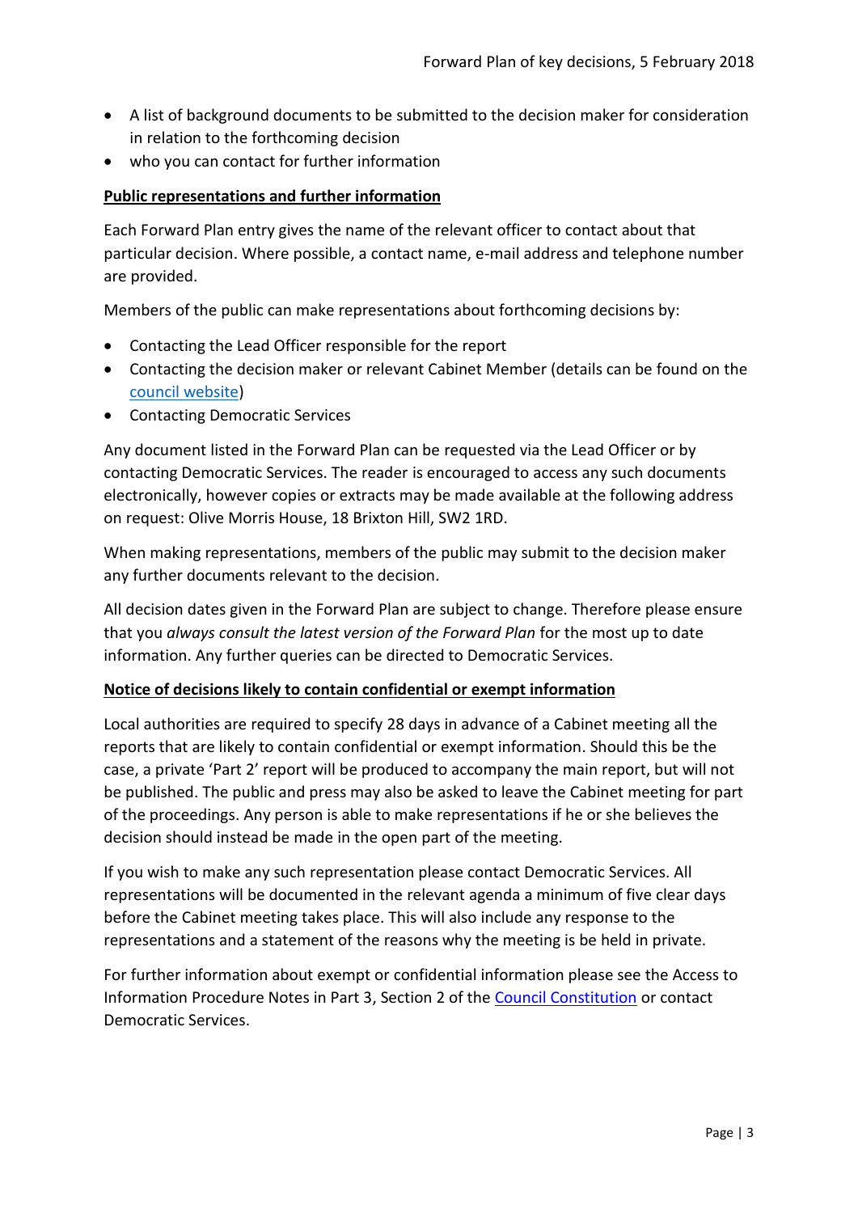- A list of background documents to be submitted to the decision maker for consideration in relation to the forthcoming decision
- who you can contact for further information

**Public representations and further information**

Each Forward Plan entry gives the name of the relevant officer to contact about that particular decision. Where possible, a contact name, e-mail address and telephone number are provided.

Members of the public can make representations about forthcoming decisions by:

- Contacting the Lead Officer responsible for the report
- Contacting the decision maker or relevant Cabinet Member (details can be found on the council website)
- Contacting Democratic Services

Any document listed in the Forward Plan can be requested via the Lead Officer or by contacting Democratic Services. The reader is encouraged to access any such documents electronically, however copies or extracts may be made available at the following address on request: Olive Morris House, 18 Brixton Hill, SW2 1RD.

When making representations, members of the public may submit to the decision maker any further documents relevant to the decision.

All decision dates given in the Forward Plan are subject to change. Therefore please ensure that you *always consult the latest version of the Forward Plan* for the most up to date information. Any further queries can be directed to Democratic Services.

**Notice of decisions likely to contain confidential or exempt information**

Local authorities are required to specify 28 days in advance of a Cabinet meeting all the reports that are likely to contain confidential or exempt information. Should this be the case, a private 'Part 2' report will be produced to accompany the main report, but will not be published. The public and press may also be asked to leave the Cabinet meeting for part of the proceedings. Any person is able to make representations if he or she believes the decision should instead be made in the open part of the meeting.

If you wish to make any such representation please contact Democratic Services. All representations will be documented in the relevant agenda a minimum of five clear days before the Cabinet meeting takes place. This will also include any response to the representations and a statement of the reasons why the meeting is be held in private.

For further information about exempt or confidential information please see the Access to Information Procedure Notes in Part 3, Section 2 of the Council Constitution or contact Democratic Services.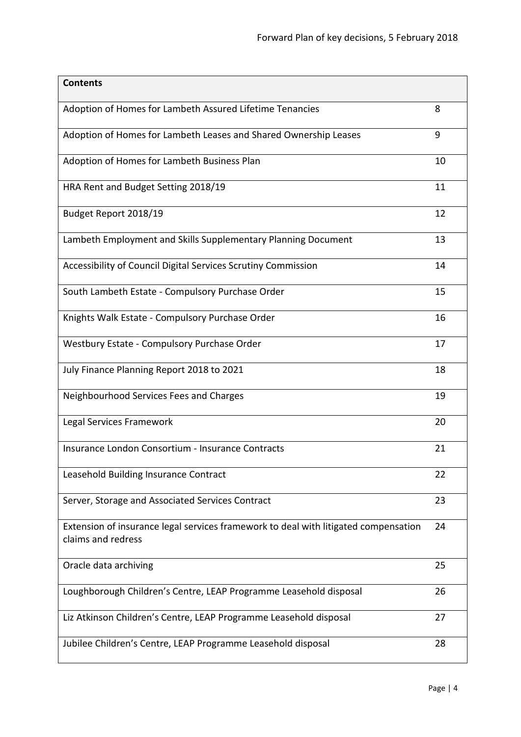| Contents | |
|---|---|
| Adoption of Homes for Lambeth Assured Lifetime Tenancies | 8 |
| Adoption of Homes for Lambeth Leases and Shared Ownership Leases | 9 |
| Adoption of Homes for Lambeth Business Plan | 10 |
| HRA Rent and Budget Setting 2018/19 | 11 |
| Budget Report 2018/19 | 12 |
| Lambeth Employment and Skills Supplementary Planning Document | 13 |
| Accessibility of Council Digital Services Scrutiny Commission | 14 |
| South Lambeth Estate - Compulsory Purchase Order | 15 |
| Knights Walk Estate - Compulsory Purchase Order | 16 |
| Westbury Estate - Compulsory Purchase Order | 17 |
| July Finance Planning Report 2018 to 2021 | 18 |
| Neighbourhood Services Fees and Charges | 19 |
| Legal Services Framework | 20 |
| Insurance London Consortium - Insurance Contracts | 21 |
| Leasehold Building Insurance Contract | 22 |
| Server, Storage and Associated Services Contract | 23 |
| Extension of insurance legal services framework to deal with litigated compensation claims and redress | 24 |
| Oracle data archiving | 25 |
| Loughborough Children's Centre, LEAP Programme Leasehold disposal | 26 |
| Liz Atkinson Children's Centre, LEAP Programme Leasehold disposal | 27 |
| Jubilee Children's Centre, LEAP Programme Leasehold disposal | 28 |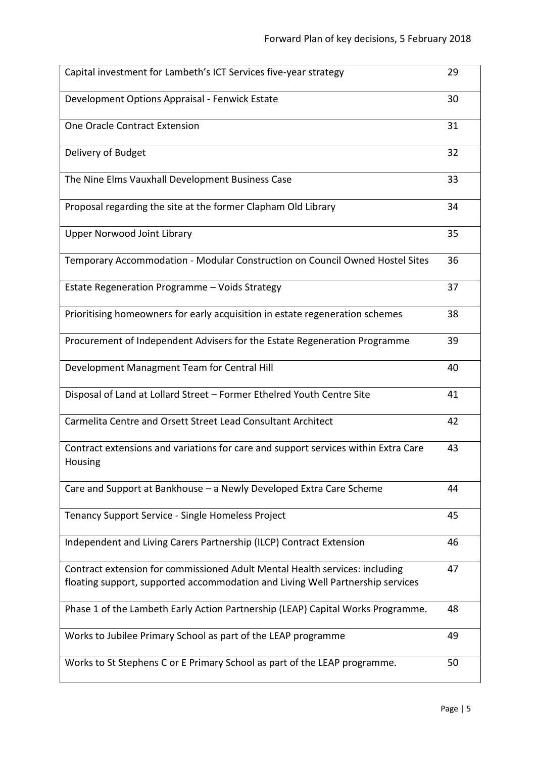| | |
|---|---|
| Capital investment for Lambeth's ICT Services five-year strategy | 29 |
| Development Options Appraisal - Fenwick Estate | 30 |
| One Oracle Contract Extension | 31 |
| Delivery of Budget | 32 |
| The Nine Elms Vauxhall Development Business Case | 33 |
| Proposal regarding the site at the former Clapham Old Library | 34 |
| Upper Norwood Joint Library | 35 |
| Temporary Accommodation - Modular Construction on Council Owned Hostel Sites | 36 |
| Estate Regeneration Programme – Voids Strategy | 37 |
| Prioritising homeowners for early acquisition in estate regeneration schemes | 38 |
| Procurement of Independent Advisers for the Estate Regeneration Programme | 39 |
| Development Managment Team for Central Hill | 40 |
| Disposal of Land at Lollard Street – Former Ethelred Youth Centre Site | 41 |
| Carmelita Centre and Orsett Street Lead Consultant Architect | 42 |
| Contract extensions and variations for care and support services within Extra Care Housing | 43 |
| Care and Support at Bankhouse – a Newly Developed Extra Care Scheme | 44 |
| Tenancy Support Service - Single Homeless Project | 45 |
| Independent and Living Carers Partnership (ILCP) Contract Extension | 46 |
| Contract extension for commissioned Adult Mental Health services: including floating support, supported accommodation and Living Well Partnership services | 47 |
| Phase 1 of the Lambeth Early Action Partnership (LEAP) Capital Works Programme. | 48 |
| Works to Jubilee Primary School as part of the LEAP programme | 49 |
| Works to St Stephens C or E Primary School as part of the LEAP programme. | 50 |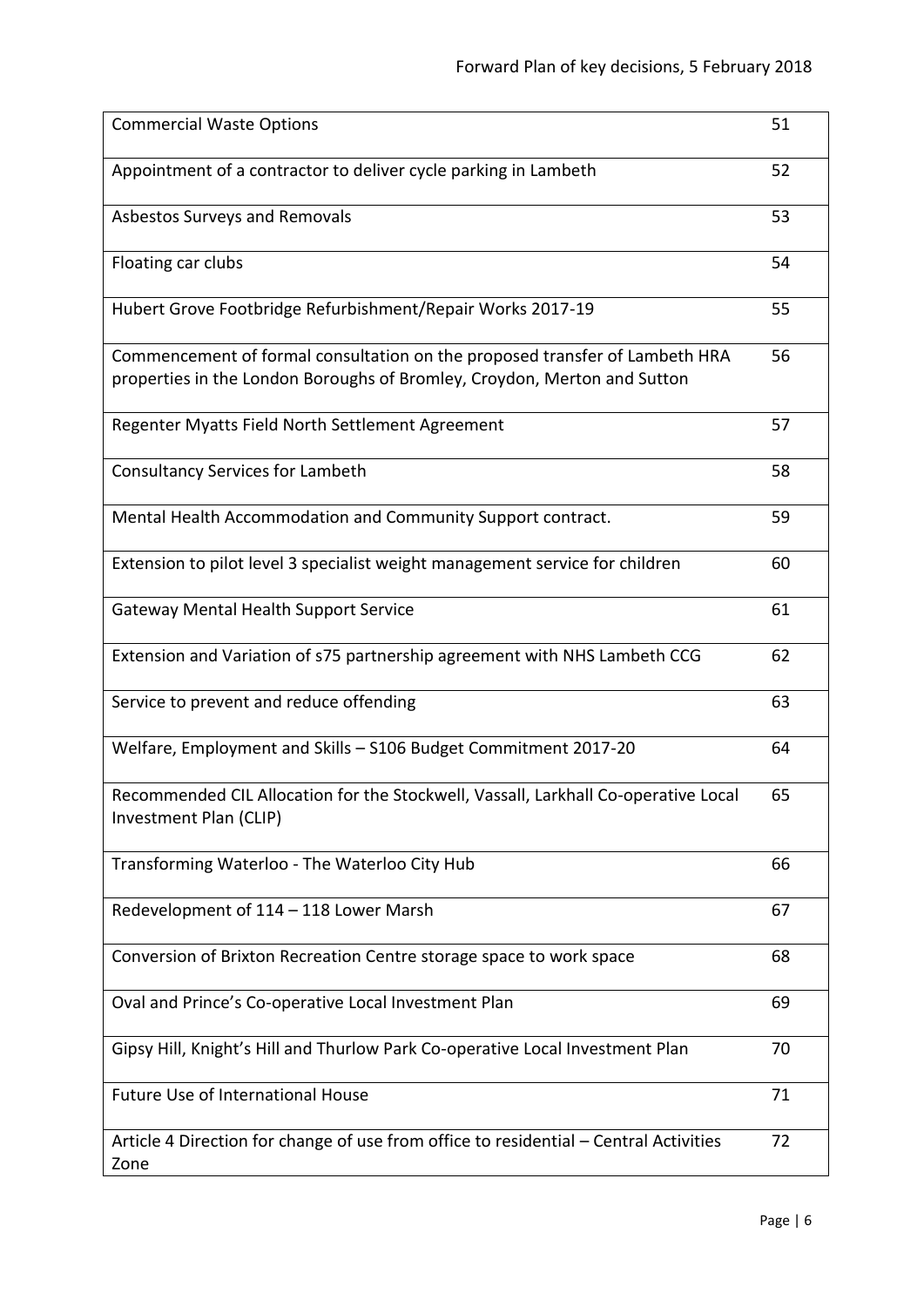| | |
|---|---|
| Commercial Waste Options | 51 |
| Appointment of a contractor to deliver cycle parking in Lambeth | 52 |
| Asbestos Surveys and Removals | 53 |
| Floating car clubs | 54 |
| Hubert Grove Footbridge Refurbishment/Repair Works 2017-19 | 55 |
| Commencement of formal consultation on the proposed transfer of Lambeth HRA properties in the London Boroughs of Bromley, Croydon, Merton and Sutton | 56 |
| Regenter Myatts Field North Settlement Agreement | 57 |
| Consultancy Services for Lambeth | 58 |
| Mental Health Accommodation and Community Support contract. | 59 |
| Extension to pilot level 3 specialist weight management service for children | 60 |
| Gateway Mental Health Support Service | 61 |
| Extension and Variation of s75 partnership agreement with NHS Lambeth CCG | 62 |
| Service to prevent and reduce offending | 63 |
| Welfare, Employment and Skills – S106 Budget Commitment 2017-20 | 64 |
| Recommended CIL Allocation for the Stockwell, Vassall, Larkhall Co-operative Local Investment Plan (CLIP) | 65 |
| Transforming Waterloo - The Waterloo City Hub | 66 |
| Redevelopment of 114 – 118 Lower Marsh | 67 |
| Conversion of Brixton Recreation Centre storage space to work space | 68 |
| Oval and Prince's Co-operative Local Investment Plan | 69 |
| Gipsy Hill, Knight's Hill and Thurlow Park Co-operative Local Investment Plan | 70 |
| Future Use of International House | 71 |
| Article 4 Direction for change of use from office to residential – Central Activities Zone | 72 |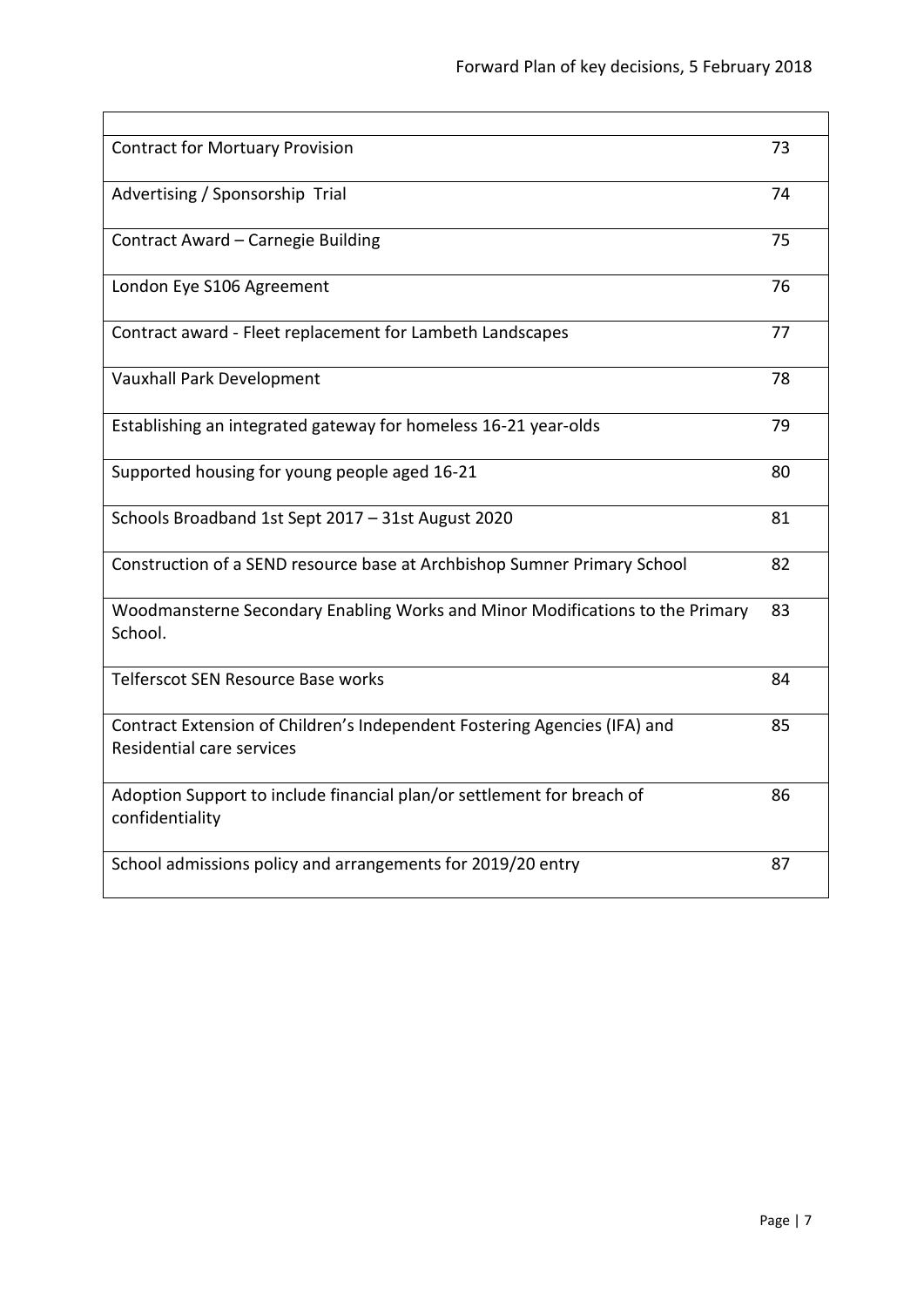| | |
|---|---|
| Contract for Mortuary Provision | 73 |
| Advertising / Sponsorship Trial | 74 |
| Contract Award – Carnegie Building | 75 |
| London Eye S106 Agreement | 76 |
| Contract award - Fleet replacement for Lambeth Landscapes | 77 |
| Vauxhall Park Development | 78 |
| Establishing an integrated gateway for homeless 16-21 year-olds | 79 |
| Supported housing for young people aged 16-21 | 80 |
| Schools Broadband 1st Sept 2017 – 31st August 2020 | 81 |
| Construction of a SEND resource base at Archbishop Sumner Primary School | 82 |
| Woodmansterne Secondary Enabling Works and Minor Modifications to the Primary School. | 83 |
| Telferscot SEN Resource Base works | 84 |
| Contract Extension of Children's Independent Fostering Agencies (IFA) and Residential care services | 85 |
| Adoption Support to include financial plan/or settlement for breach of confidentiality | 86 |
| School admissions policy and arrangements for 2019/20 entry | 87 |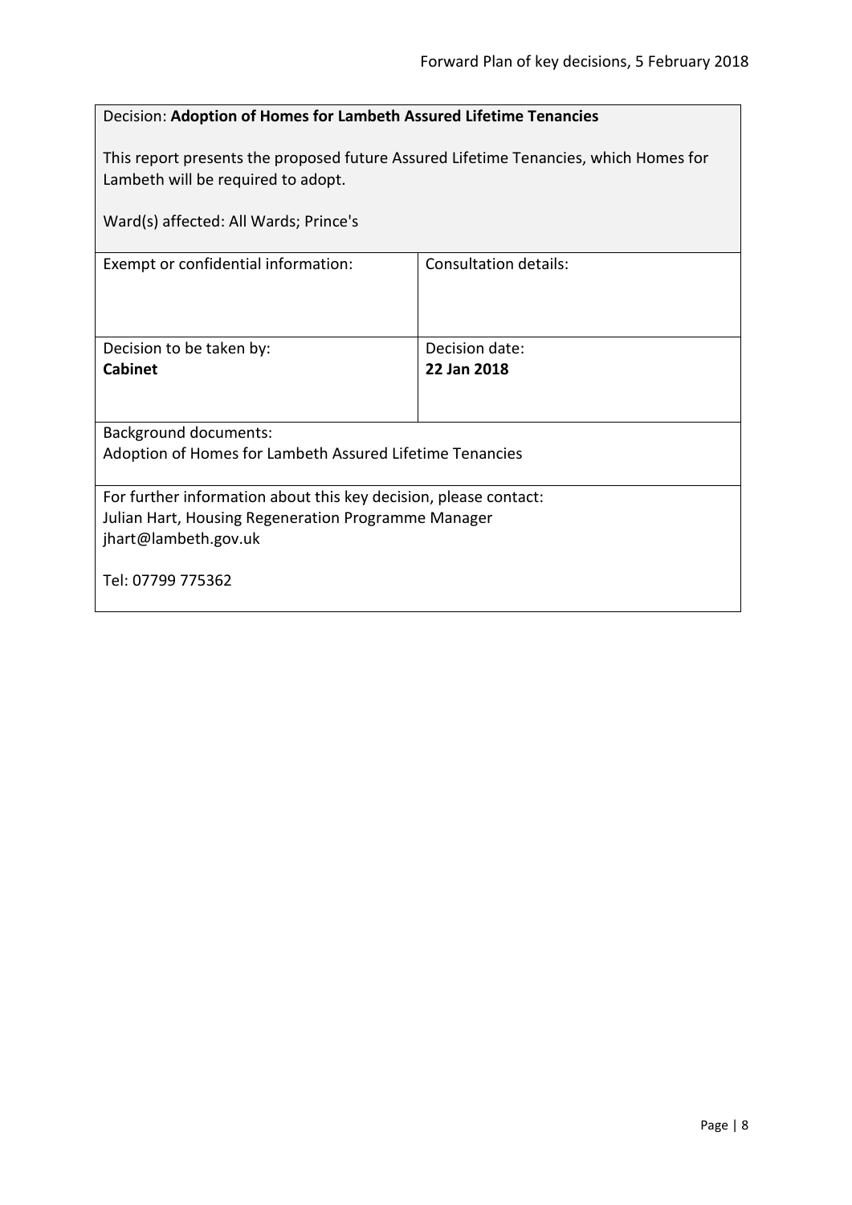Decision: **Adoption of Homes for Lambeth Assured Lifetime Tenancies**

This report presents the proposed future Assured Lifetime Tenancies, which Homes for Lambeth will be required to adopt.

Ward(s) affected: All Wards; Prince's

| Exempt or confidential information: | Consultation details: |
| --- | --- |
| Decision to be taken by:<br>**Cabinet** | Decision date:<br>**22 Jan 2018** |

Background documents:
Adoption of Homes for Lambeth Assured Lifetime Tenancies

For further information about this key decision, please contact:
Julian Hart, Housing Regeneration Programme Manager
jhart@lambeth.gov.uk

Tel: 07799 775362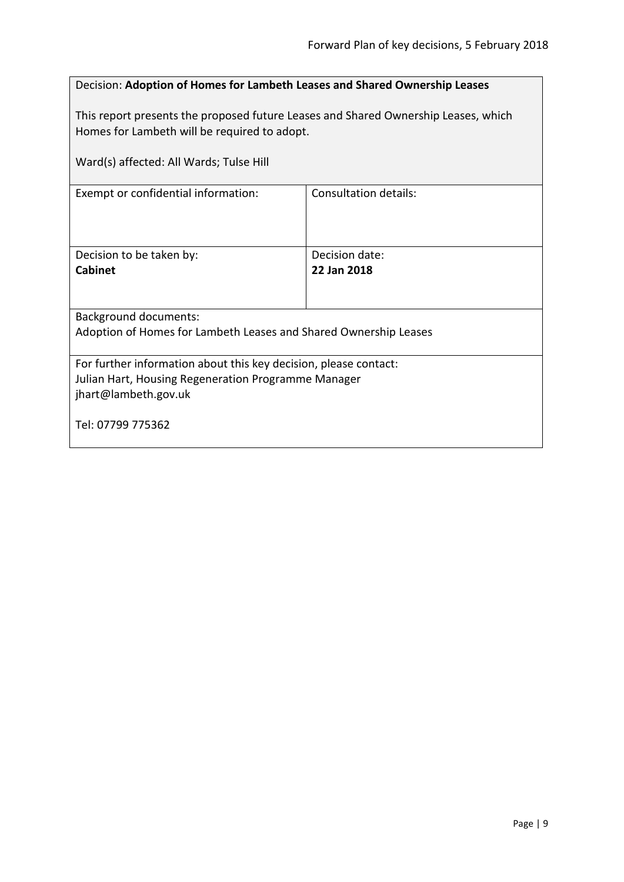Decision: **Adoption of Homes for Lambeth Leases and Shared Ownership Leases**

This report presents the proposed future Leases and Shared Ownership Leases, which Homes for Lambeth will be required to adopt.

Ward(s) affected: All Wards; Tulse Hill

| Exempt or confidential information: | Consultation details: |
| --- | --- |
| Decision to be taken by:<br>**Cabinet** | Decision date:<br>**22 Jan 2018** |

Background documents:
Adoption of Homes for Lambeth Leases and Shared Ownership Leases

For further information about this key decision, please contact:
Julian Hart, Housing Regeneration Programme Manager
jhart@lambeth.gov.uk

Tel: 07799 775362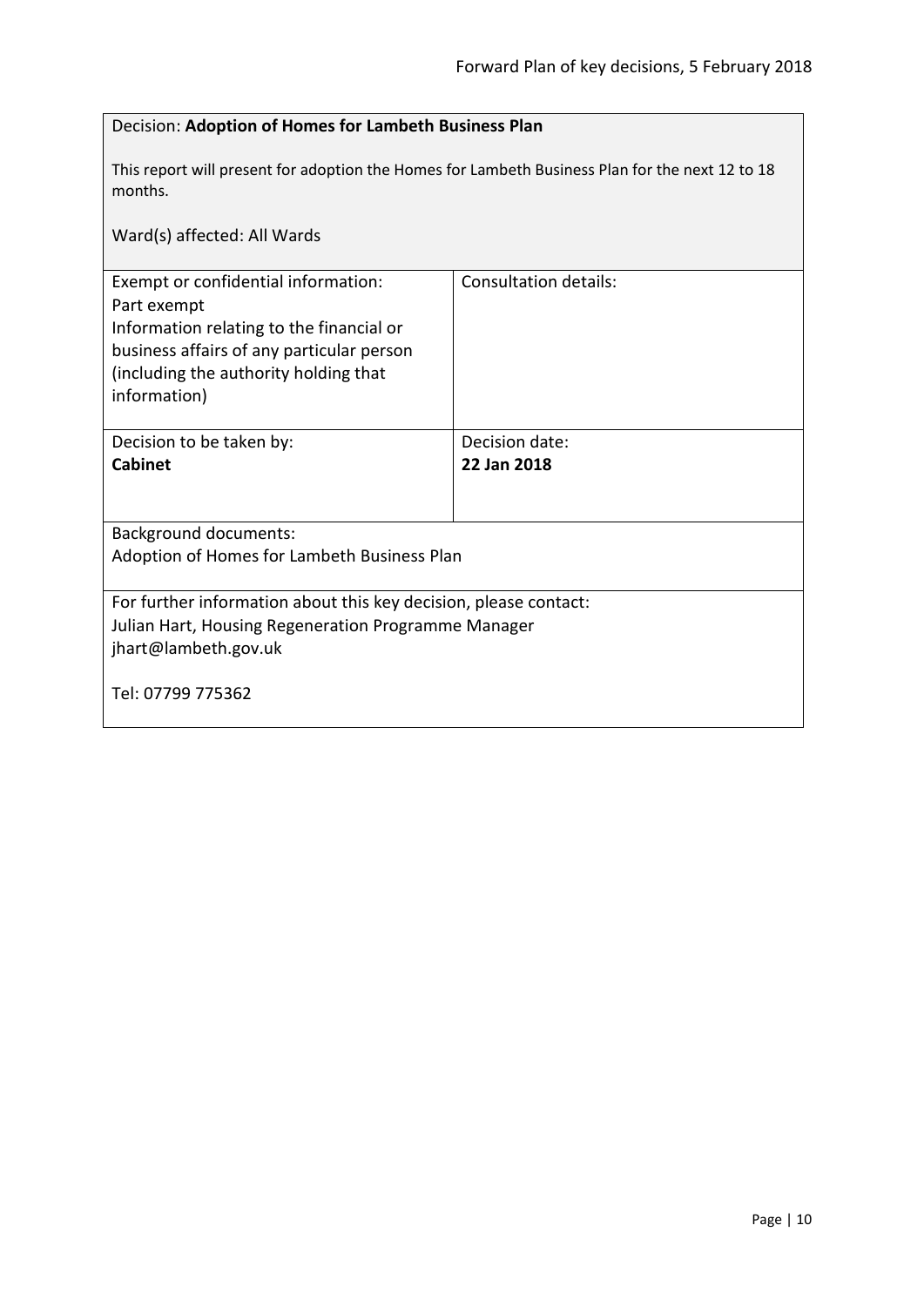Decision: **Adoption of Homes for Lambeth Business Plan**

This report will present for adoption the Homes for Lambeth Business Plan for the next 12 to 18 months.

Ward(s) affected: All Wards

| Exempt or confidential information: | Consultation details: |
| --- | --- |
| Part exempt<br>Information relating to the financial or business affairs of any particular person (including the authority holding that information) | |
| Decision to be taken by:<br>**Cabinet** | Decision date:<br>**22 Jan 2018** |

Background documents:
Adoption of Homes for Lambeth Business Plan

For further information about this key decision, please contact:
Julian Hart, Housing Regeneration Programme Manager
jhart@lambeth.gov.uk

Tel: 07799 775362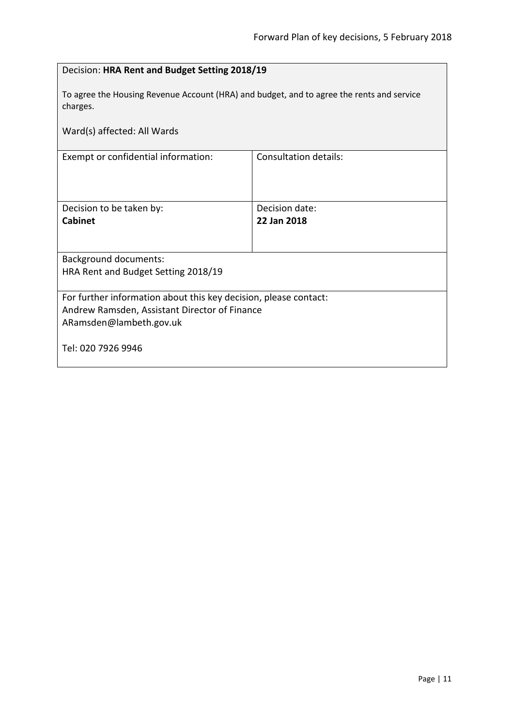| Decision: **HRA Rent and Budget Setting 2018/19**<br><br>To agree the Housing Revenue Account (HRA) and budget, and to agree the rents and service charges.<br><br>Ward(s) affected: All Wards | |
| --- | --- |
| Exempt or confidential information: | Consultation details: |
| Decision to be taken by:<br>**Cabinet** | Decision date:<br>**22 Jan 2018** |
| Background documents:<br>HRA Rent and Budget Setting 2018/19 | |
| For further information about this key decision, please contact:<br>Andrew Ramsden, Assistant Director of Finance<br>ARamsden@lambeth.gov.uk<br><br>Tel: 020 7926 9946 | |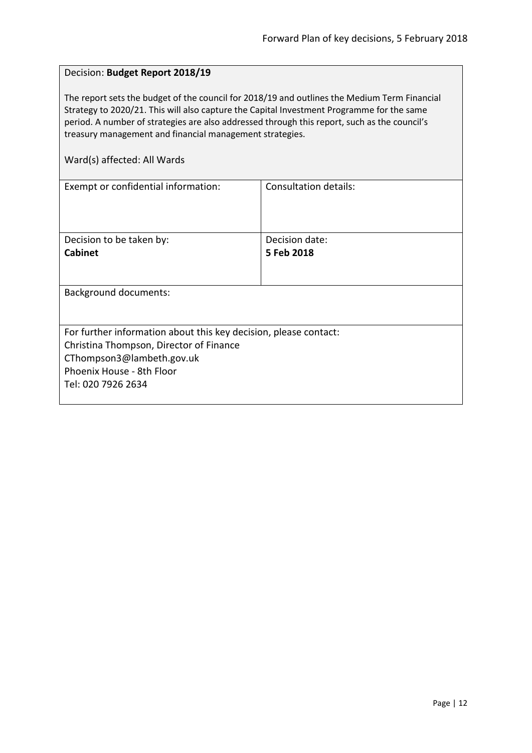Decision: **Budget Report 2018/19**

The report sets the budget of the council for 2018/19 and outlines the Medium Term Financial Strategy to 2020/21. This will also capture the Capital Investment Programme for the same period. A number of strategies are also addressed through this report, such as the council's treasury management and financial management strategies.

Ward(s) affected: All Wards

| Exempt or confidential information: | Consultation details: |
| --- | --- |
| Decision to be taken by:<br>**Cabinet** | Decision date:<br>**5 Feb 2018** |

Background documents:

For further information about this key decision, please contact:
Christina Thompson, Director of Finance
CThompson3@lambeth.gov.uk
Phoenix House - 8th Floor
Tel: 020 7926 2634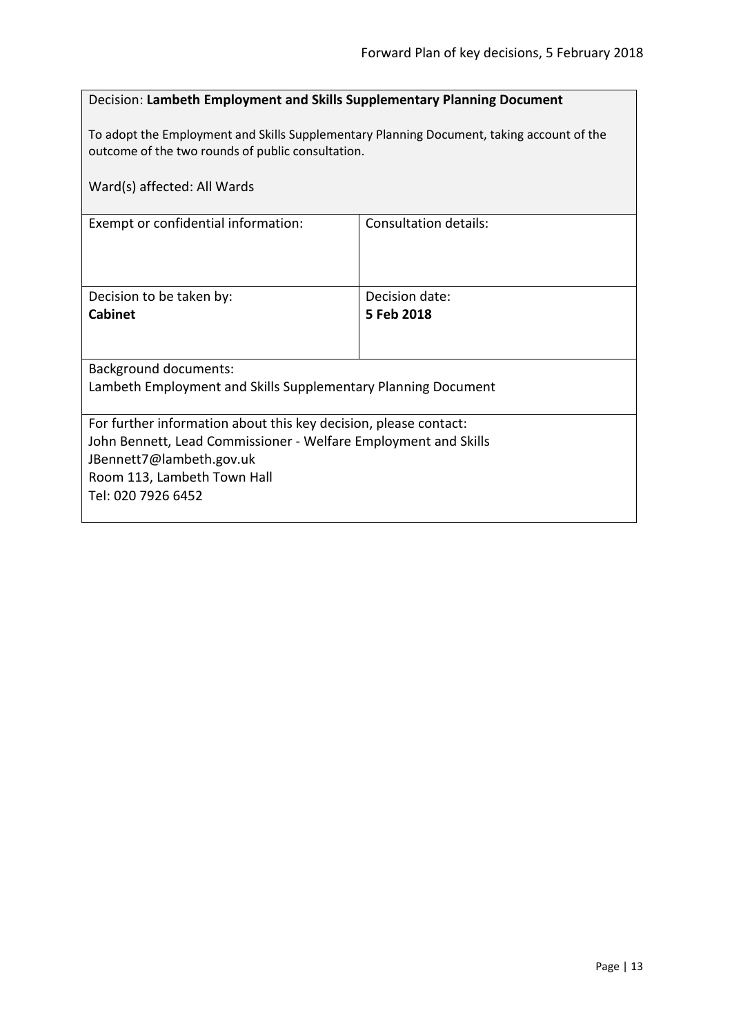Decision: **Lambeth Employment and Skills Supplementary Planning Document**

To adopt the Employment and Skills Supplementary Planning Document, taking account of the outcome of the two rounds of public consultation.

Ward(s) affected: All Wards

| Exempt or confidential information: | Consultation details: |
| --- | --- |
| Decision to be taken by:<br>**Cabinet** | Decision date:<br>**5 Feb 2018** |

Background documents:
Lambeth Employment and Skills Supplementary Planning Document

For further information about this key decision, please contact:
John Bennett, Lead Commissioner - Welfare Employment and Skills
JBennett7@lambeth.gov.uk
Room 113, Lambeth Town Hall
Tel: 020 7926 6452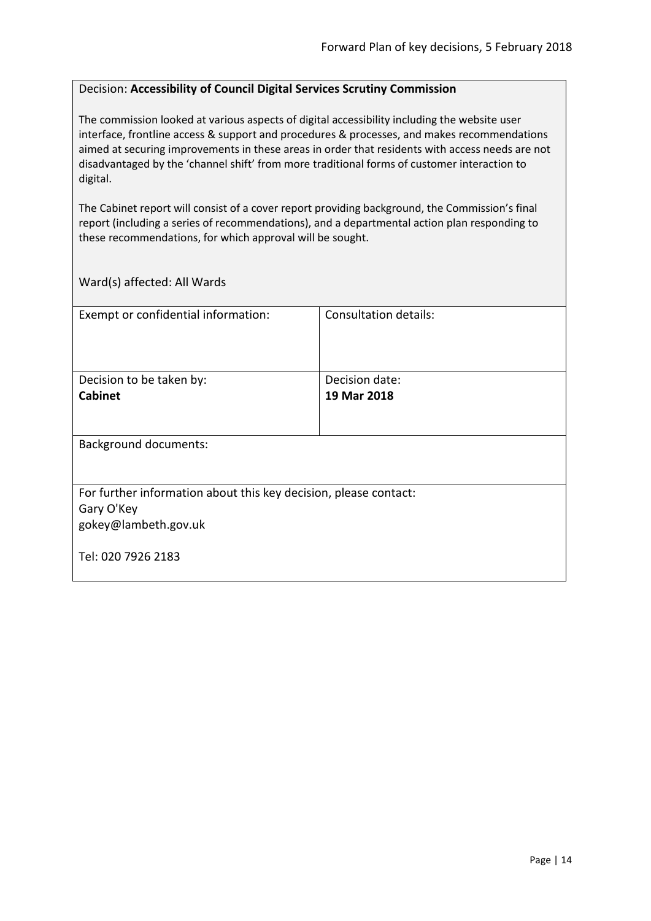Decision: **Accessibility of Council Digital Services Scrutiny Commission**

The commission looked at various aspects of digital accessibility including the website user interface, frontline access & support and procedures & processes, and makes recommendations aimed at securing improvements in these areas in order that residents with access needs are not disadvantaged by the 'channel shift' from more traditional forms of customer interaction to digital.

The Cabinet report will consist of a cover report providing background, the Commission's final report (including a series of recommendations), and a departmental action plan responding to these recommendations, for which approval will be sought.

Ward(s) affected: All Wards

| Exempt or confidential information: | Consultation details: |
|---|---|
| Decision to be taken by: **Cabinet** | Decision date: **19 Mar 2018** |

Background documents:

For further information about this key decision, please contact:
Gary O'Key
gokey@lambeth.gov.uk

Tel: 020 7926 2183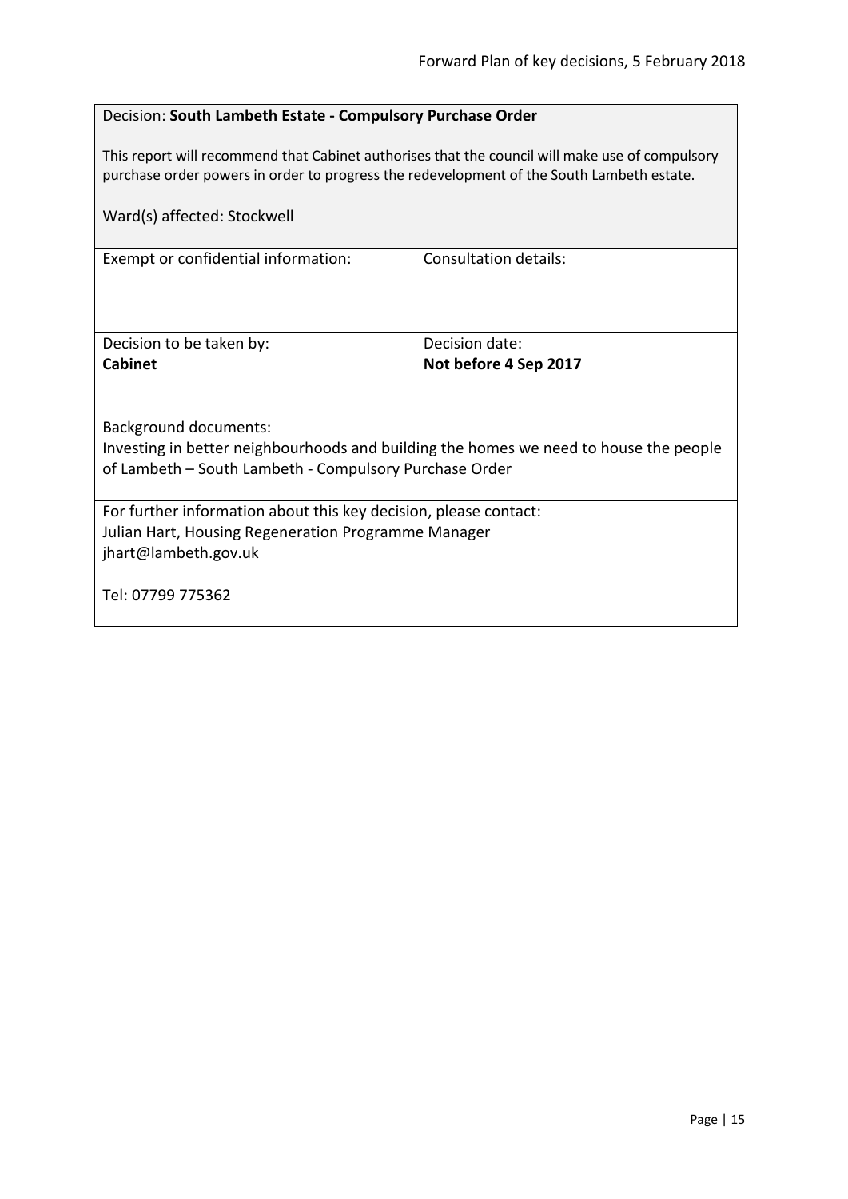Decision: **South Lambeth Estate - Compulsory Purchase Order**

This report will recommend that Cabinet authorises that the council will make use of compulsory purchase order powers in order to progress the redevelopment of the South Lambeth estate.

Ward(s) affected: Stockwell

| Exempt or confidential information: | Consultation details: |
| --- | --- |
| Decision to be taken by:<br>**Cabinet** | Decision date:<br>**Not before 4 Sep 2017** |

Background documents:
Investing in better neighbourhoods and building the homes we need to house the people of Lambeth – South Lambeth - Compulsory Purchase Order

For further information about this key decision, please contact:
Julian Hart, Housing Regeneration Programme Manager
jhart@lambeth.gov.uk

Tel: 07799 775362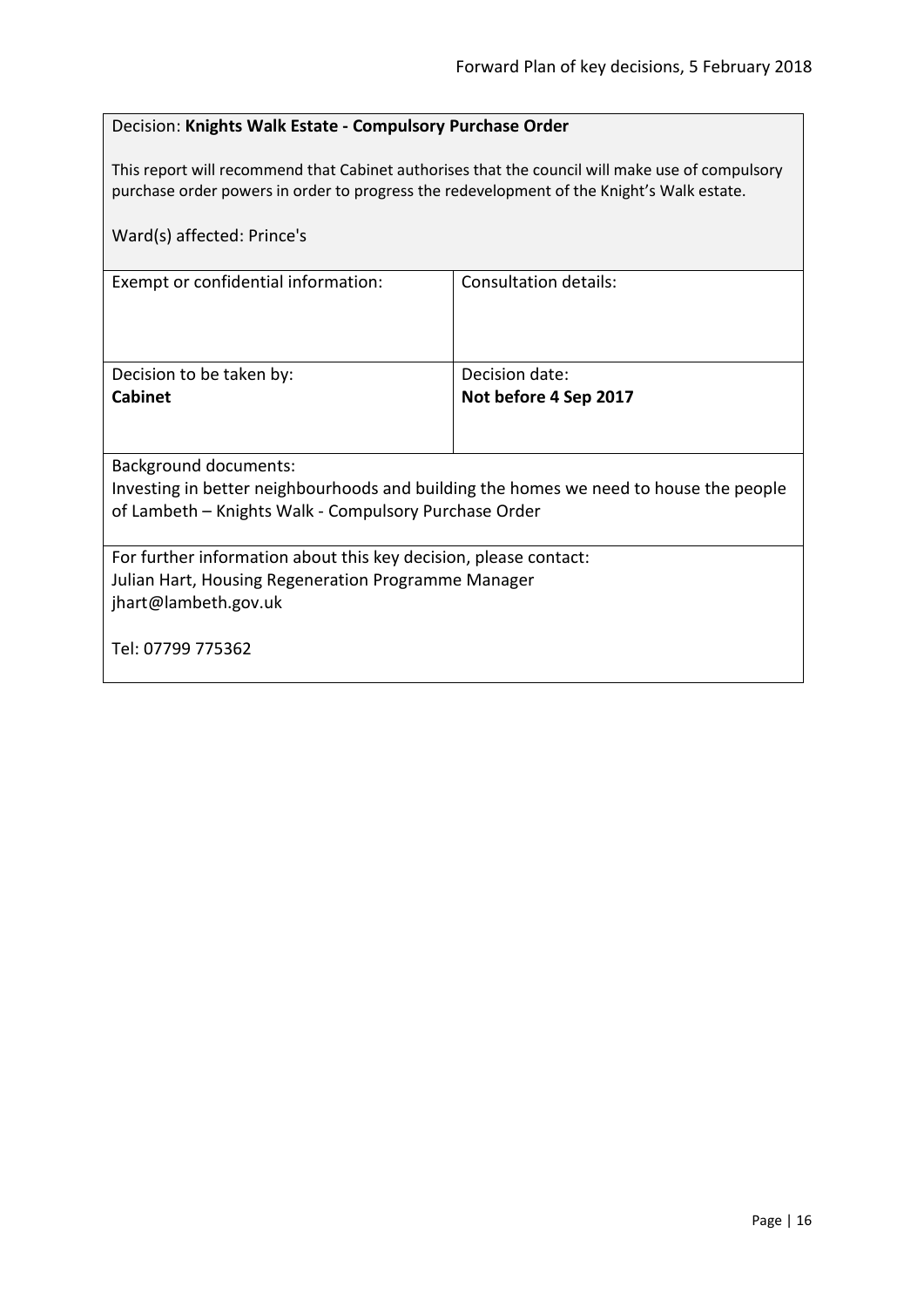Decision: **Knights Walk Estate - Compulsory Purchase Order**

This report will recommend that Cabinet authorises that the council will make use of compulsory purchase order powers in order to progress the redevelopment of the Knight's Walk estate.

Ward(s) affected: Prince's

| Exempt or confidential information: | Consultation details: |
|---|---|
| Decision to be taken by:<br>**Cabinet** | Decision date:<br>**Not before 4 Sep 2017** |

Background documents:
Investing in better neighbourhoods and building the homes we need to house the people of Lambeth – Knights Walk - Compulsory Purchase Order

For further information about this key decision, please contact:
Julian Hart, Housing Regeneration Programme Manager
jhart@lambeth.gov.uk

Tel: 07799 775362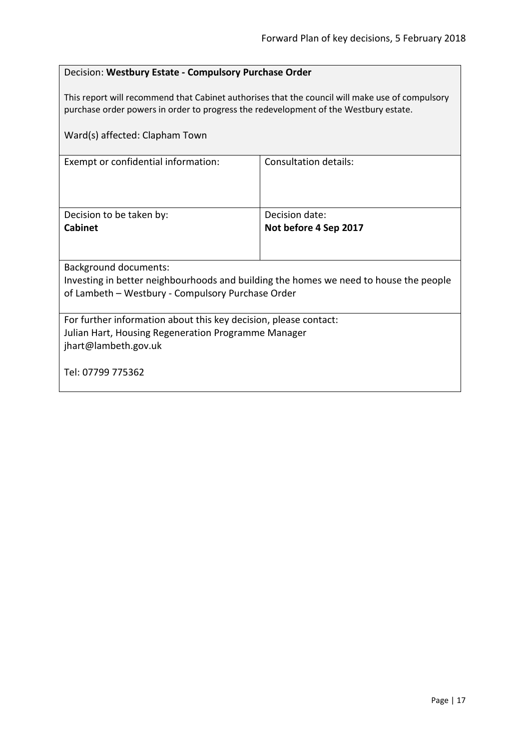Decision: **Westbury Estate - Compulsory Purchase Order**

This report will recommend that Cabinet authorises that the council will make use of compulsory purchase order powers in order to progress the redevelopment of the Westbury estate.

Ward(s) affected: Clapham Town

| Exempt or confidential information: | Consultation details: |
|---|---|
| Decision to be taken by:<br>**Cabinet** | Decision date:<br>**Not before 4 Sep 2017** |

Background documents:
Investing in better neighbourhoods and building the homes we need to house the people of Lambeth – Westbury - Compulsory Purchase Order

For further information about this key decision, please contact:
Julian Hart, Housing Regeneration Programme Manager
jhart@lambeth.gov.uk

Tel: 07799 775362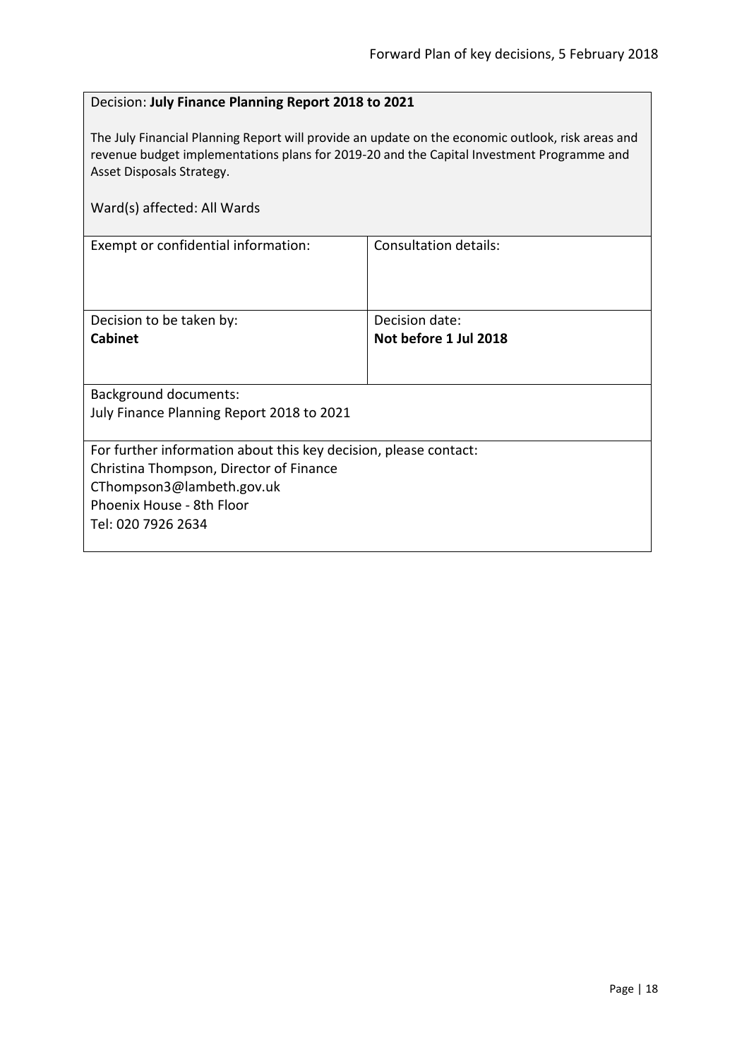Decision: **July Finance Planning Report 2018 to 2021**

The July Financial Planning Report will provide an update on the economic outlook, risk areas and revenue budget implementations plans for 2019-20 and the Capital Investment Programme and Asset Disposals Strategy.

Ward(s) affected: All Wards

| Exempt or confidential information: | Consultation details: |
|---|---|
| Decision to be taken by:<br>**Cabinet** | Decision date:<br>**Not before 1 Jul 2018** |

Background documents:
July Finance Planning Report 2018 to 2021

For further information about this key decision, please contact:
Christina Thompson, Director of Finance
CThompson3@lambeth.gov.uk
Phoenix House - 8th Floor
Tel: 020 7926 2634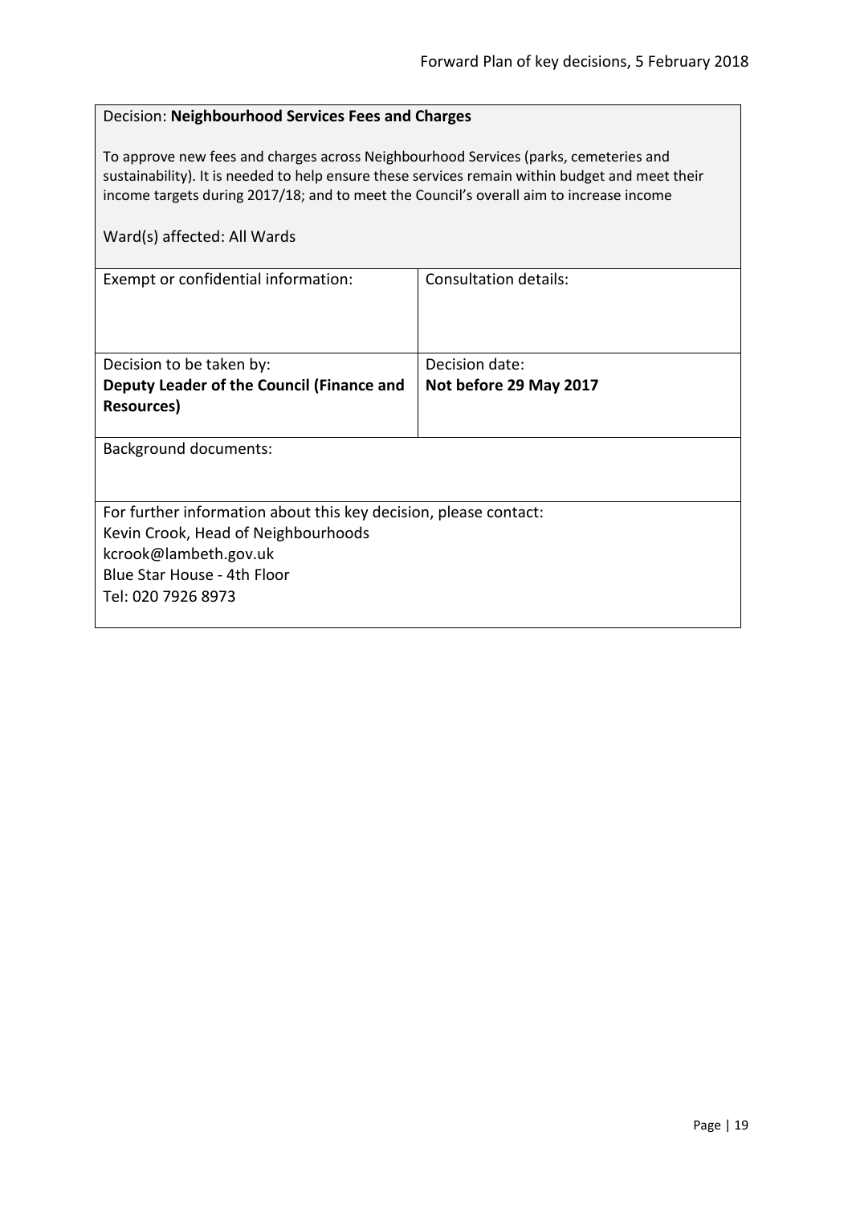Decision: **Neighbourhood Services Fees and Charges**

To approve new fees and charges across Neighbourhood Services (parks, cemeteries and sustainability). It is needed to help ensure these services remain within budget and meet their income targets during 2017/18; and to meet the Council's overall aim to increase income

Ward(s) affected: All Wards

| Exempt or confidential information: | Consultation details: |
|---|---|
| Decision to be taken by:<br>**Deputy Leader of the Council (Finance and Resources)** | Decision date:<br>**Not before 29 May 2017** |

Background documents:

For further information about this key decision, please contact:
Kevin Crook, Head of Neighbourhoods
kcrook@lambeth.gov.uk
Blue Star House - 4th Floor
Tel: 020 7926 8973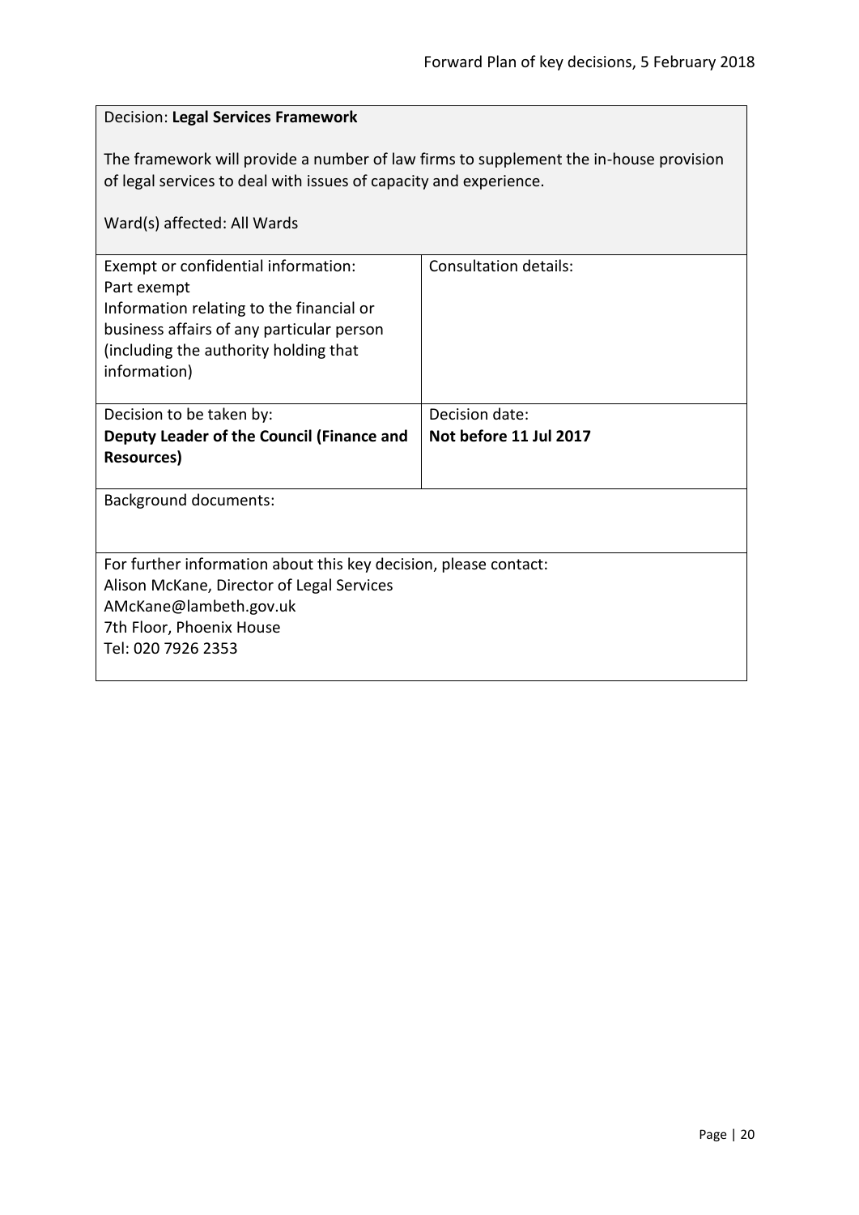Decision: **Legal Services Framework**

The framework will provide a number of law firms to supplement the in-house provision of legal services to deal with issues of capacity and experience.

Ward(s) affected: All Wards

| Exempt or confidential information: Part exempt Information relating to the financial or business affairs of any particular person (including the authority holding that information) | Consultation details: |
|---|---|
| Decision to be taken by: **Deputy Leader of the Council (Finance and Resources)** | Decision date: **Not before 11 Jul 2017** |

Background documents:

For further information about this key decision, please contact:
Alison McKane, Director of Legal Services
AMcKane@lambeth.gov.uk
7th Floor, Phoenix House
Tel: 020 7926 2353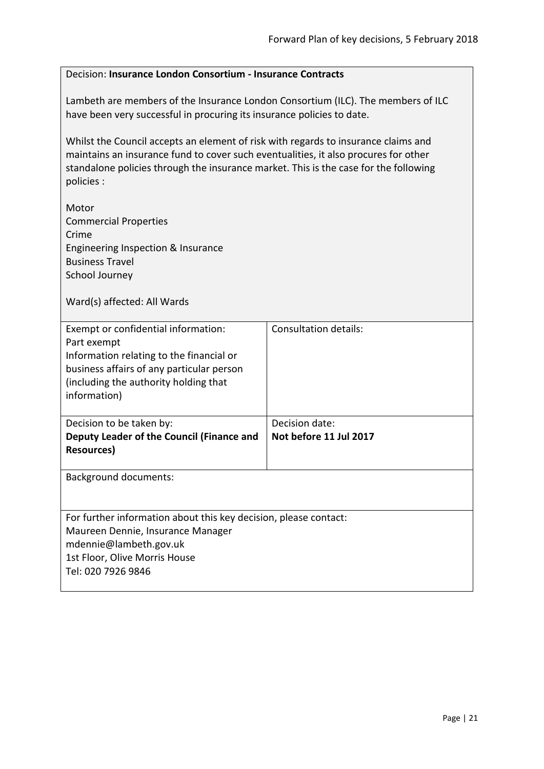Decision: **Insurance London Consortium - Insurance Contracts**

Lambeth are members of the Insurance London Consortium (ILC). The members of ILC have been very successful in procuring its insurance policies to date.

Whilst the Council accepts an element of risk with regards to insurance claims and maintains an insurance fund to cover such eventualities, it also procures for other standalone policies through the insurance market. This is the case for the following policies :

Motor
Commercial Properties
Crime
Engineering Inspection & Insurance
Business Travel
School Journey

Ward(s) affected: All Wards

| Exempt or confidential information:<br>Part exempt<br>Information relating to the financial or business affairs of any particular person (including the authority holding that information) | Consultation details: |
|---|---|
| Decision to be taken by:<br>**Deputy Leader of the Council (Finance and Resources)** | Decision date:<br>**Not before 11 Jul 2017** |

Background documents:

For further information about this key decision, please contact:
Maureen Dennie, Insurance Manager
mdennie@lambeth.gov.uk
1st Floor, Olive Morris House
Tel: 020 7926 9846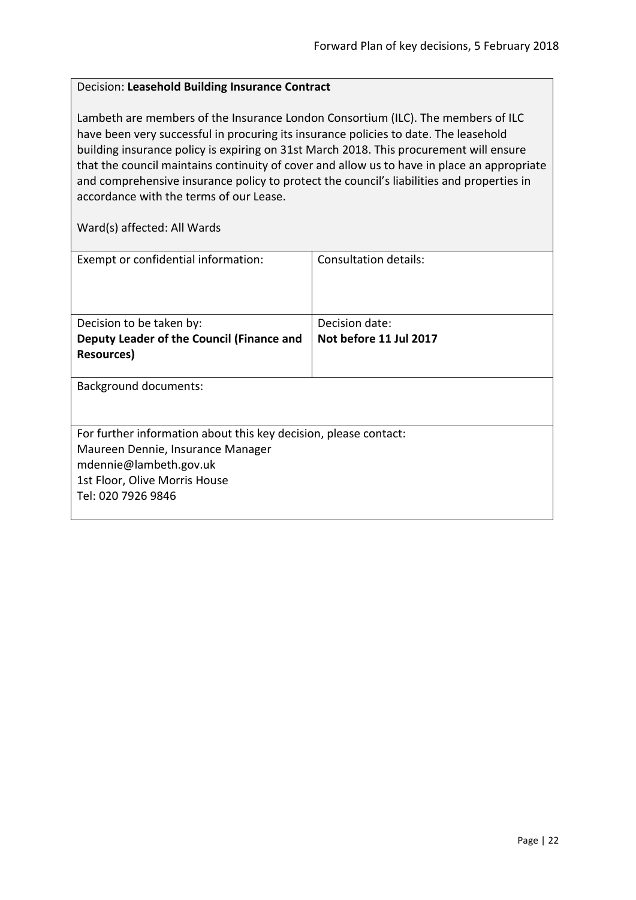Decision: **Leasehold Building Insurance Contract**

Lambeth are members of the Insurance London Consortium (ILC). The members of ILC have been very successful in procuring its insurance policies to date. The leasehold building insurance policy is expiring on 31st March 2018. This procurement will ensure that the council maintains continuity of cover and allow us to have in place an appropriate and comprehensive insurance policy to protect the council's liabilities and properties in accordance with the terms of our Lease.

Ward(s) affected: All Wards

| Exempt or confidential information: | Consultation details: |
| --- | --- |
| Decision to be taken by:<br>**Deputy Leader of the Council (Finance and Resources)** | Decision date:<br>**Not before 11 Jul 2017** |

Background documents:

For further information about this key decision, please contact:
Maureen Dennie, Insurance Manager
mdennie@lambeth.gov.uk
1st Floor, Olive Morris House
Tel: 020 7926 9846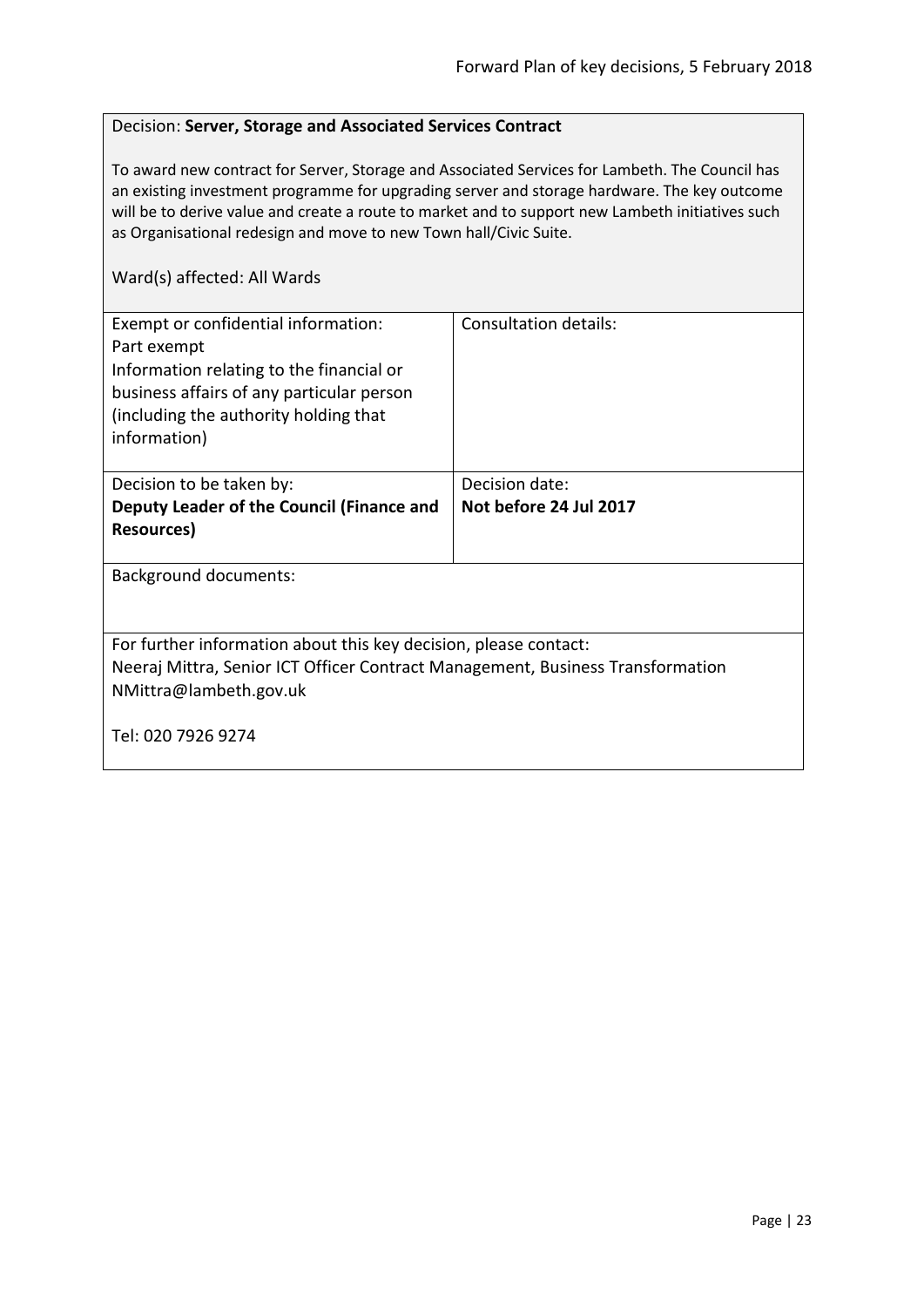Decision: **Server, Storage and Associated Services Contract**

To award new contract for Server, Storage and Associated Services for Lambeth. The Council has an existing investment programme for upgrading server and storage hardware. The key outcome will be to derive value and create a route to market and to support new Lambeth initiatives such as Organisational redesign and move to new Town hall/Civic Suite.

Ward(s) affected: All Wards

| Exempt or confidential information: Part exempt Information relating to the financial or business affairs of any particular person (including the authority holding that information) | Consultation details: |
| --- | --- |
| Decision to be taken by: **Deputy Leader of the Council (Finance and Resources)** | Decision date: **Not before 24 Jul 2017** |

Background documents:

For further information about this key decision, please contact:
Neeraj Mittra, Senior ICT Officer Contract Management, Business Transformation
NMittra@lambeth.gov.uk

Tel: 020 7926 9274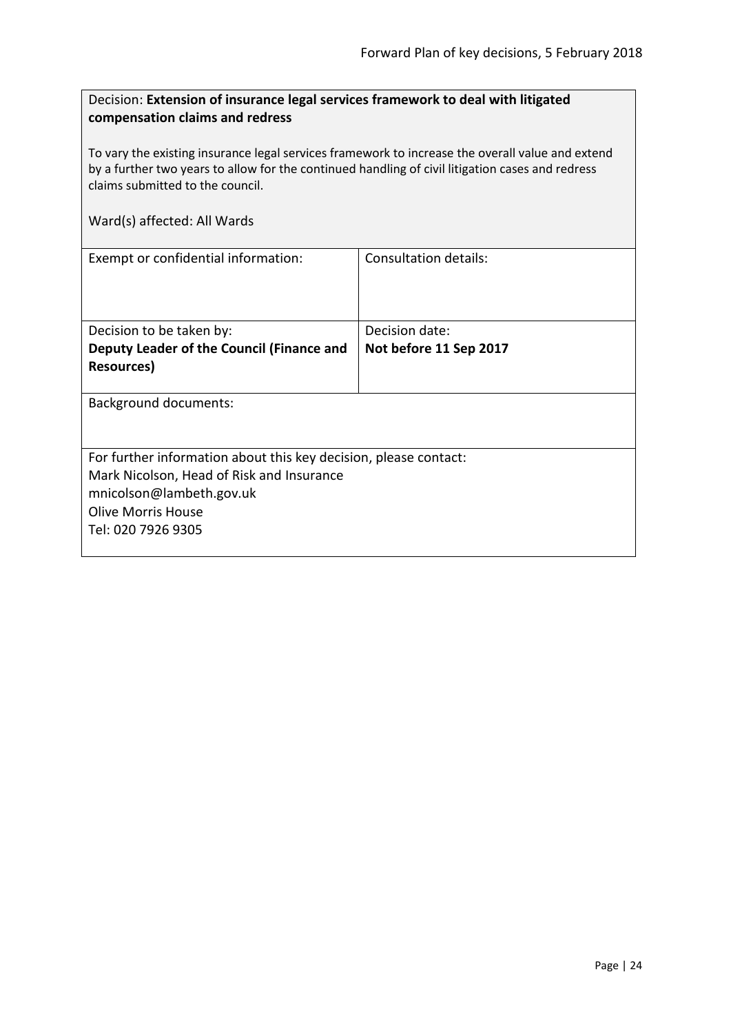Decision: **Extension of insurance legal services framework to deal with litigated compensation claims and redress**

To vary the existing insurance legal services framework to increase the overall value and extend by a further two years to allow for the continued handling of civil litigation cases and redress claims submitted to the council.

Ward(s) affected: All Wards

| Exempt or confidential information: | Consultation details: |
| --- | --- |
| Decision to be taken by:<br>**Deputy Leader of the Council (Finance and Resources)** | Decision date:<br>**Not before 11 Sep 2017** |

Background documents:

For further information about this key decision, please contact:
Mark Nicolson, Head of Risk and Insurance
mnicolson@lambeth.gov.uk
Olive Morris House
Tel: 020 7926 9305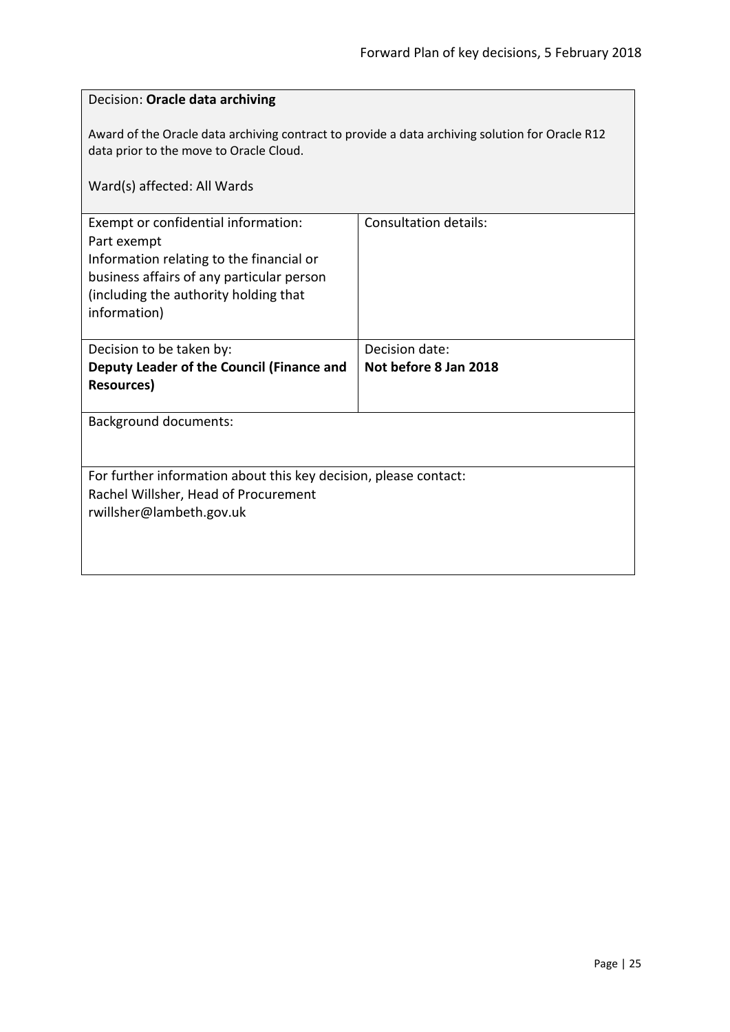Decision: **Oracle data archiving**

Award of the Oracle data archiving contract to provide a data archiving solution for Oracle R12 data prior to the move to Oracle Cloud.

Ward(s) affected: All Wards

| Exempt or confidential information:<br>Part exempt<br>Information relating to the financial or business affairs of any particular person (including the authority holding that information) | Consultation details: |
| --- | --- |
| Decision to be taken by:<br>**Deputy Leader of the Council (Finance and Resources)** | Decision date:<br>**Not before 8 Jan 2018** |

Background documents:

For further information about this key decision, please contact:
Rachel Willsher, Head of Procurement
rwillsher@lambeth.gov.uk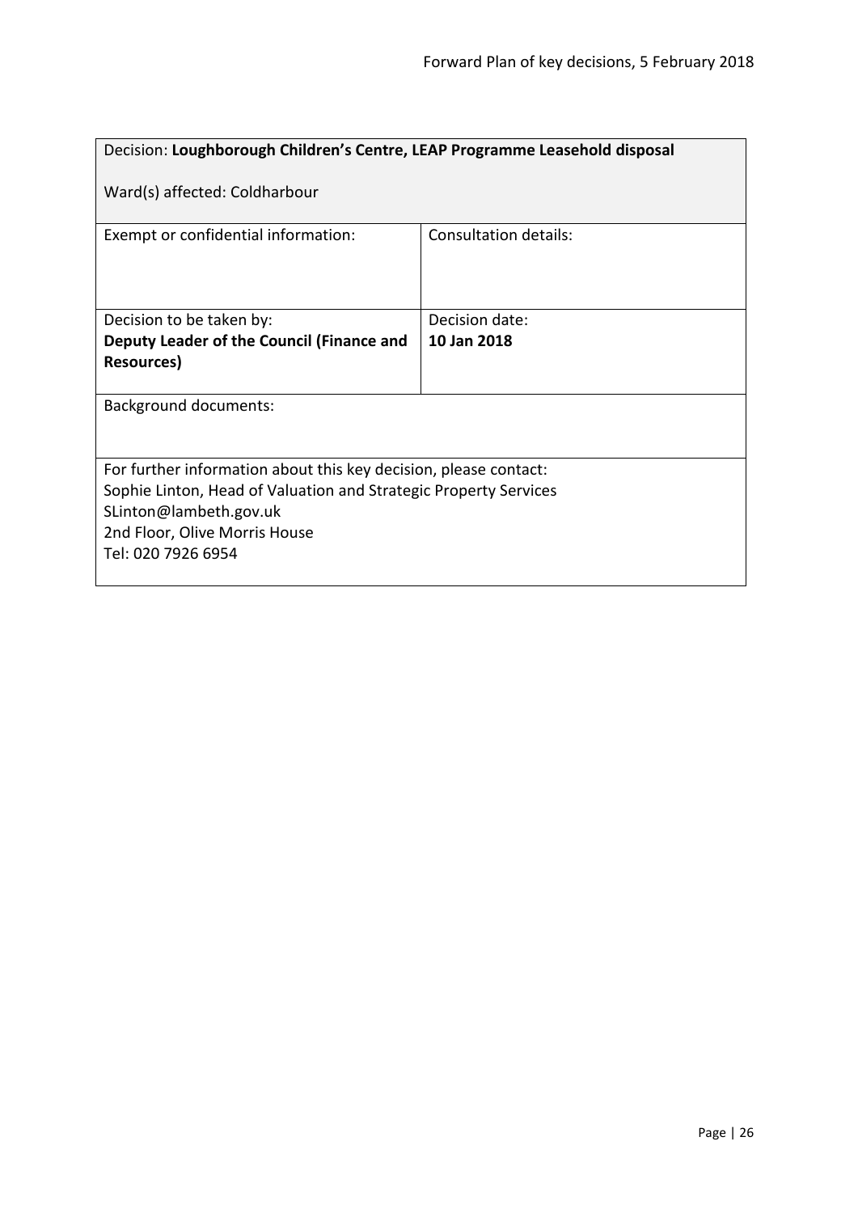| Decision: **Loughborough Children's Centre, LEAP Programme Leasehold disposal**<br><br>Ward(s) affected: Coldharbour | |
|---|---|
| Exempt or confidential information: | Consultation details: |
| Decision to be taken by:<br>**Deputy Leader of the Council (Finance and Resources)** | Decision date:<br>**10 Jan 2018** |
| Background documents: | |
| For further information about this key decision, please contact:<br>Sophie Linton, Head of Valuation and Strategic Property Services<br>SLinton@lambeth.gov.uk<br>2nd Floor, Olive Morris House<br>Tel: 020 7926 6954 | |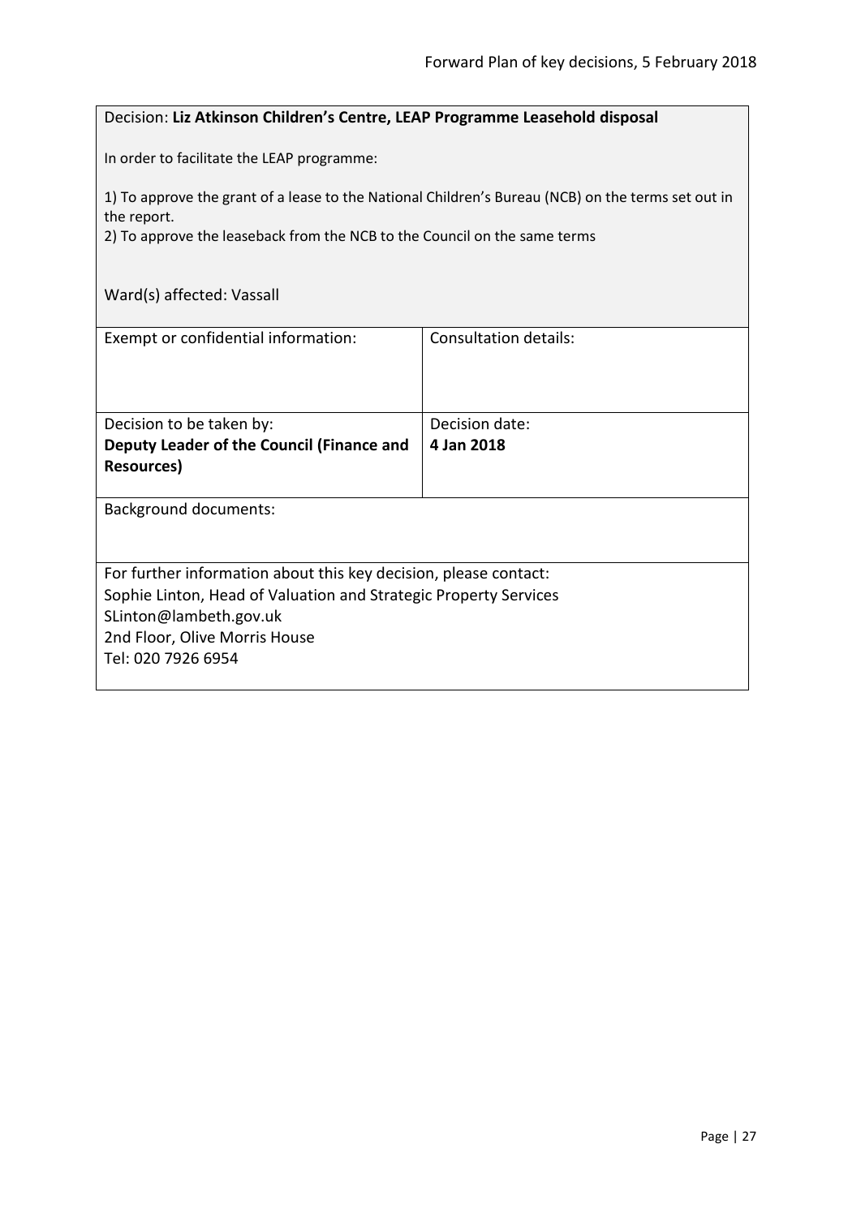Decision: **Liz Atkinson Children's Centre, LEAP Programme Leasehold disposal**

In order to facilitate the LEAP programme:

1) To approve the grant of a lease to the National Children's Bureau (NCB) on the terms set out in the report.
2) To approve the leaseback from the NCB to the Council on the same terms

Ward(s) affected: Vassall

| Exempt or confidential information: | Consultation details: |
| --- | --- |
| Decision to be taken by: **Deputy Leader of the Council (Finance and Resources)** | Decision date: **4 Jan 2018** |

Background documents:

For further information about this key decision, please contact:
Sophie Linton, Head of Valuation and Strategic Property Services
SLinton@lambeth.gov.uk
2nd Floor, Olive Morris House
Tel: 020 7926 6954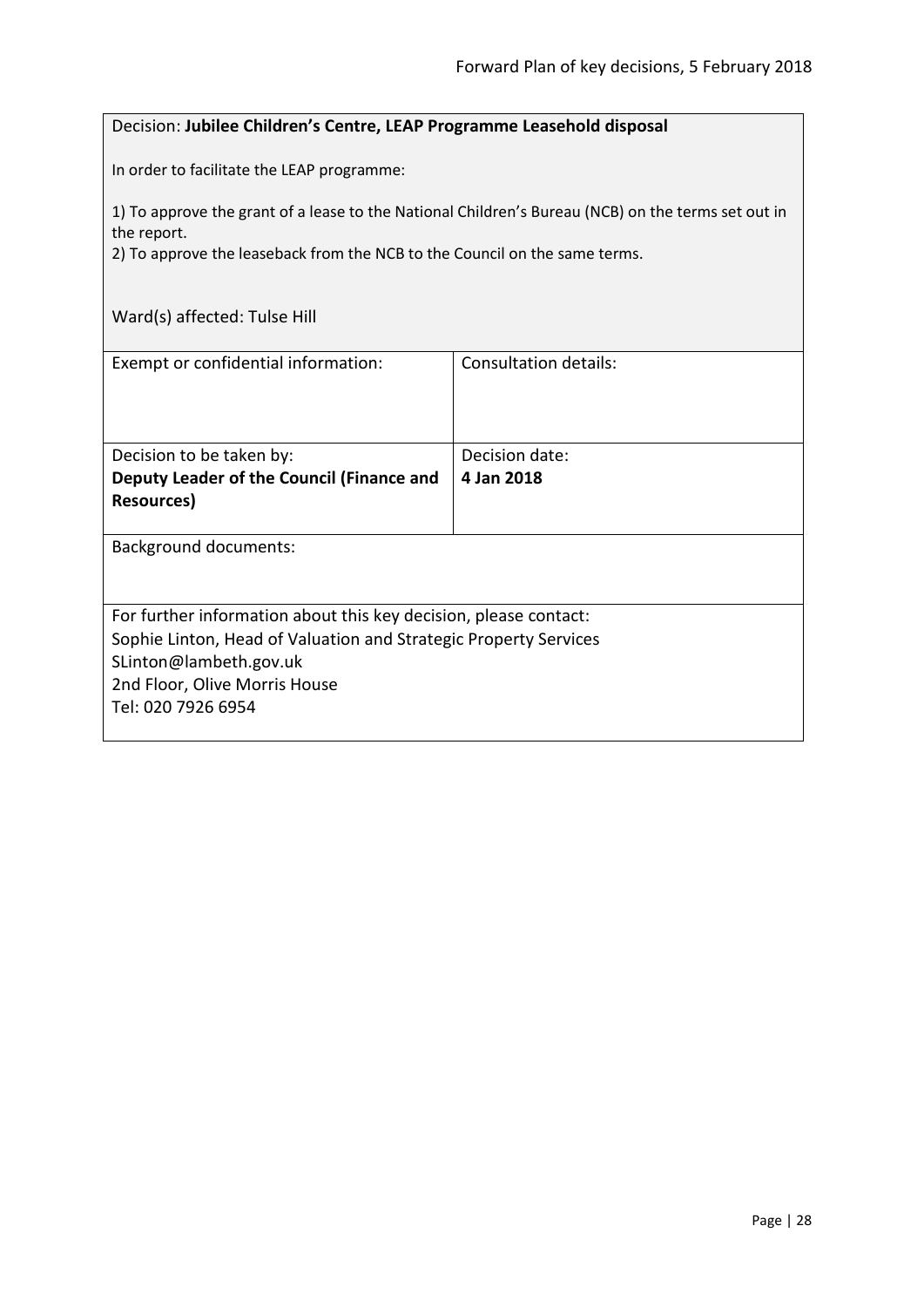Decision: **Jubilee Children's Centre, LEAP Programme Leasehold disposal**

In order to facilitate the LEAP programme:

1) To approve the grant of a lease to the National Children's Bureau (NCB) on the terms set out in the report.
2) To approve the leaseback from the NCB to the Council on the same terms.

Ward(s) affected: Tulse Hill

| Exempt or confidential information: | Consultation details: |
| --- | --- |
| Decision to be taken by:<br>**Deputy Leader of the Council (Finance and Resources)** | Decision date:<br>**4 Jan 2018** |

Background documents:

For further information about this key decision, please contact:
Sophie Linton, Head of Valuation and Strategic Property Services
SLinton@lambeth.gov.uk
2nd Floor, Olive Morris House
Tel: 020 7926 6954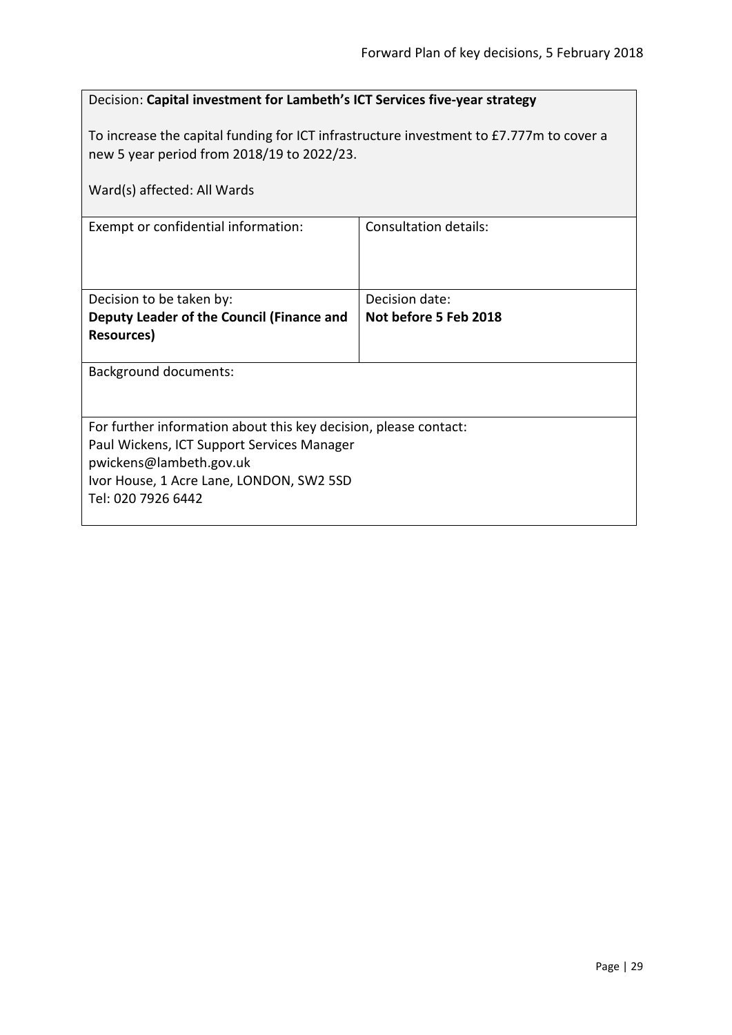Decision: **Capital investment for Lambeth's ICT Services five-year strategy**

To increase the capital funding for ICT infrastructure investment to £7.777m to cover a new 5 year period from 2018/19 to 2022/23.

Ward(s) affected: All Wards

| Exempt or confidential information: | Consultation details: |
|---|---|
| Decision to be taken by:<br>**Deputy Leader of the Council (Finance and Resources)** | Decision date:<br>**Not before 5 Feb 2018** |

Background documents:

For further information about this key decision, please contact:
Paul Wickens, ICT Support Services Manager
pwickens@lambeth.gov.uk
Ivor House, 1 Acre Lane, LONDON, SW2 5SD
Tel: 020 7926 6442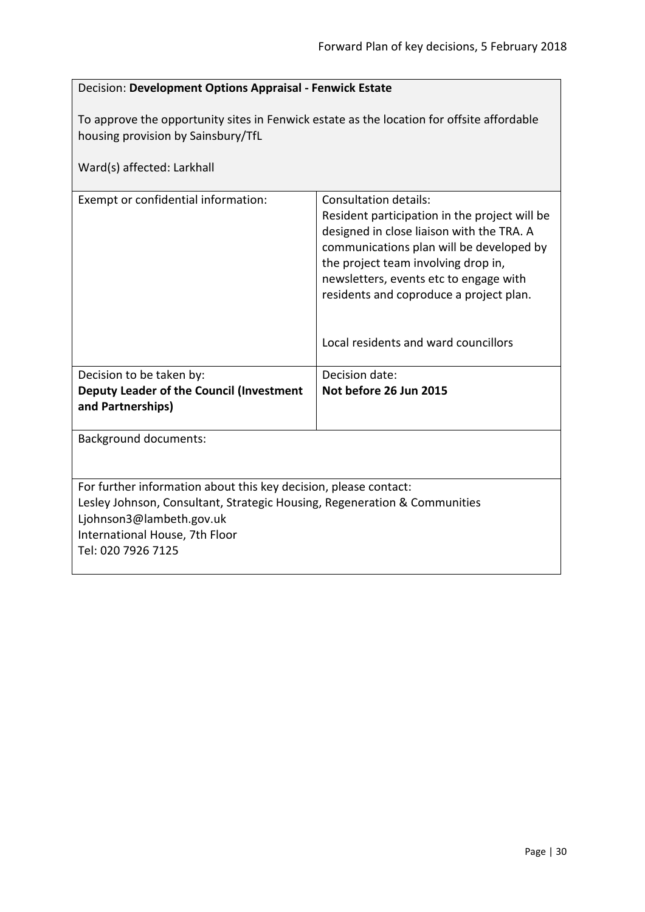Decision: **Development Options Appraisal - Fenwick Estate**

To approve the opportunity sites in Fenwick estate as the location for offsite affordable housing provision by Sainsbury/TfL

Ward(s) affected: Larkhall

| Exempt or confidential information: | Consultation details:<br>Resident participation in the project will be designed in close liaison with the TRA. A communications plan will be developed by the project team involving drop in, newsletters, events etc to engage with residents and coproduce a project plan.<br><br>Local residents and ward councillors |
|---|---|
| Decision to be taken by:<br>**Deputy Leader of the Council (Investment and Partnerships)** | Decision date:<br>**Not before 26 Jun 2015** |

Background documents:

For further information about this key decision, please contact:
Lesley Johnson, Consultant, Strategic Housing, Regeneration & Communities
Ljohnson3@lambeth.gov.uk
International House, 7th Floor
Tel: 020 7926 7125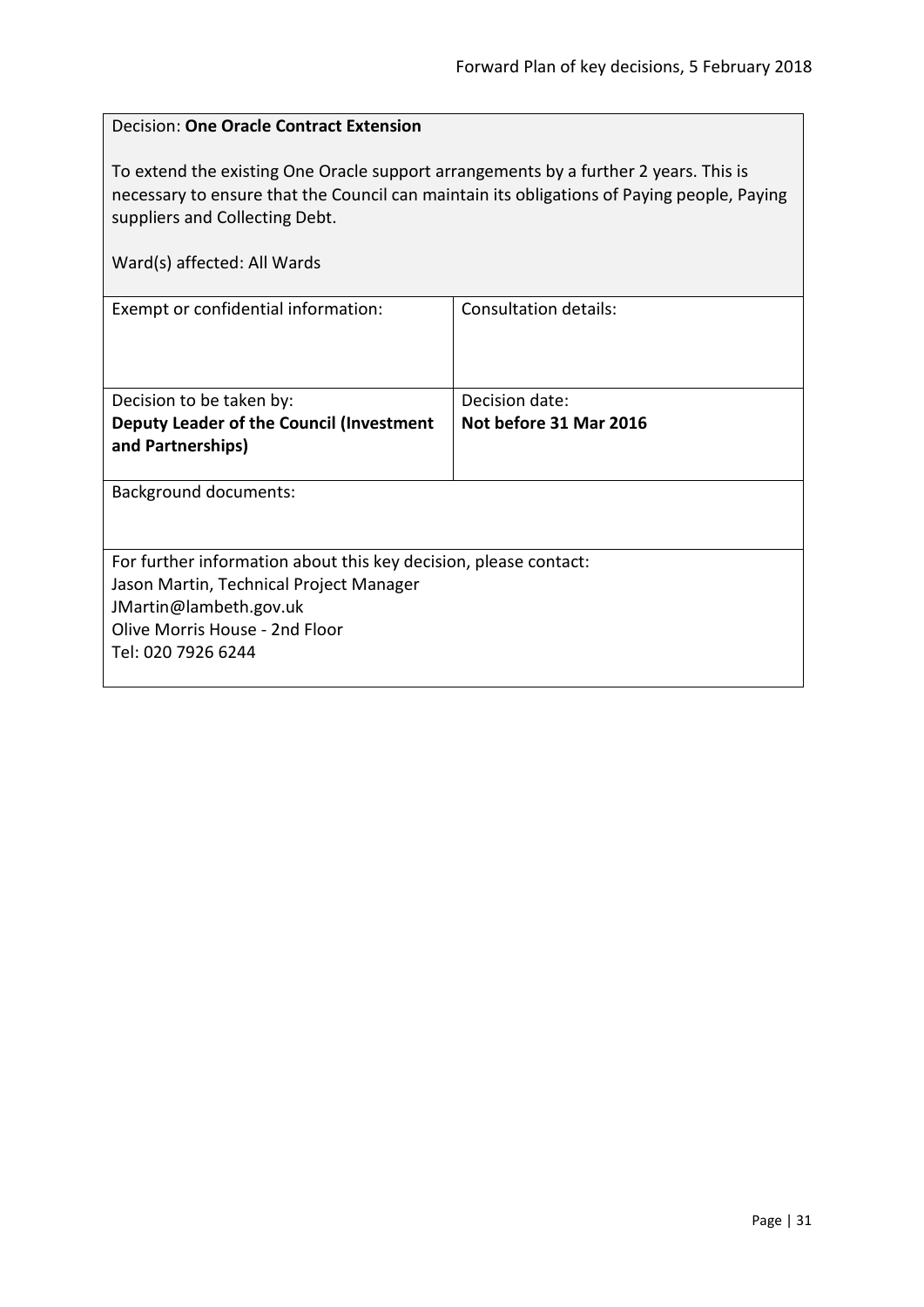Decision: **One Oracle Contract Extension**

To extend the existing One Oracle support arrangements by a further 2 years. This is necessary to ensure that the Council can maintain its obligations of Paying people, Paying suppliers and Collecting Debt.

Ward(s) affected: All Wards

| Exempt or confidential information: | Consultation details: |
|---|---|
| Decision to be taken by:<br>**Deputy Leader of the Council (Investment and Partnerships)** | Decision date:<br>**Not before 31 Mar 2016** |

Background documents:

For further information about this key decision, please contact:
Jason Martin, Technical Project Manager
JMartin@lambeth.gov.uk
Olive Morris House - 2nd Floor
Tel: 020 7926 6244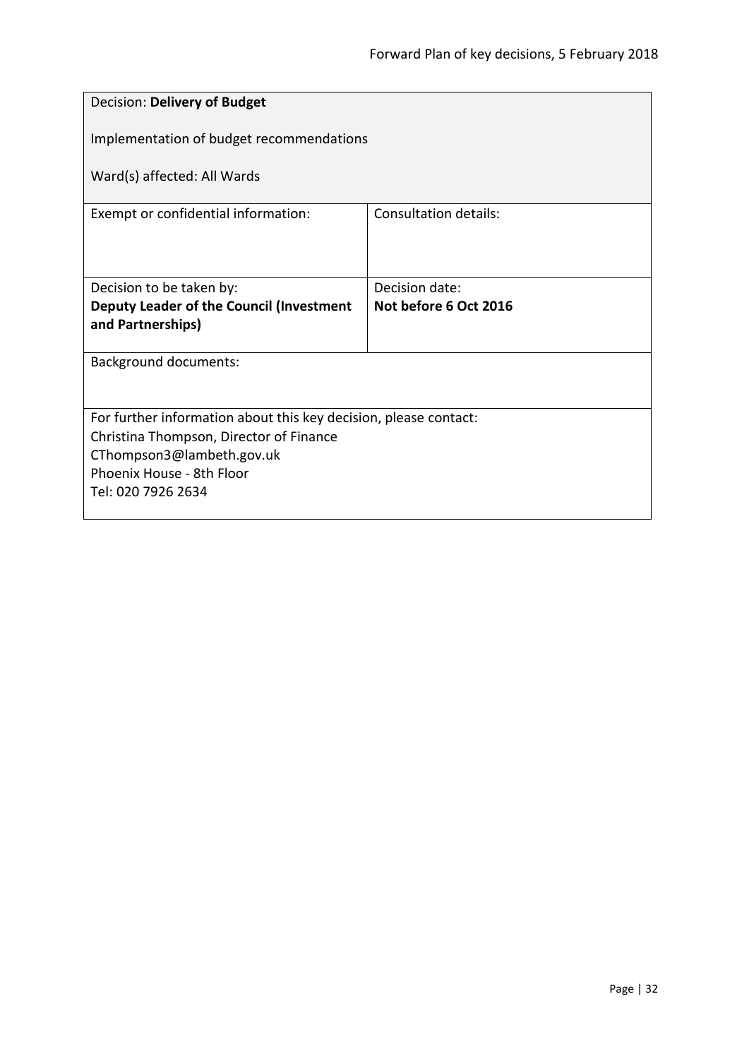| Decision: **Delivery of Budget**<br><br>Implementation of budget recommendations<br><br>Ward(s) affected: All Wards | |
|---|---|
| Exempt or confidential information: | Consultation details: |
| Decision to be taken by:<br>**Deputy Leader of the Council (Investment and Partnerships)** | Decision date:<br>**Not before 6 Oct 2016** |
| Background documents: | |
| For further information about this key decision, please contact:<br>Christina Thompson, Director of Finance<br>CThompson3@lambeth.gov.uk<br>Phoenix House - 8th Floor<br>Tel: 020 7926 2634 | |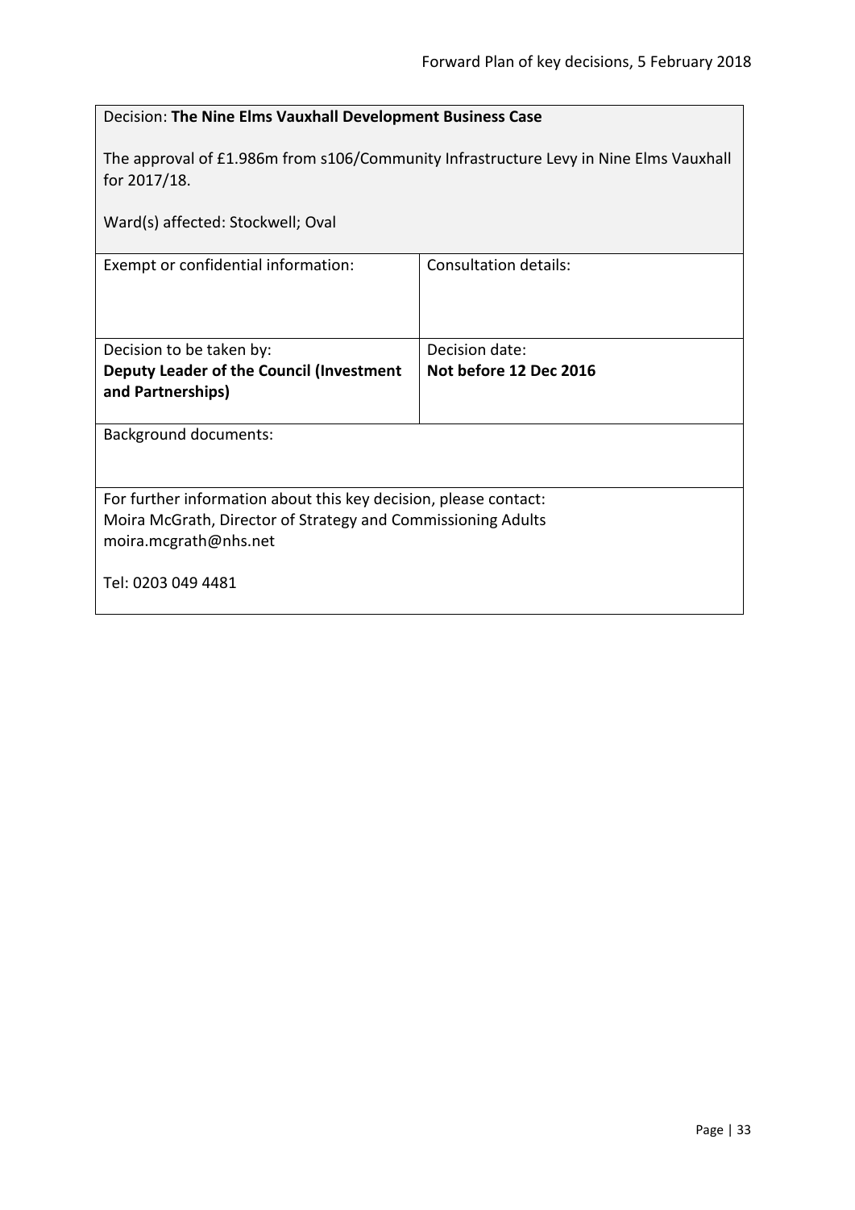Decision: **The Nine Elms Vauxhall Development Business Case**

The approval of £1.986m from s106/Community Infrastructure Levy in Nine Elms Vauxhall for 2017/18.

Ward(s) affected: Stockwell; Oval

| Exempt or confidential information: | Consultation details: |
| --- | --- |
| Decision to be taken by:<br>**Deputy Leader of the Council (Investment and Partnerships)** | Decision date:<br>**Not before 12 Dec 2016** |

Background documents:

For further information about this key decision, please contact:
Moira McGrath, Director of Strategy and Commissioning Adults
moira.mcgrath@nhs.net

Tel: 0203 049 4481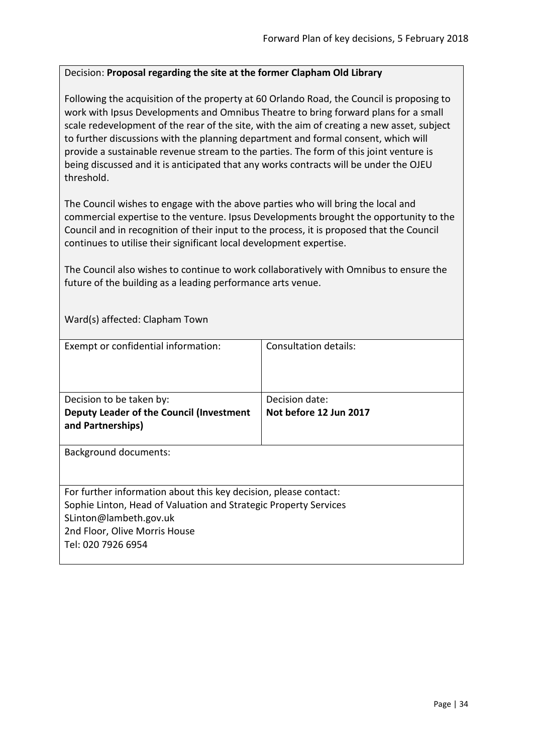Decision: **Proposal regarding the site at the former Clapham Old Library**

Following the acquisition of the property at 60 Orlando Road, the Council is proposing to work with Ipsus Developments and Omnibus Theatre to bring forward plans for a small scale redevelopment of the rear of the site, with the aim of creating a new asset, subject to further discussions with the planning department and formal consent, which will provide a sustainable revenue stream to the parties. The form of this joint venture is being discussed and it is anticipated that any works contracts will be under the OJEU threshold.

The Council wishes to engage with the above parties who will bring the local and commercial expertise to the venture. Ipsus Developments brought the opportunity to the Council and in recognition of their input to the process, it is proposed that the Council continues to utilise their significant local development expertise.

The Council also wishes to continue to work collaboratively with Omnibus to ensure the future of the building as a leading performance arts venue.

Ward(s) affected: Clapham Town

| Exempt or confidential information: | Consultation details: |
|---|---|
| Decision to be taken by:<br>**Deputy Leader of the Council (Investment and Partnerships)** | Decision date:<br>**Not before 12 Jun 2017** |

Background documents:

For further information about this key decision, please contact:
Sophie Linton, Head of Valuation and Strategic Property Services
SLinton@lambeth.gov.uk
2nd Floor, Olive Morris House
Tel: 020 7926 6954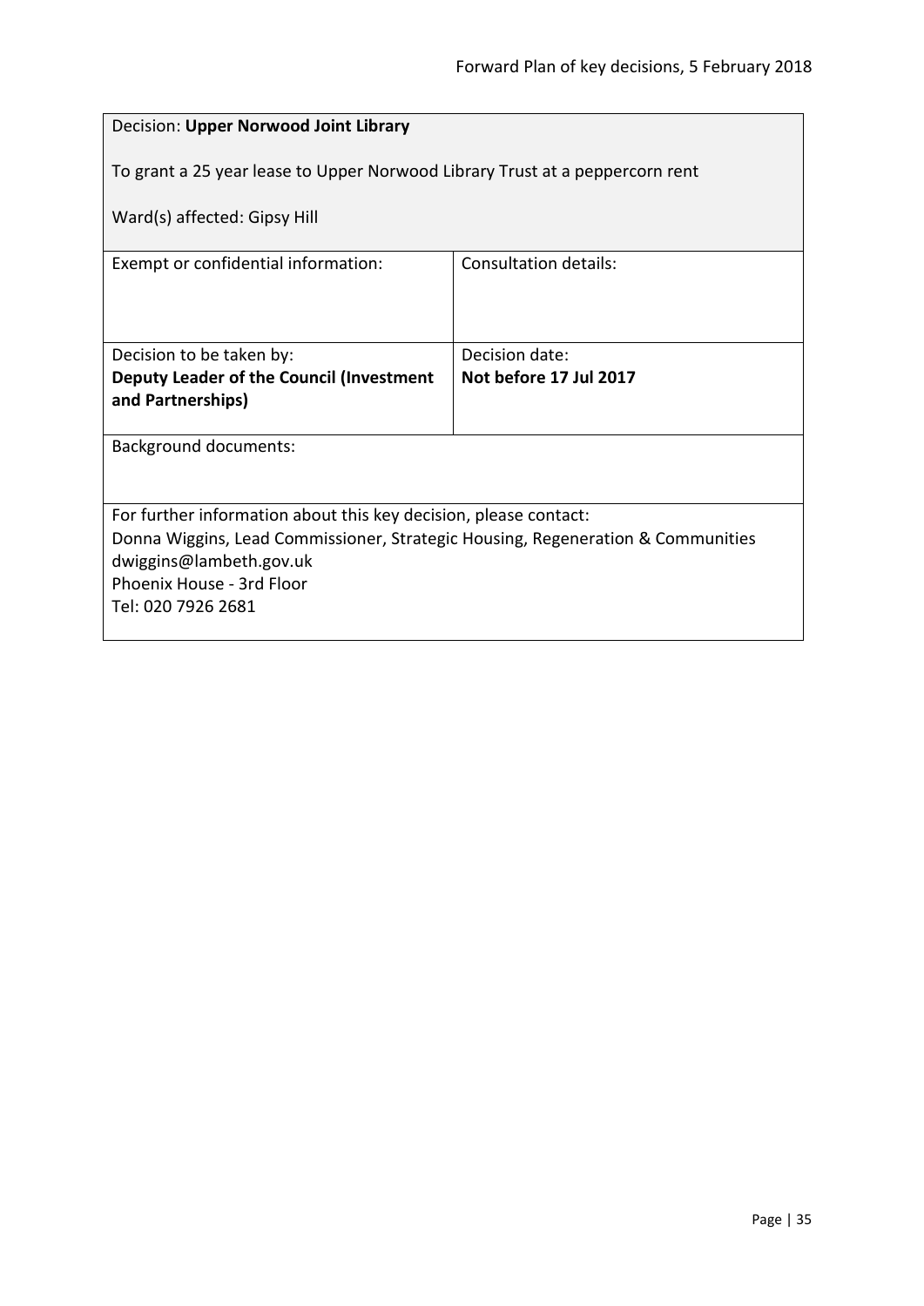| Decision: **Upper Norwood Joint Library**<br><br>To grant a 25 year lease to Upper Norwood Library Trust at a peppercorn rent<br><br>Ward(s) affected: Gipsy Hill | |
|---|---|
| Exempt or confidential information: | Consultation details: |
| Decision to be taken by:<br>**Deputy Leader of the Council (Investment and Partnerships)** | Decision date:<br>**Not before 17 Jul 2017** |
| Background documents: | |
| For further information about this key decision, please contact:<br>Donna Wiggins, Lead Commissioner, Strategic Housing, Regeneration & Communities<br>dwiggins@lambeth.gov.uk<br>Phoenix House - 3rd Floor<br>Tel: 020 7926 2681 | |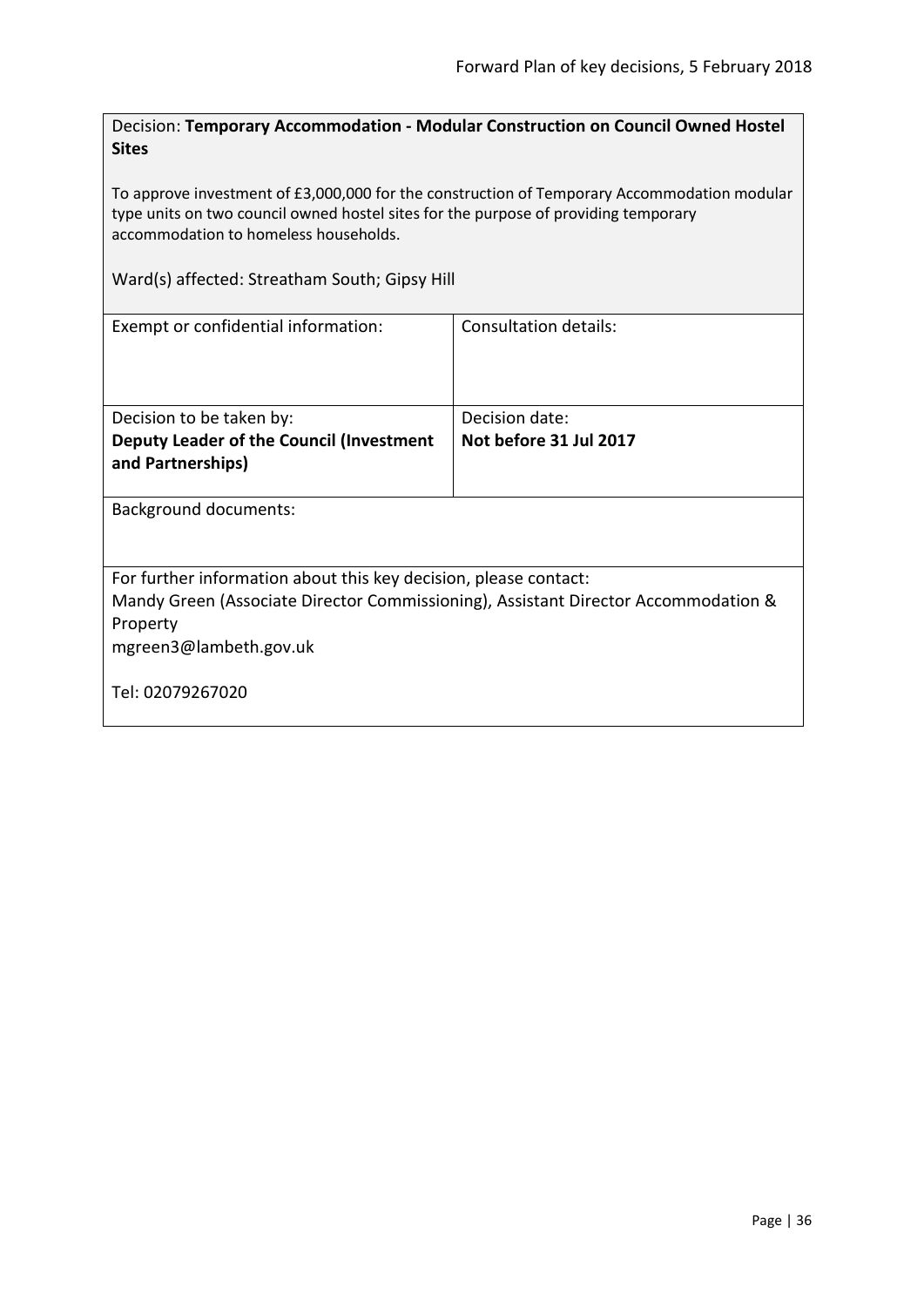Decision: **Temporary Accommodation - Modular Construction on Council Owned Hostel Sites**

To approve investment of £3,000,000 for the construction of Temporary Accommodation modular type units on two council owned hostel sites for the purpose of providing temporary accommodation to homeless households.

Ward(s) affected: Streatham South; Gipsy Hill

| Exempt or confidential information: | Consultation details: |
| --- | --- |
| Decision to be taken by: **Deputy Leader of the Council (Investment and Partnerships)** | Decision date: **Not before 31 Jul 2017** |

Background documents:

For further information about this key decision, please contact:
Mandy Green (Associate Director Commissioning), Assistant Director Accommodation & Property
mgreen3@lambeth.gov.uk

Tel: 02079267020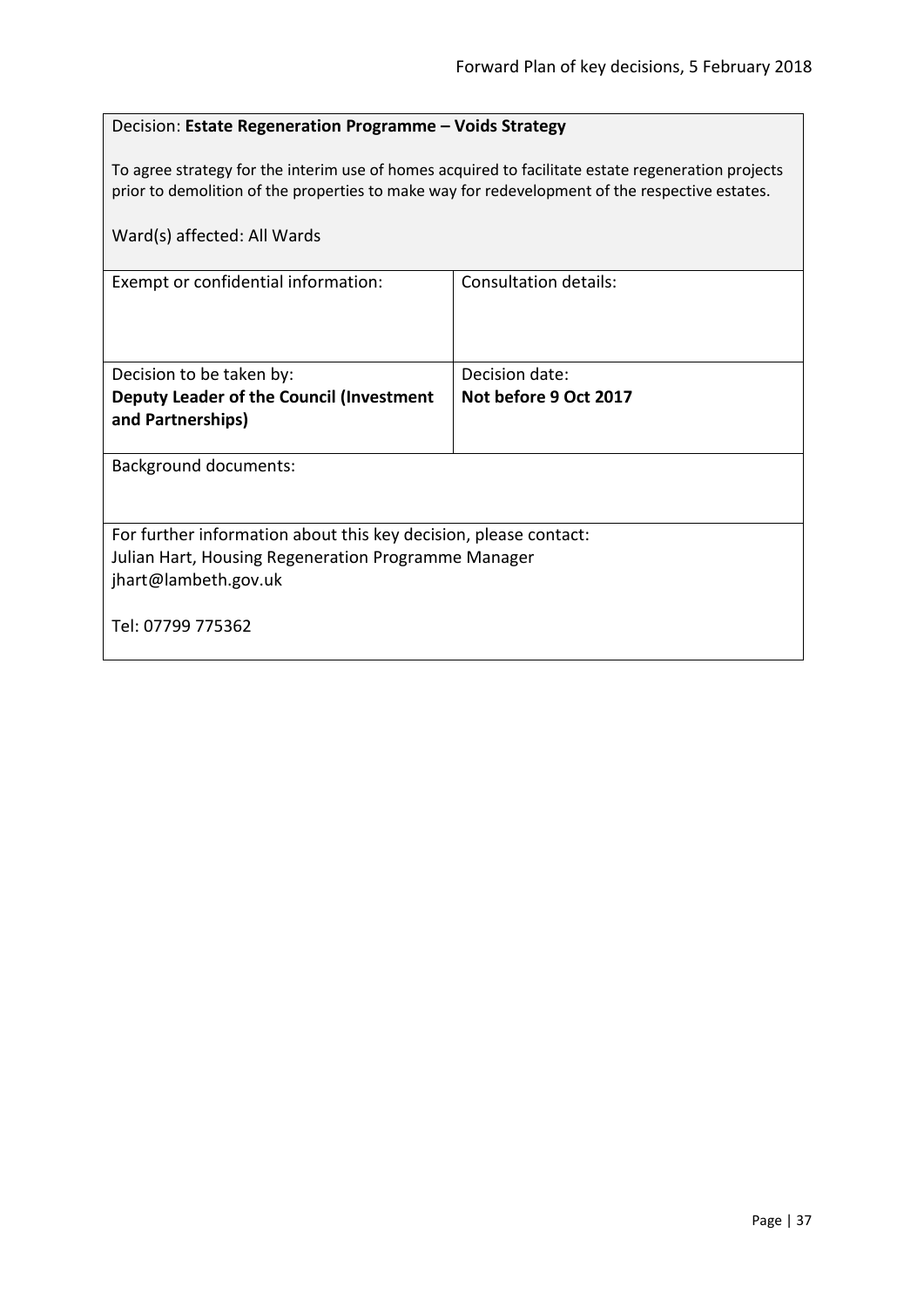Decision: **Estate Regeneration Programme – Voids Strategy**

To agree strategy for the interim use of homes acquired to facilitate estate regeneration projects prior to demolition of the properties to make way for redevelopment of the respective estates.

Ward(s) affected: All Wards

| Exempt or confidential information: | Consultation details: |
| --- | --- |
| Decision to be taken by: **Deputy Leader of the Council (Investment and Partnerships)** | Decision date: **Not before 9 Oct 2017** |

Background documents:

For further information about this key decision, please contact:
Julian Hart, Housing Regeneration Programme Manager
jhart@lambeth.gov.uk

Tel: 07799 775362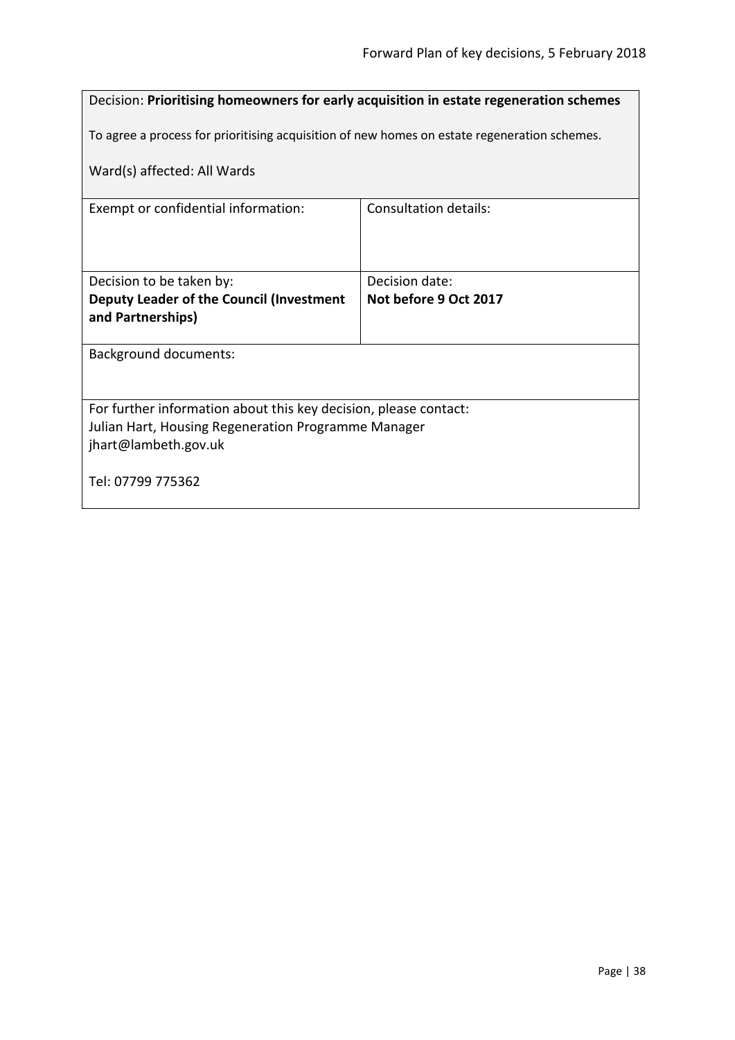Decision: **Prioritising homeowners for early acquisition in estate regeneration schemes**

To agree a process for prioritising acquisition of new homes on estate regeneration schemes.

Ward(s) affected: All Wards

| Exempt or confidential information: | Consultation details: |
|---|---|
| Decision to be taken by: **Deputy Leader of the Council (Investment and Partnerships)** | Decision date: **Not before 9 Oct 2017** |

Background documents:

For further information about this key decision, please contact:
Julian Hart, Housing Regeneration Programme Manager
jhart@lambeth.gov.uk

Tel: 07799 775362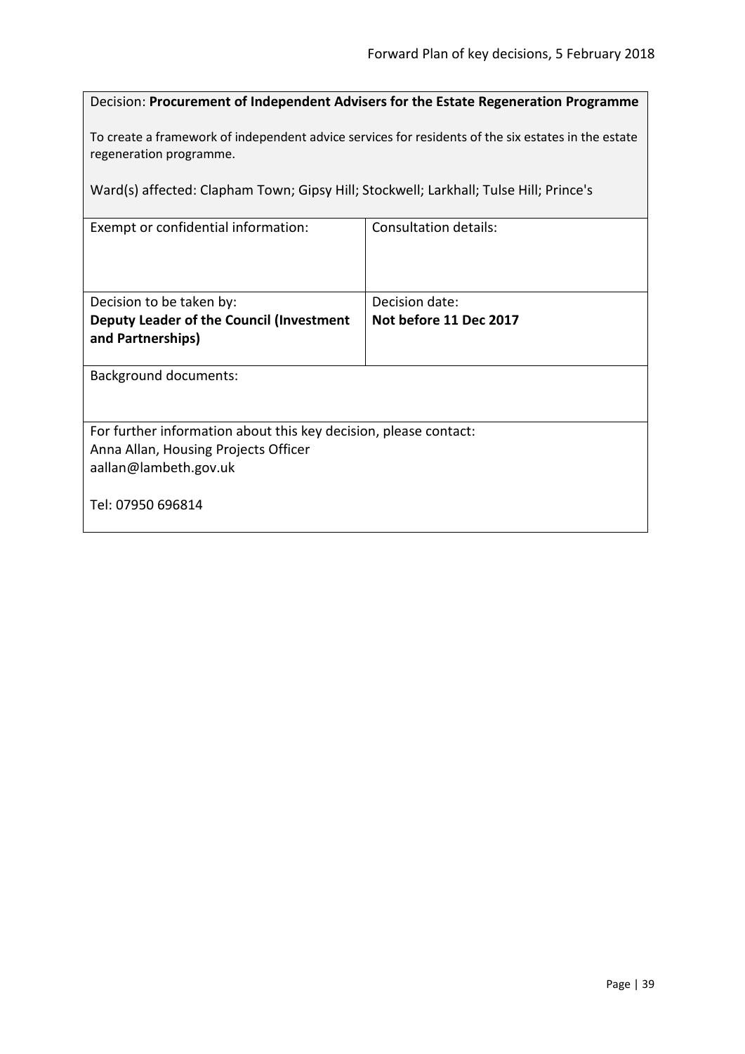Decision: **Procurement of Independent Advisers for the Estate Regeneration Programme**

To create a framework of independent advice services for residents of the six estates in the estate regeneration programme.

Ward(s) affected: Clapham Town; Gipsy Hill; Stockwell; Larkhall; Tulse Hill; Prince's

| Exempt or confidential information: | Consultation details: |
| --- | --- |
| Decision to be taken by: **Deputy Leader of the Council (Investment and Partnerships)** | Decision date: **Not before 11 Dec 2017** |

Background documents:

For further information about this key decision, please contact:
Anna Allan, Housing Projects Officer
aallan@lambeth.gov.uk

Tel: 07950 696814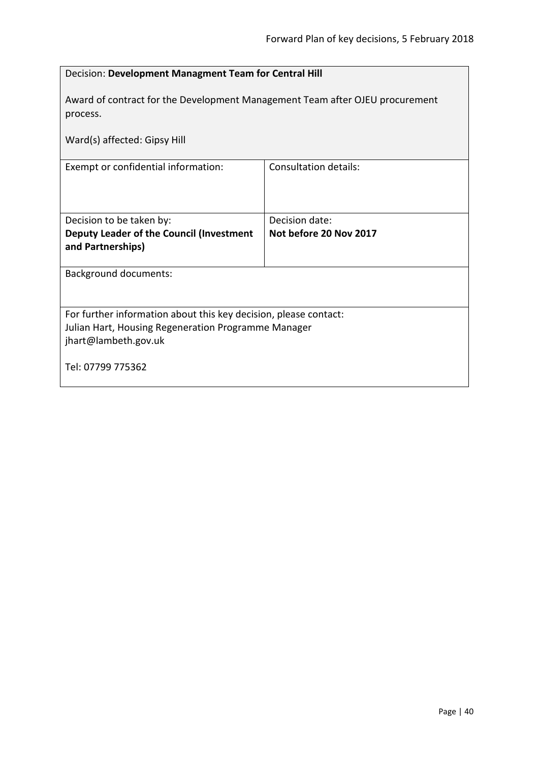Decision: **Development Managment Team for Central Hill**

Award of contract for the Development Management Team after OJEU procurement process.

Ward(s) affected: Gipsy Hill

| Exempt or confidential information: | Consultation details: |
| --- | --- |
| Decision to be taken by:<br>**Deputy Leader of the Council (Investment and Partnerships)** | Decision date:<br>**Not before 20 Nov 2017** |

Background documents:

For further information about this key decision, please contact:
Julian Hart, Housing Regeneration Programme Manager
jhart@lambeth.gov.uk

Tel: 07799 775362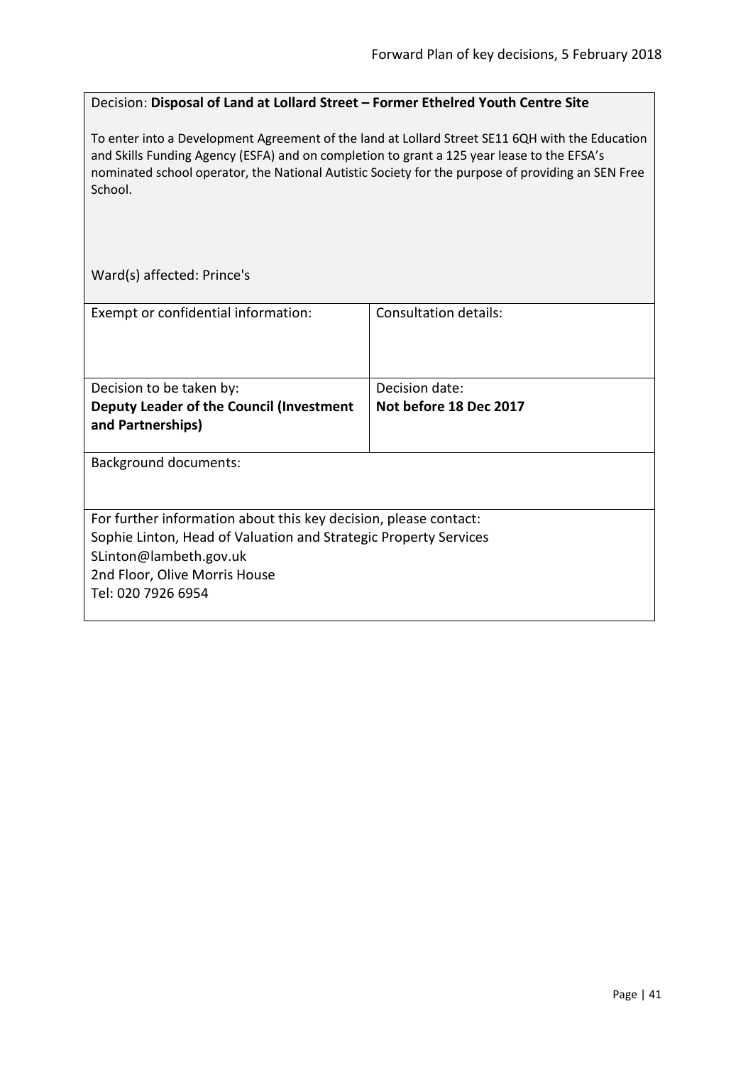Decision: **Disposal of Land at Lollard Street – Former Ethelred Youth Centre Site**

To enter into a Development Agreement of the land at Lollard Street SE11 6QH with the Education and Skills Funding Agency (ESFA) and on completion to grant a 125 year lease to the EFSA's nominated school operator, the National Autistic Society for the purpose of providing an SEN Free School.

Ward(s) affected: Prince's

| Exempt or confidential information: | Consultation details: |
| --- | --- |
| Decision to be taken by:<br>**Deputy Leader of the Council (Investment and Partnerships)** | Decision date:<br>**Not before 18 Dec 2017** |

Background documents:

For further information about this key decision, please contact:
Sophie Linton, Head of Valuation and Strategic Property Services
SLinton@lambeth.gov.uk
2nd Floor, Olive Morris House
Tel: 020 7926 6954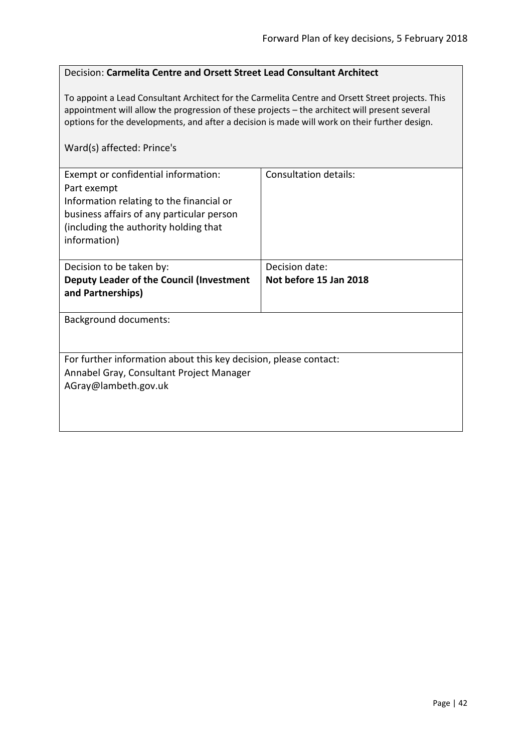Decision: **Carmelita Centre and Orsett Street Lead Consultant Architect**

To appoint a Lead Consultant Architect for the Carmelita Centre and Orsett Street projects. This appointment will allow the progression of these projects – the architect will present several options for the developments, and after a decision is made will work on their further design.

Ward(s) affected: Prince's

| Exempt or confidential information: Part exempt Information relating to the financial or business affairs of any particular person (including the authority holding that information) | Consultation details: |
| --- | --- |
| Decision to be taken by: **Deputy Leader of the Council (Investment and Partnerships)** | Decision date: **Not before 15 Jan 2018** |

Background documents:

For further information about this key decision, please contact:
Annabel Gray, Consultant Project Manager
AGray@lambeth.gov.uk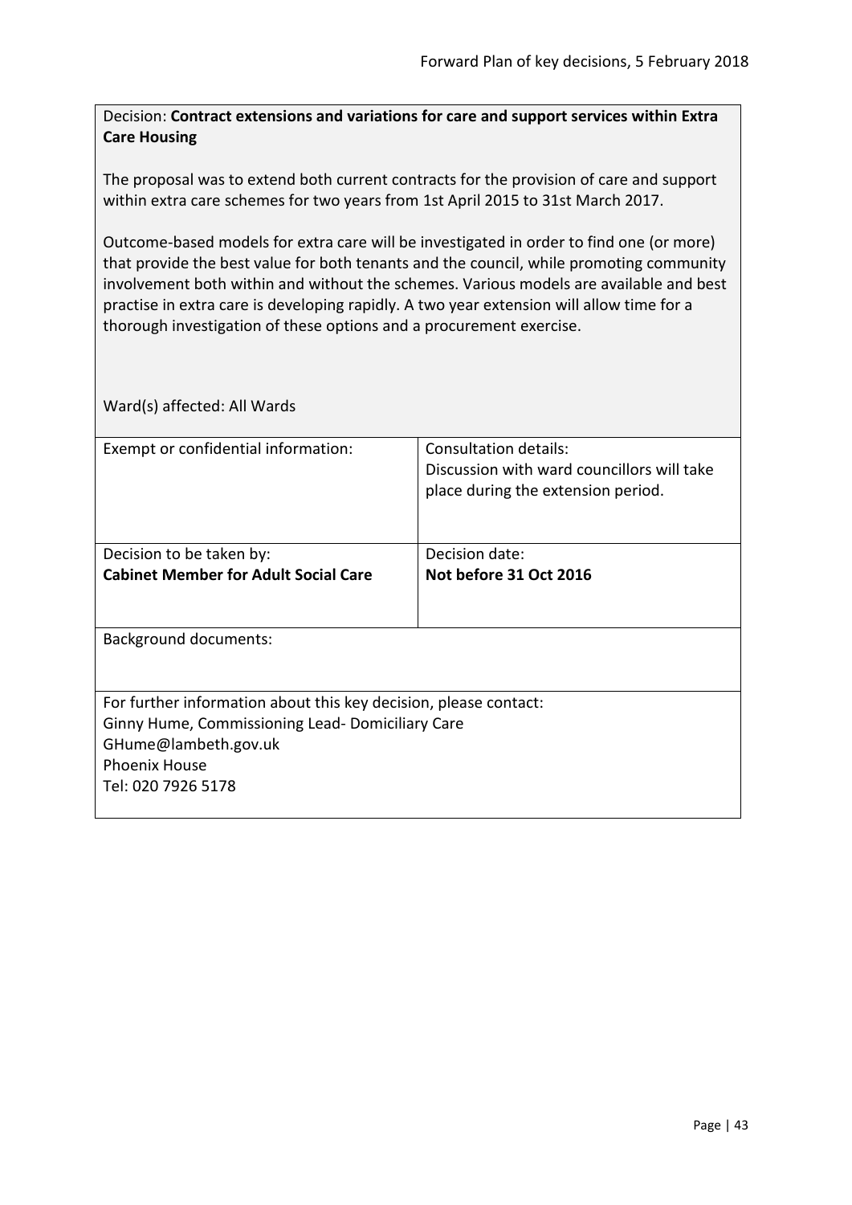Decision: **Contract extensions and variations for care and support services within Extra Care Housing**

The proposal was to extend both current contracts for the provision of care and support within extra care schemes for two years from 1st April 2015 to 31st March 2017.

Outcome-based models for extra care will be investigated in order to find one (or more) that provide the best value for both tenants and the council, while promoting community involvement both within and without the schemes. Various models are available and best practise in extra care is developing rapidly. A two year extension will allow time for a thorough investigation of these options and a procurement exercise.

Ward(s) affected: All Wards

| Exempt or confidential information: | Consultation details: Discussion with ward councillors will take place during the extension period. |
|---|---|
| Decision to be taken by: **Cabinet Member for Adult Social Care** | Decision date: **Not before 31 Oct 2016** |

Background documents:

For further information about this key decision, please contact:
Ginny Hume, Commissioning Lead- Domiciliary Care
GHume@lambeth.gov.uk
Phoenix House
Tel: 020 7926 5178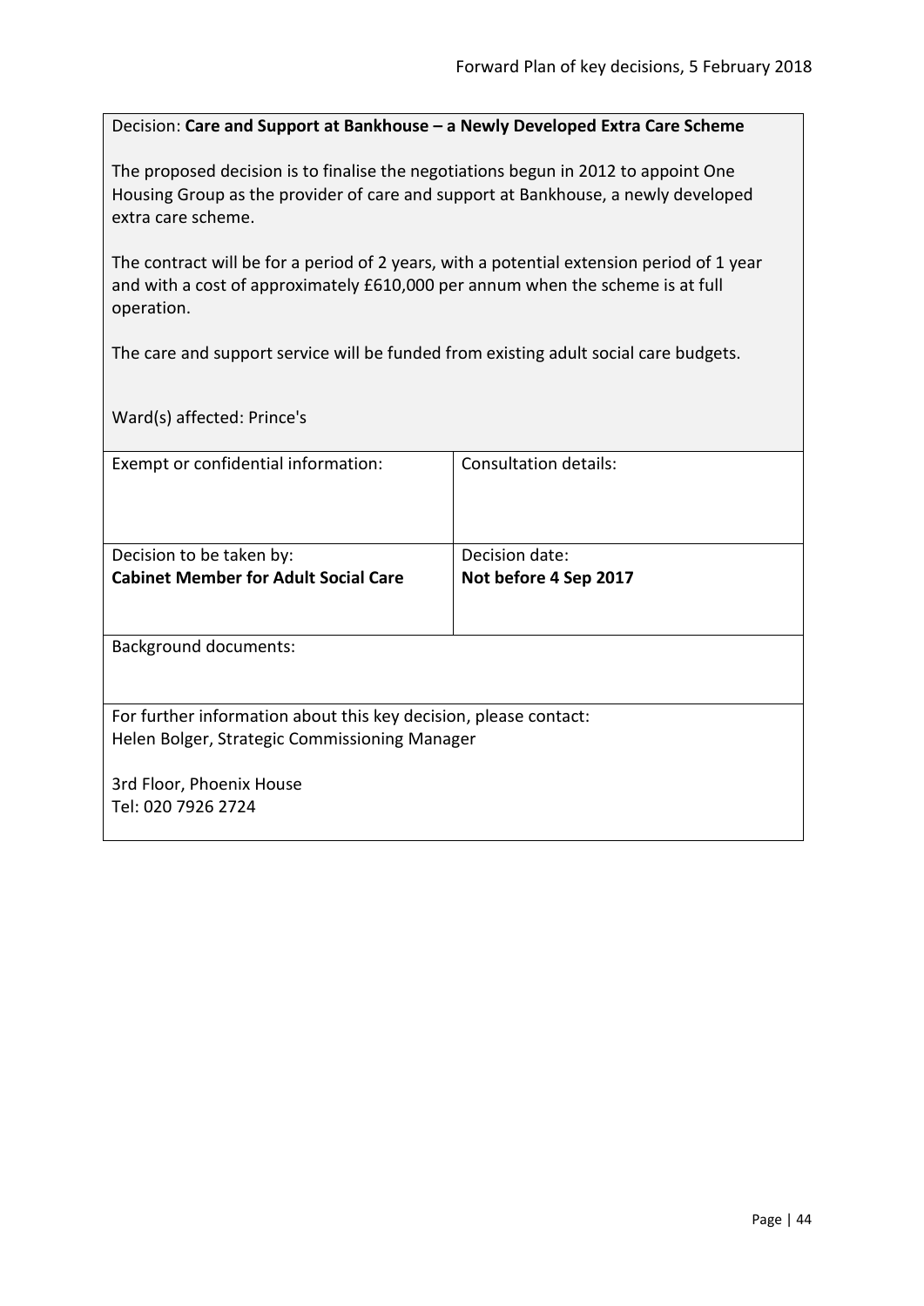Decision: **Care and Support at Bankhouse – a Newly Developed Extra Care Scheme**

The proposed decision is to finalise the negotiations begun in 2012 to appoint One Housing Group as the provider of care and support at Bankhouse, a newly developed extra care scheme.

The contract will be for a period of 2 years, with a potential extension period of 1 year and with a cost of approximately £610,000 per annum when the scheme is at full operation.

The care and support service will be funded from existing adult social care budgets.

Ward(s) affected: Prince's

| Exempt or confidential information: | Consultation details: |
|---|---|
| Decision to be taken by:<br>**Cabinet Member for Adult Social Care** | Decision date:<br>**Not before 4 Sep 2017** |

Background documents:

For further information about this key decision, please contact:
Helen Bolger, Strategic Commissioning Manager

3rd Floor, Phoenix House
Tel: 020 7926 2724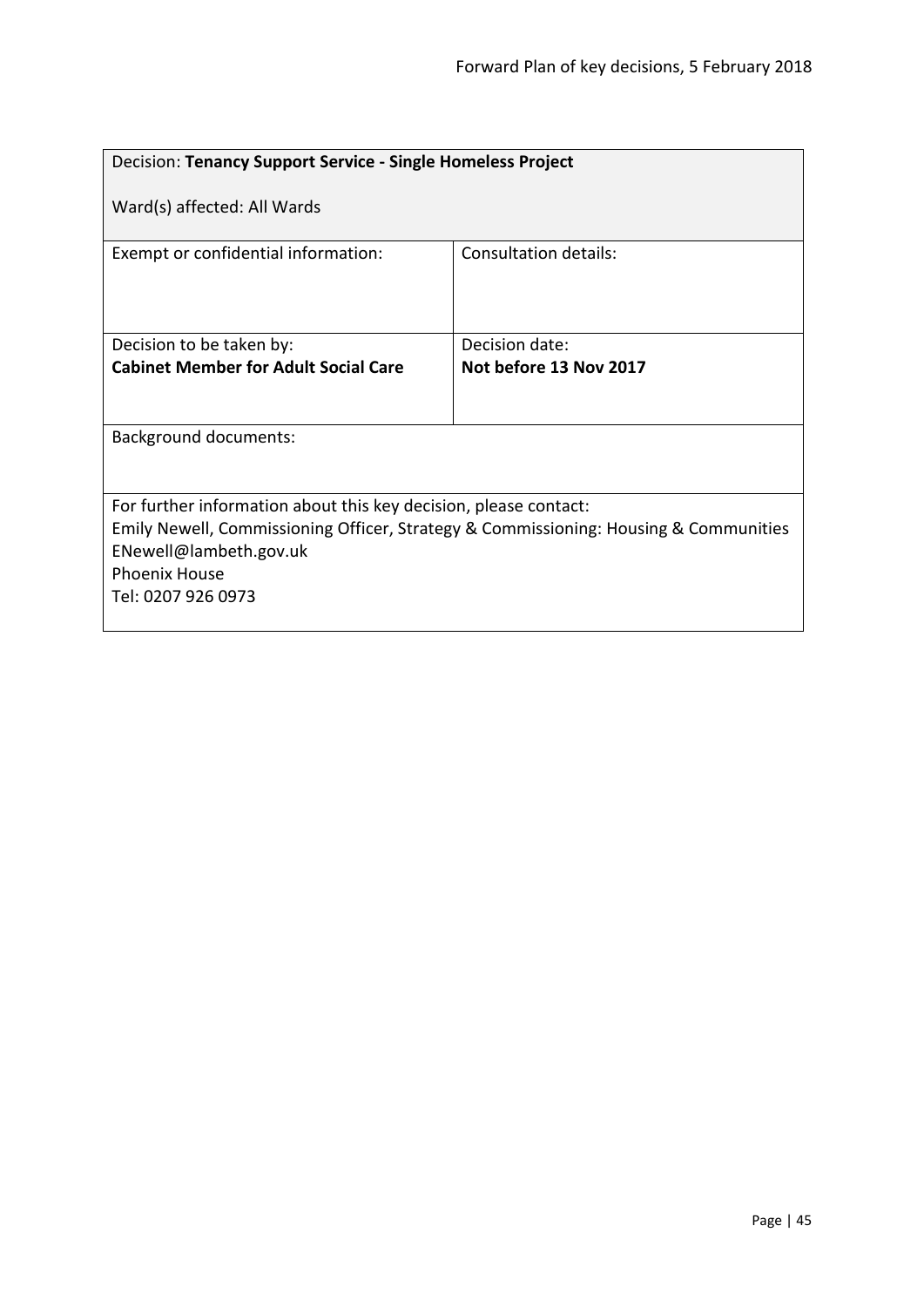| Decision: **Tenancy Support Service - Single Homeless Project**<br><br>Ward(s) affected: All Wards | |
|---|---|
| Exempt or confidential information: | Consultation details: |
| Decision to be taken by:<br>**Cabinet Member for Adult Social Care** | Decision date:<br>**Not before 13 Nov 2017** |
| Background documents: | |
| For further information about this key decision, please contact:<br>Emily Newell, Commissioning Officer, Strategy & Commissioning: Housing & Communities<br>ENewell@lambeth.gov.uk<br>Phoenix House<br>Tel: 0207 926 0973 | |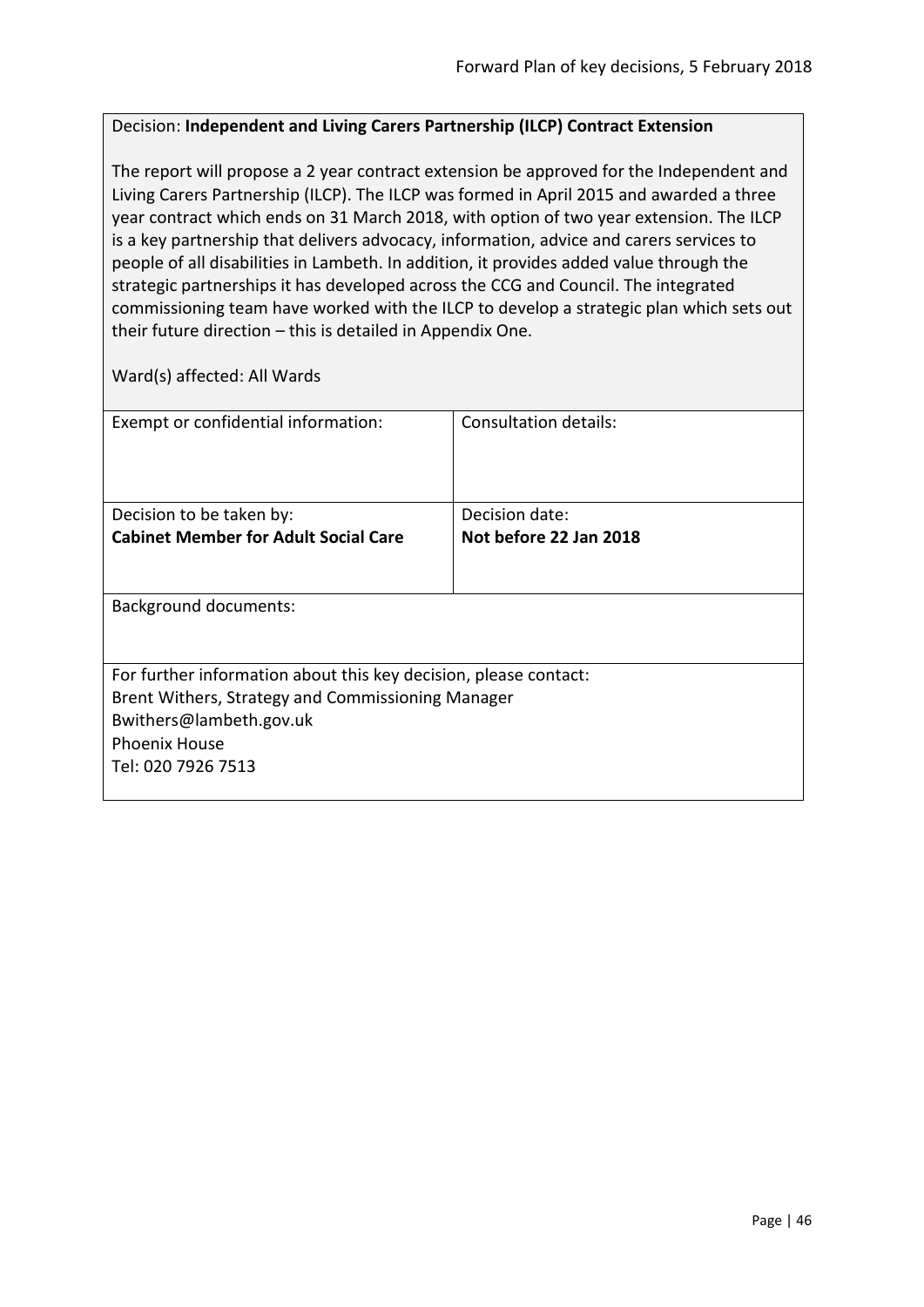Decision: **Independent and Living Carers Partnership (ILCP) Contract Extension**

The report will propose a 2 year contract extension be approved for the Independent and Living Carers Partnership (ILCP). The ILCP was formed in April 2015 and awarded a three year contract which ends on 31 March 2018, with option of two year extension. The ILCP is a key partnership that delivers advocacy, information, advice and carers services to people of all disabilities in Lambeth. In addition, it provides added value through the strategic partnerships it has developed across the CCG and Council. The integrated commissioning team have worked with the ILCP to develop a strategic plan which sets out their future direction – this is detailed in Appendix One.

Ward(s) affected: All Wards

| Exempt or confidential information: | Consultation details: |
|---|---|
| Decision to be taken by:<br>**Cabinet Member for Adult Social Care** | Decision date:<br>**Not before 22 Jan 2018** |

Background documents:

For further information about this key decision, please contact:
Brent Withers, Strategy and Commissioning Manager
Bwithers@lambeth.gov.uk
Phoenix House
Tel: 020 7926 7513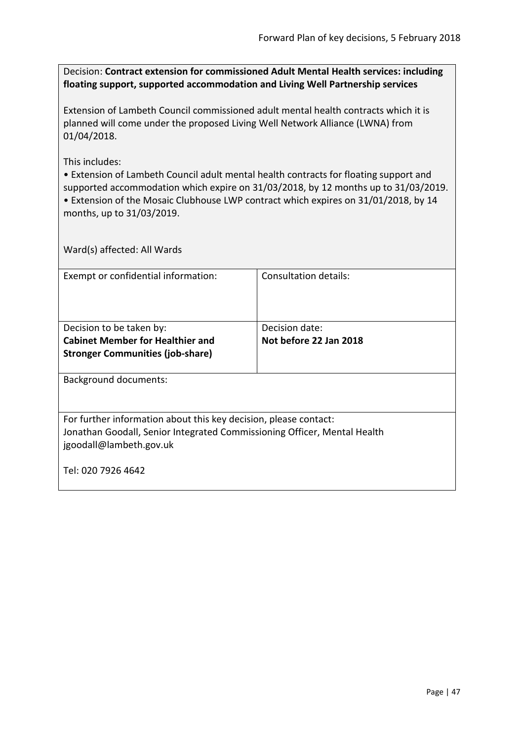Decision: **Contract extension for commissioned Adult Mental Health services: including floating support, supported accommodation and Living Well Partnership services**

Extension of Lambeth Council commissioned adult mental health contracts which it is planned will come under the proposed Living Well Network Alliance (LWNA) from 01/04/2018.

This includes:

- Extension of Lambeth Council adult mental health contracts for floating support and supported accommodation which expire on 31/03/2018, by 12 months up to 31/03/2019.
- Extension of the Mosaic Clubhouse LWP contract which expires on 31/01/2018, by 14 months, up to 31/03/2019.

Ward(s) affected: All Wards

| Exempt or confidential information: | Consultation details: |
|---|---|
| Decision to be taken by:<br>**Cabinet Member for Healthier and Stronger Communities (job-share)** | Decision date:<br>**Not before 22 Jan 2018** |

Background documents:

For further information about this key decision, please contact:
Jonathan Goodall, Senior Integrated Commissioning Officer, Mental Health
jgoodall@lambeth.gov.uk

Tel: 020 7926 4642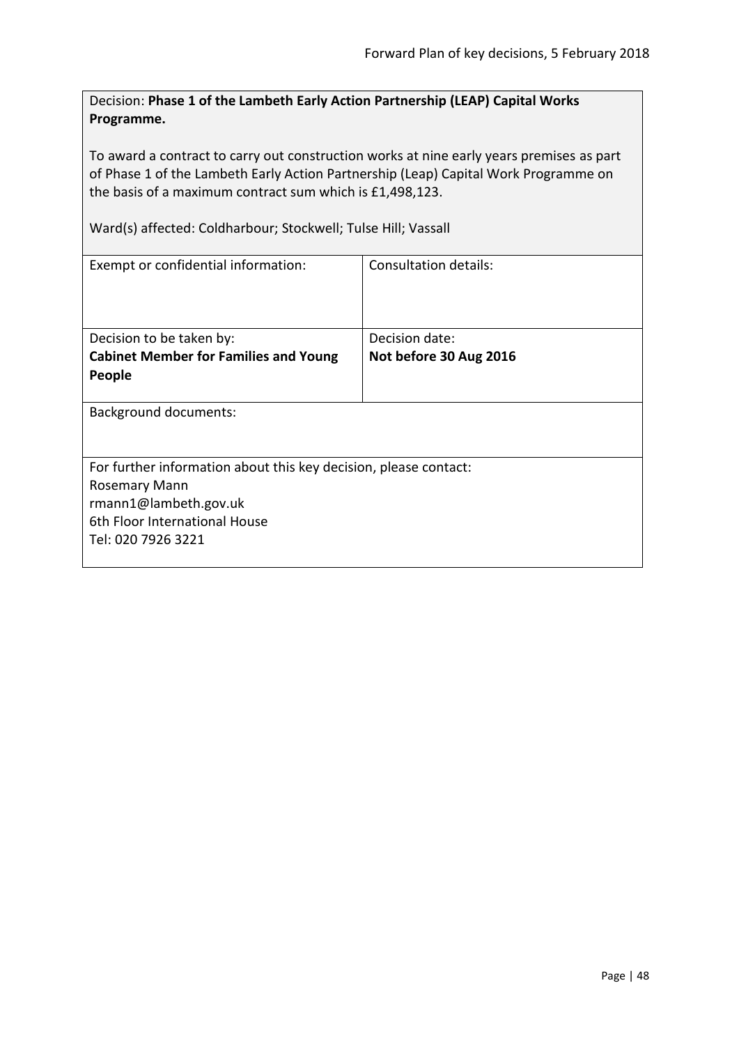Decision: **Phase 1 of the Lambeth Early Action Partnership (LEAP) Capital Works Programme.**

To award a contract to carry out construction works at nine early years premises as part of Phase 1 of the Lambeth Early Action Partnership (Leap) Capital Work Programme on the basis of a maximum contract sum which is £1,498,123.

Ward(s) affected: Coldharbour; Stockwell; Tulse Hill; Vassall

| Exempt or confidential information: | Consultation details: |
|---|---|
| Decision to be taken by: **Cabinet Member for Families and Young People** | Decision date: **Not before 30 Aug 2016** |

Background documents:

For further information about this key decision, please contact:
Rosemary Mann
rmann1@lambeth.gov.uk
6th Floor International House
Tel: 020 7926 3221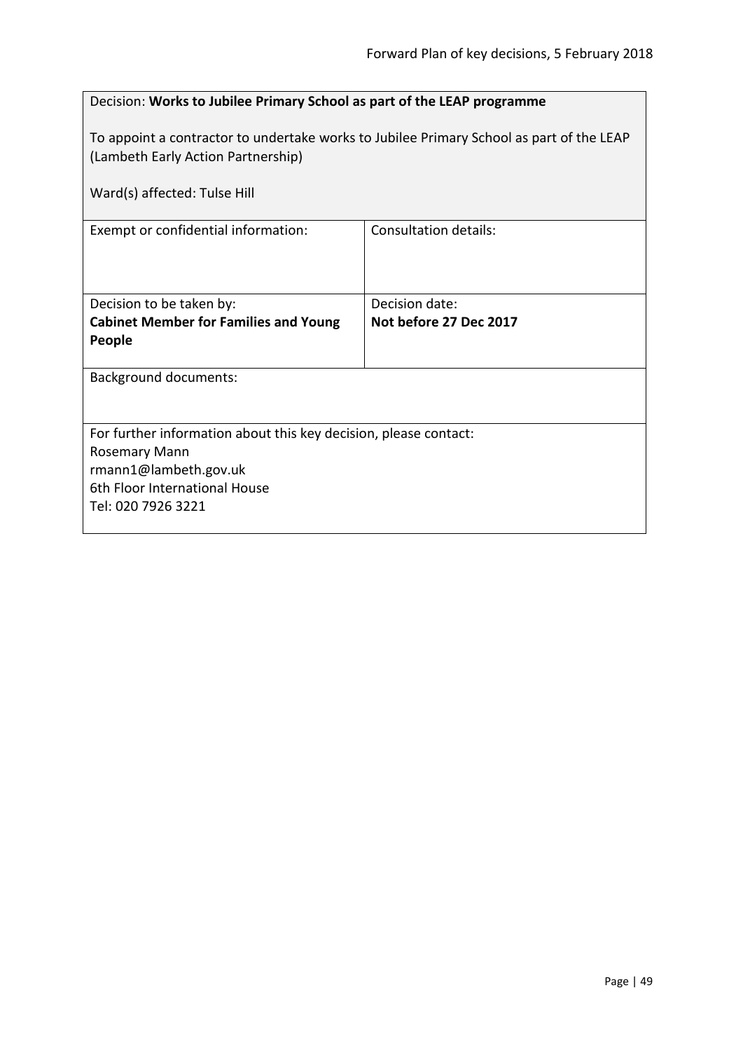| Decision: **Works to Jubilee Primary School as part of the LEAP programme**<br><br>To appoint a contractor to undertake works to Jubilee Primary School as part of the LEAP (Lambeth Early Action Partnership)<br><br>Ward(s) affected: Tulse Hill | |
|---|---|
| Exempt or confidential information: | Consultation details: |
| Decision to be taken by:<br>**Cabinet Member for Families and Young People** | Decision date:<br>**Not before 27 Dec 2017** |
| Background documents: | |
| For further information about this key decision, please contact:<br>Rosemary Mann<br>rmann1@lambeth.gov.uk<br>6th Floor International House<br>Tel: 020 7926 3221 | |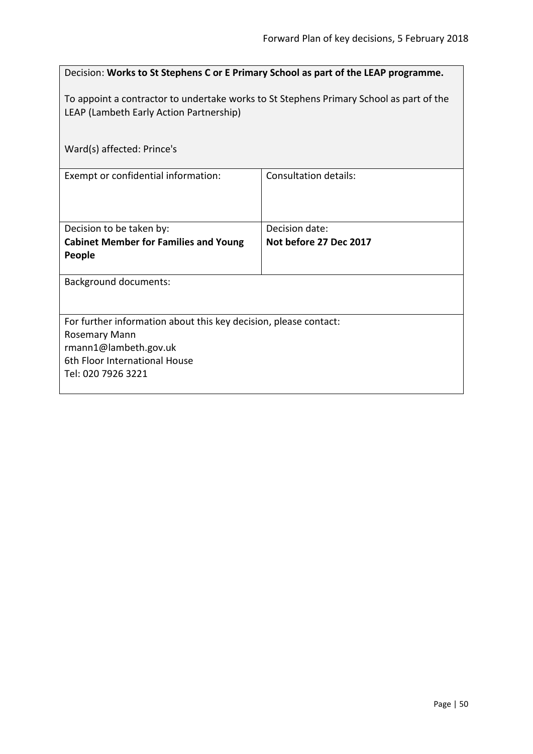Decision: **Works to St Stephens C or E Primary School as part of the LEAP programme.**

To appoint a contractor to undertake works to St Stephens Primary School as part of the LEAP (Lambeth Early Action Partnership)

Ward(s) affected: Prince's

| Exempt or confidential information: | Consultation details: |
|---|---|
| Decision to be taken by:<br>**Cabinet Member for Families and Young People** | Decision date:<br>**Not before 27 Dec 2017** |

Background documents:

For further information about this key decision, please contact:
Rosemary Mann
rmann1@lambeth.gov.uk
6th Floor International House
Tel: 020 7926 3221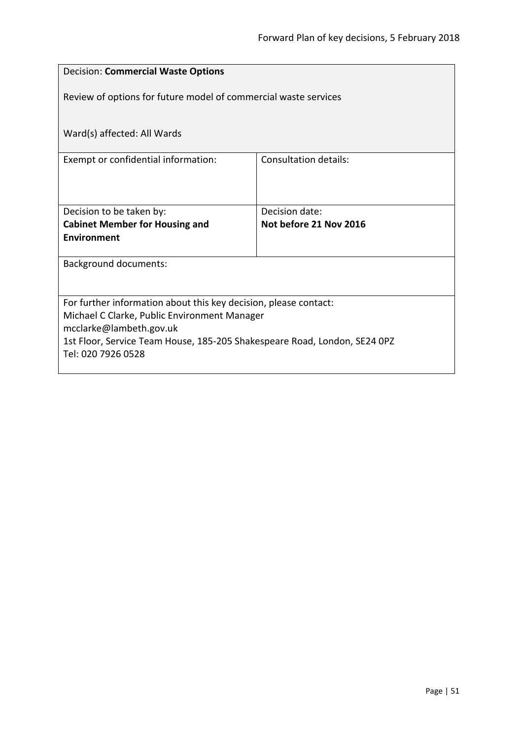Decision: **Commercial Waste Options**

Review of options for future model of commercial waste services

Ward(s) affected: All Wards

| Exempt or confidential information: | Consultation details: |
|---|---|
| Decision to be taken by:<br>**Cabinet Member for Housing and Environment** | Decision date:<br>**Not before 21 Nov 2016** |

Background documents:

For further information about this key decision, please contact:
Michael C Clarke, Public Environment Manager
mcclarke@lambeth.gov.uk
1st Floor, Service Team House, 185-205 Shakespeare Road, London, SE24 0PZ
Tel: 020 7926 0528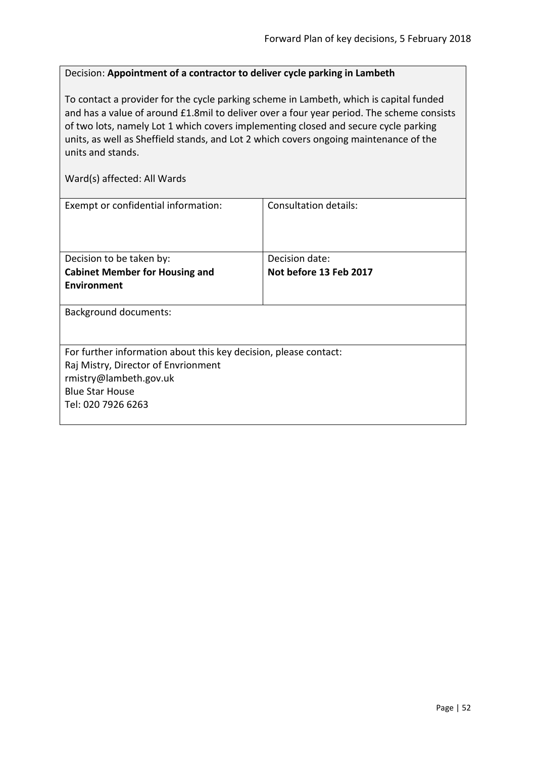Decision: **Appointment of a contractor to deliver cycle parking in Lambeth**

To contact a provider for the cycle parking scheme in Lambeth, which is capital funded and has a value of around £1.8mil to deliver over a four year period. The scheme consists of two lots, namely Lot 1 which covers implementing closed and secure cycle parking units, as well as Sheffield stands, and Lot 2 which covers ongoing maintenance of the units and stands.

Ward(s) affected: All Wards

| Exempt or confidential information: | Consultation details: |
|---|---|
| Decision to be taken by: **Cabinet Member for Housing and Environment** | Decision date: **Not before 13 Feb 2017** |

Background documents:

For further information about this key decision, please contact:
Raj Mistry, Director of Envrionment
rmistry@lambeth.gov.uk
Blue Star House
Tel: 020 7926 6263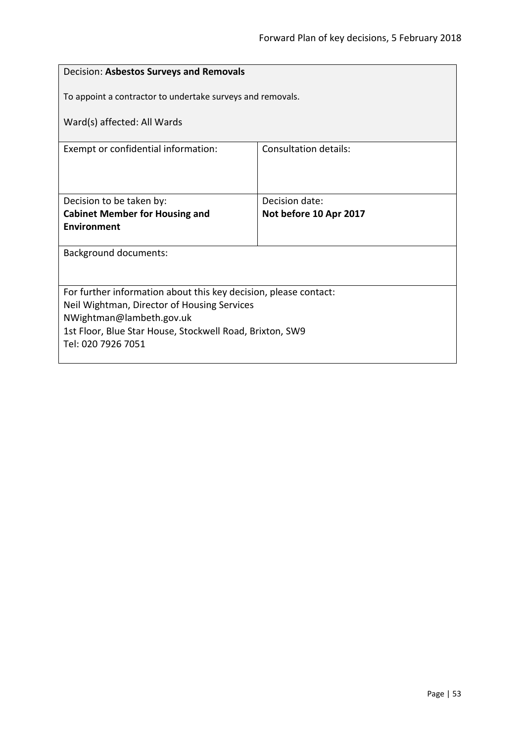| Decision: **Asbestos Surveys and Removals**<br><br>To appoint a contractor to undertake surveys and removals.<br><br>Ward(s) affected: All Wards | |
|---|---|
| Exempt or confidential information: | Consultation details: |
| Decision to be taken by:<br>**Cabinet Member for Housing and Environment** | Decision date:<br>**Not before 10 Apr 2017** |
| Background documents: | |
| For further information about this key decision, please contact:<br>Neil Wightman, Director of Housing Services<br>NWightman@lambeth.gov.uk<br>1st Floor, Blue Star House, Stockwell Road, Brixton, SW9<br>Tel: 020 7926 7051 | |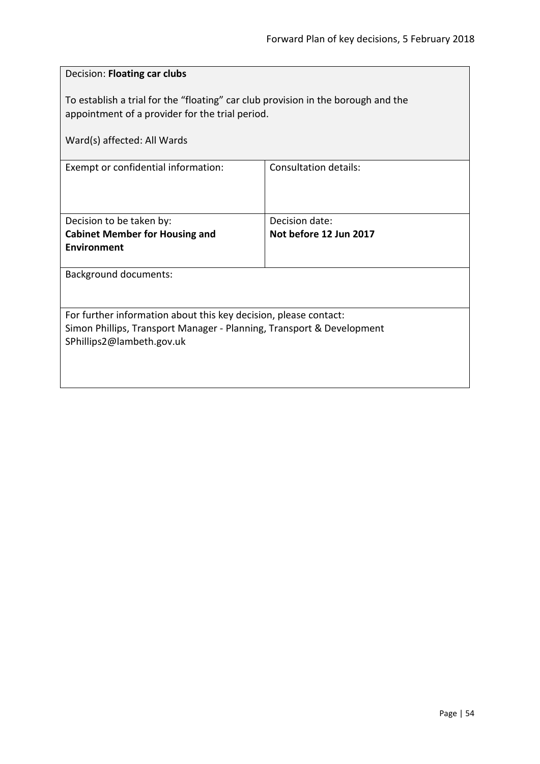Decision: **Floating car clubs**

To establish a trial for the “floating” car club provision in the borough and the appointment of a provider for the trial period.

Ward(s) affected: All Wards

| Exempt or confidential information: | Consultation details: |
|---|---|
| Decision to be taken by: **Cabinet Member for Housing and Environment** | Decision date: **Not before 12 Jun 2017** |

Background documents:

For further information about this key decision, please contact:
Simon Phillips, Transport Manager - Planning, Transport & Development
SPhillips2@lambeth.gov.uk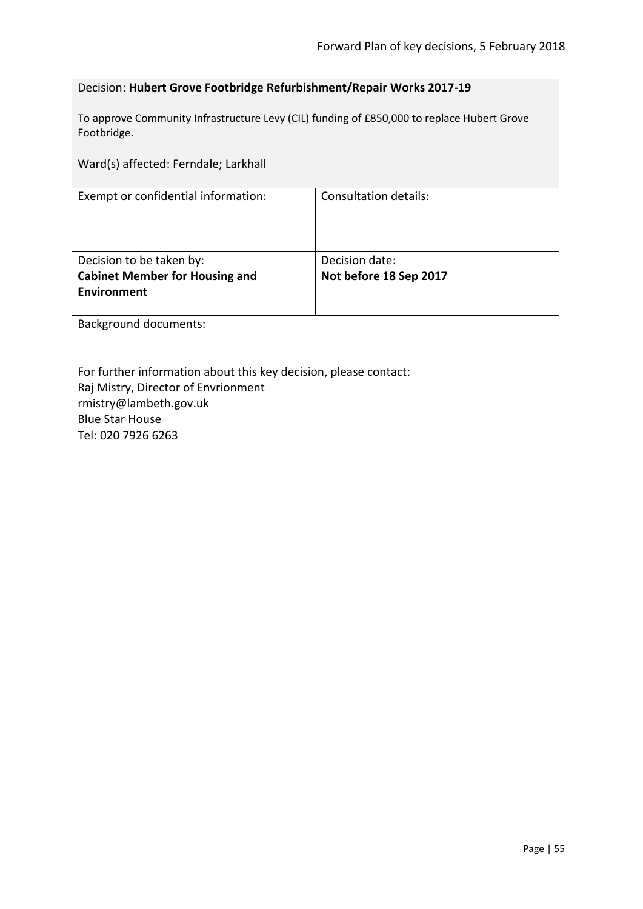Decision: **Hubert Grove Footbridge Refurbishment/Repair Works 2017-19**

To approve Community Infrastructure Levy (CIL) funding of £850,000 to replace Hubert Grove Footbridge.

Ward(s) affected: Ferndale; Larkhall

| Exempt or confidential information: | Consultation details: |
| --- | --- |
| Decision to be taken by:<br>**Cabinet Member for Housing and Environment** | Decision date:<br>**Not before 18 Sep 2017** |

Background documents:

For further information about this key decision, please contact:
Raj Mistry, Director of Envrionment
rmistry@lambeth.gov.uk
Blue Star House
Tel: 020 7926 6263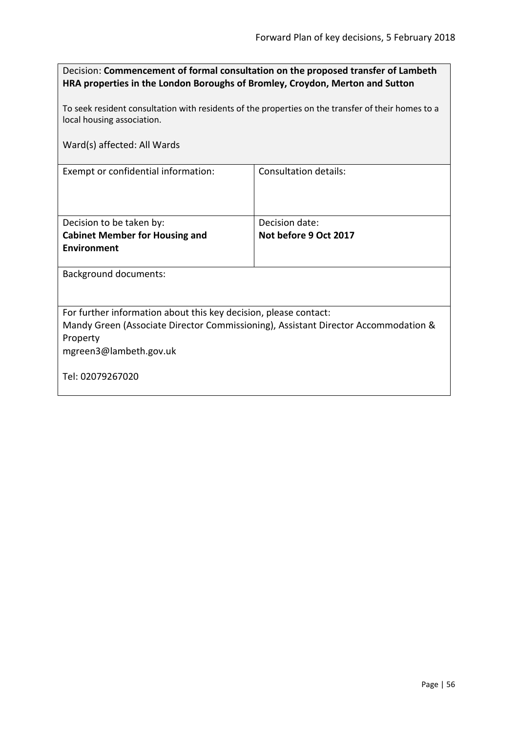Decision: **Commencement of formal consultation on the proposed transfer of Lambeth HRA properties in the London Boroughs of Bromley, Croydon, Merton and Sutton**

To seek resident consultation with residents of the properties on the transfer of their homes to a local housing association.

Ward(s) affected: All Wards

| Exempt or confidential information: | Consultation details: |
|---|---|
| Decision to be taken by:<br>**Cabinet Member for Housing and Environment** | Decision date:<br>**Not before 9 Oct 2017** |

Background documents:

For further information about this key decision, please contact:
Mandy Green (Associate Director Commissioning), Assistant Director Accommodation & Property
mgreen3@lambeth.gov.uk

Tel: 02079267020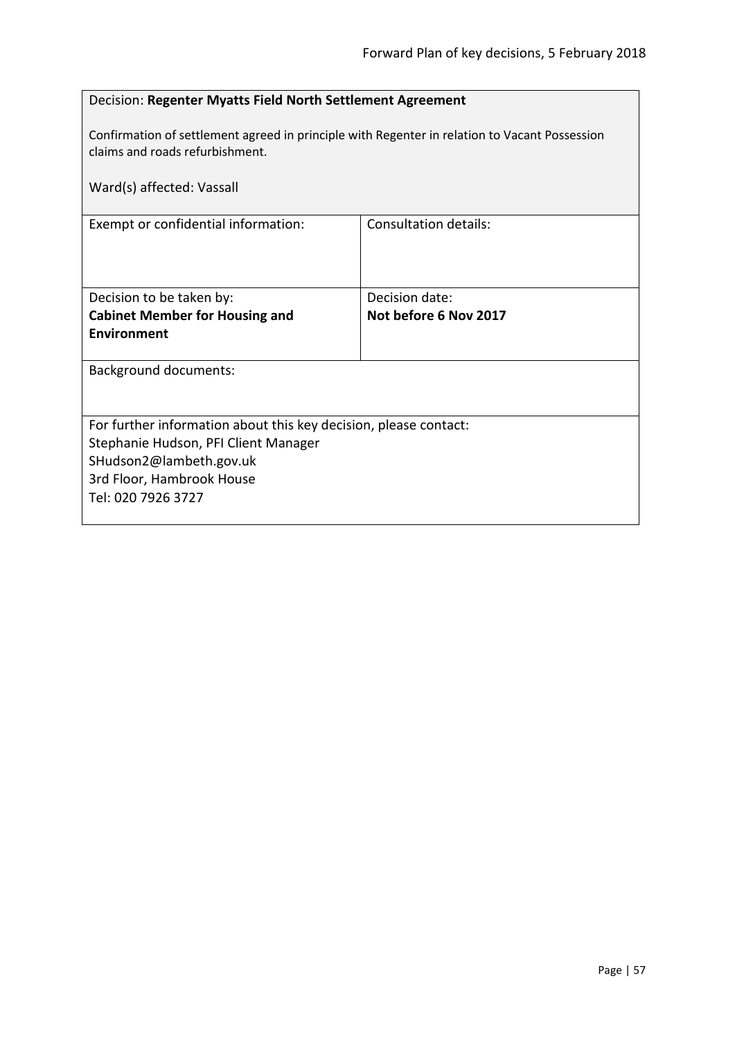Decision: **Regenter Myatts Field North Settlement Agreement**

Confirmation of settlement agreed in principle with Regenter in relation to Vacant Possession claims and roads refurbishment.

Ward(s) affected: Vassall

| Exempt or confidential information: | Consultation details: |
| --- | --- |
| Decision to be taken by: **Cabinet Member for Housing and Environment** | Decision date: **Not before 6 Nov 2017** |

Background documents:

For further information about this key decision, please contact:
Stephanie Hudson, PFI Client Manager
SHudson2@lambeth.gov.uk
3rd Floor, Hambrook House
Tel: 020 7926 3727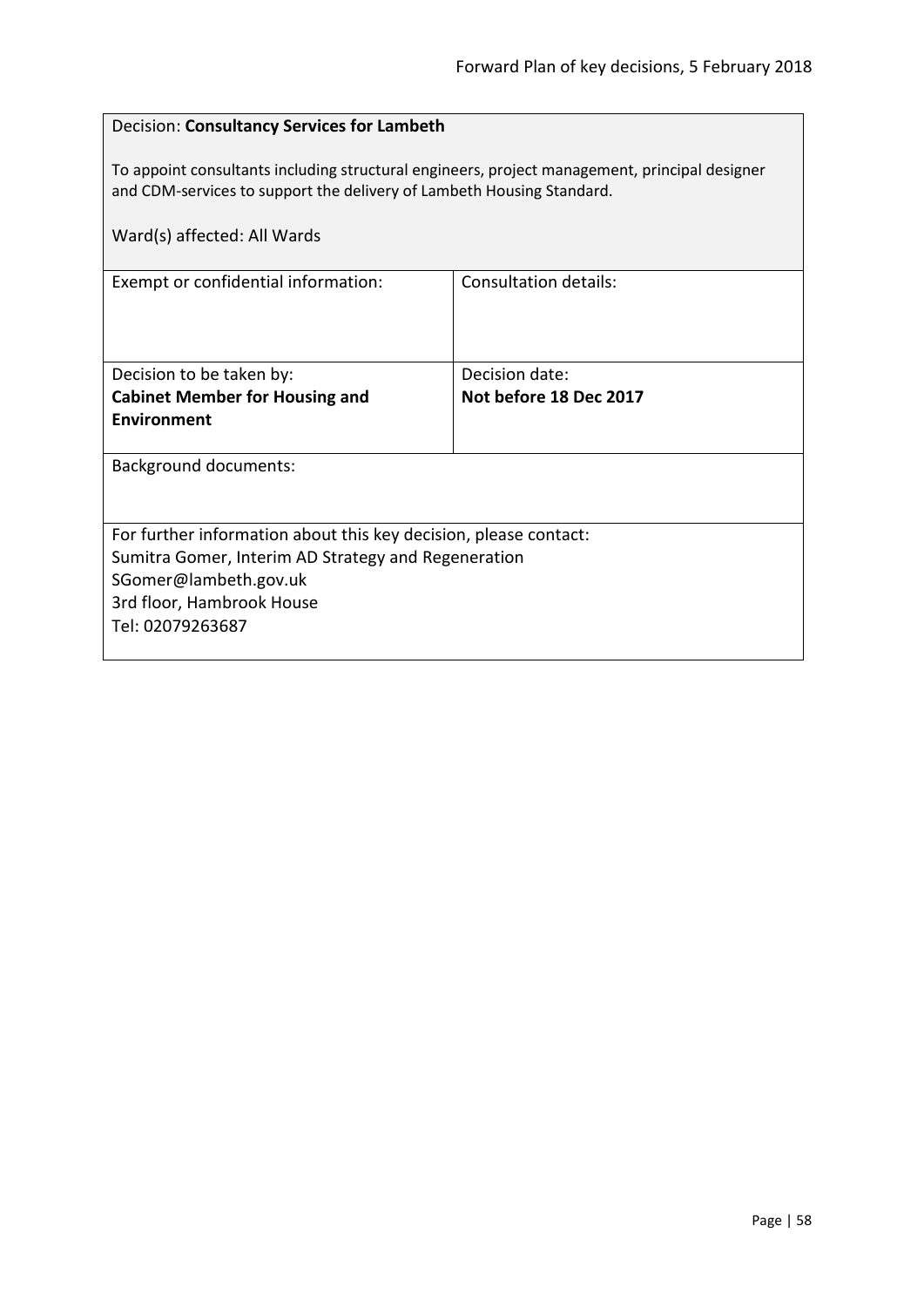Decision: **Consultancy Services for Lambeth**

To appoint consultants including structural engineers, project management, principal designer and CDM-services to support the delivery of Lambeth Housing Standard.

Ward(s) affected: All Wards

| Exempt or confidential information: | Consultation details: |
| --- | --- |
| Decision to be taken by:<br>**Cabinet Member for Housing and Environment** | Decision date:<br>**Not before 18 Dec 2017** |

Background documents:

For further information about this key decision, please contact:
Sumitra Gomer, Interim AD Strategy and Regeneration
SGomer@lambeth.gov.uk
3rd floor, Hambrook House
Tel: 02079263687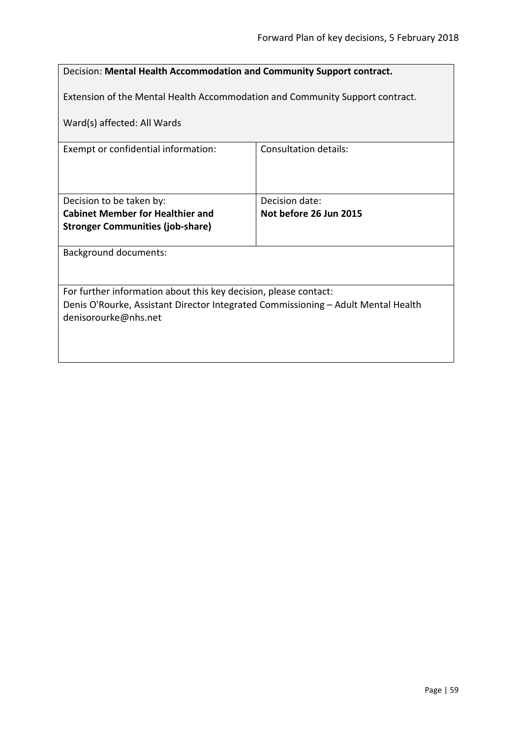Decision: **Mental Health Accommodation and Community Support contract.**

Extension of the Mental Health Accommodation and Community Support contract.

Ward(s) affected: All Wards

| Exempt or confidential information: | Consultation details: |
| --- | --- |
| Decision to be taken by:<br>**Cabinet Member for Healthier and Stronger Communities (job-share)** | Decision date:<br>**Not before 26 Jun 2015** |

Background documents:

For further information about this key decision, please contact:
Denis O'Rourke, Assistant Director Integrated Commissioning – Adult Mental Health
denisorourke@nhs.net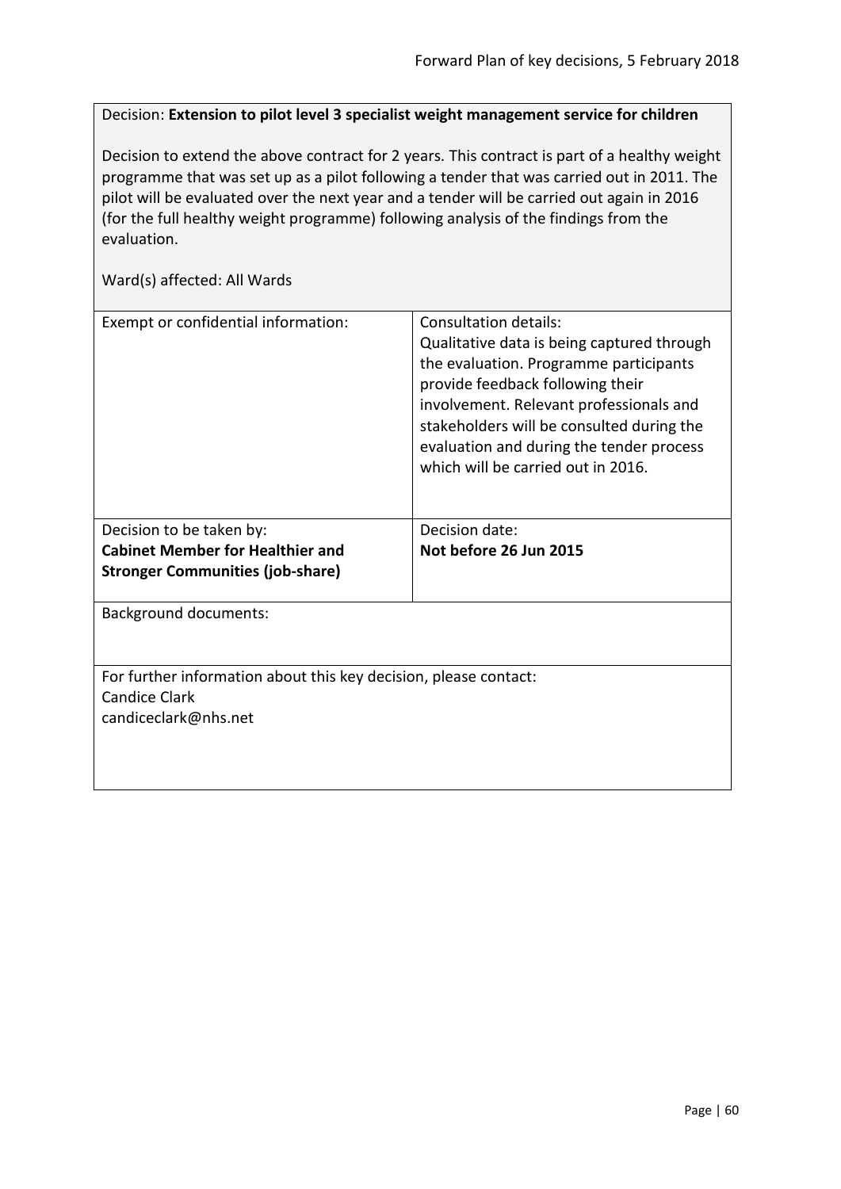Decision: **Extension to pilot level 3 specialist weight management service for children**

Decision to extend the above contract for 2 years. This contract is part of a healthy weight programme that was set up as a pilot following a tender that was carried out in 2011. The pilot will be evaluated over the next year and a tender will be carried out again in 2016 (for the full healthy weight programme) following analysis of the findings from the evaluation.

Ward(s) affected: All Wards

| Exempt or confidential information: | Consultation details: Qualitative data is being captured through the evaluation. Programme participants provide feedback following their involvement. Relevant professionals and stakeholders will be consulted during the evaluation and during the tender process which will be carried out in 2016. |
|---|---|
| Decision to be taken by: **Cabinet Member for Healthier and Stronger Communities (job-share)** | Decision date: **Not before 26 Jun 2015** |

Background documents:

For further information about this key decision, please contact:
Candice Clark
candiceclark@nhs.net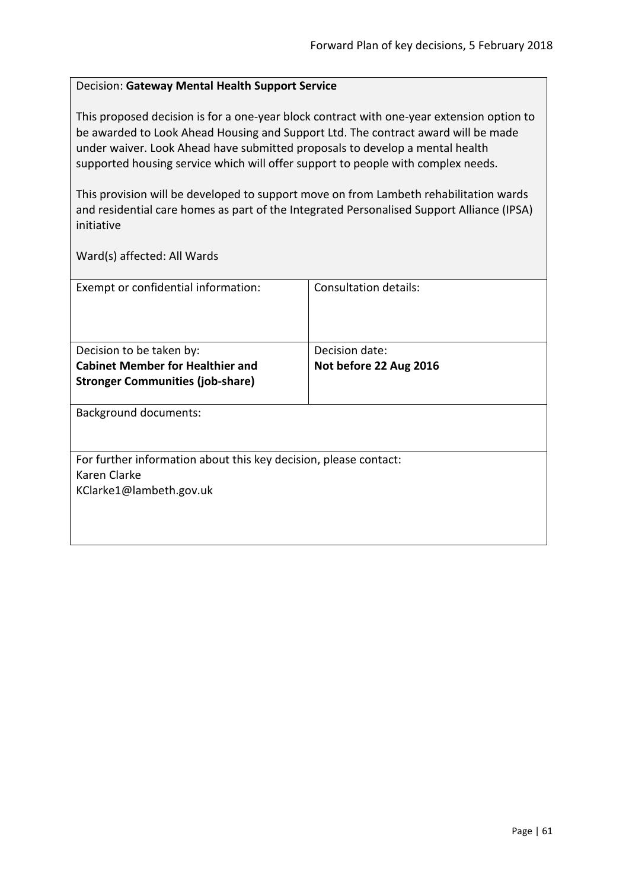Decision: **Gateway Mental Health Support Service**

This proposed decision is for a one-year block contract with one-year extension option to be awarded to Look Ahead Housing and Support Ltd. The contract award will be made under waiver. Look Ahead have submitted proposals to develop a mental health supported housing service which will offer support to people with complex needs.

This provision will be developed to support move on from Lambeth rehabilitation wards and residential care homes as part of the Integrated Personalised Support Alliance (IPSA) initiative

Ward(s) affected: All Wards

| Exempt or confidential information: | Consultation details: |
|---|---|
| Decision to be taken by: **Cabinet Member for Healthier and Stronger Communities (job-share)** | Decision date: **Not before 22 Aug 2016** |

Background documents:

For further information about this key decision, please contact:
Karen Clarke
KClarke1@lambeth.gov.uk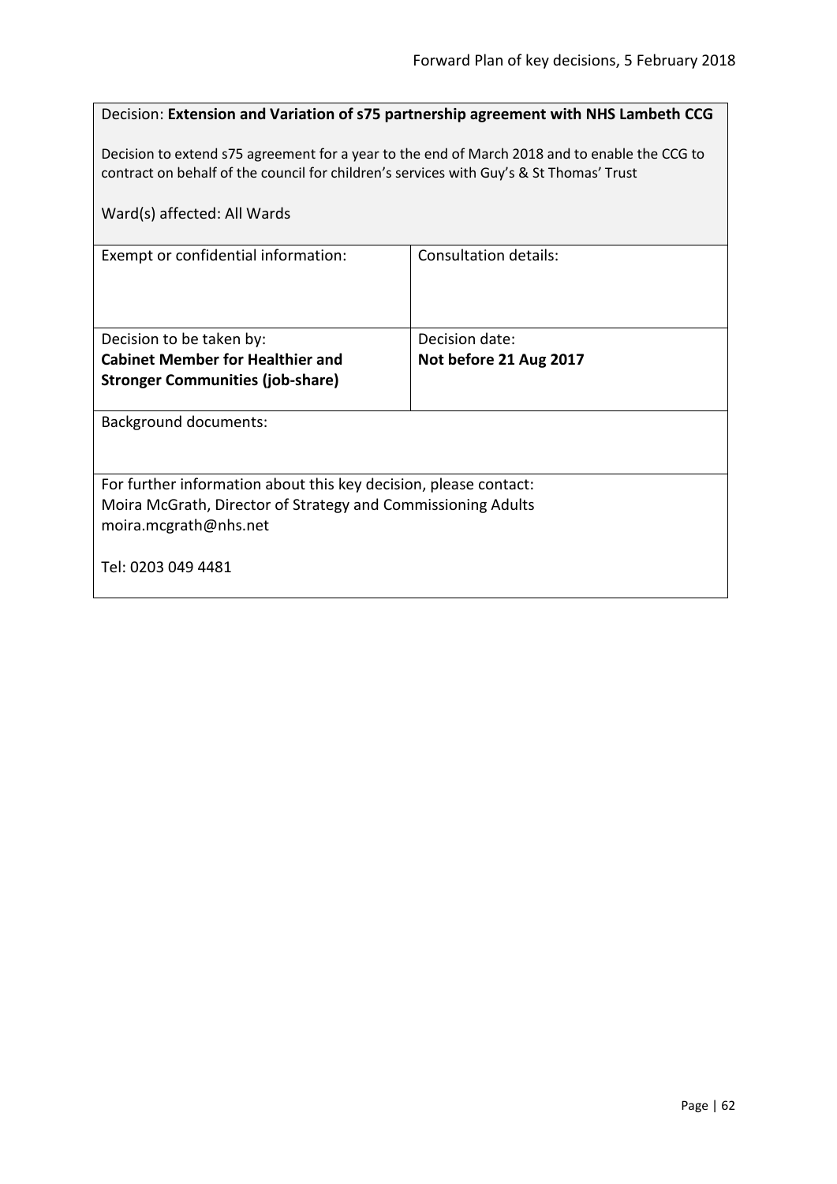Decision: **Extension and Variation of s75 partnership agreement with NHS Lambeth CCG**

Decision to extend s75 agreement for a year to the end of March 2018 and to enable the CCG to contract on behalf of the council for children's services with Guy's & St Thomas' Trust

Ward(s) affected: All Wards

| Exempt or confidential information: | Consultation details: |
|---|---|
| Decision to be taken by:<br>**Cabinet Member for Healthier and Stronger Communities (job-share)** | Decision date:<br>**Not before 21 Aug 2017** |

Background documents:

For further information about this key decision, please contact:
Moira McGrath, Director of Strategy and Commissioning Adults
moira.mcgrath@nhs.net

Tel: 0203 049 4481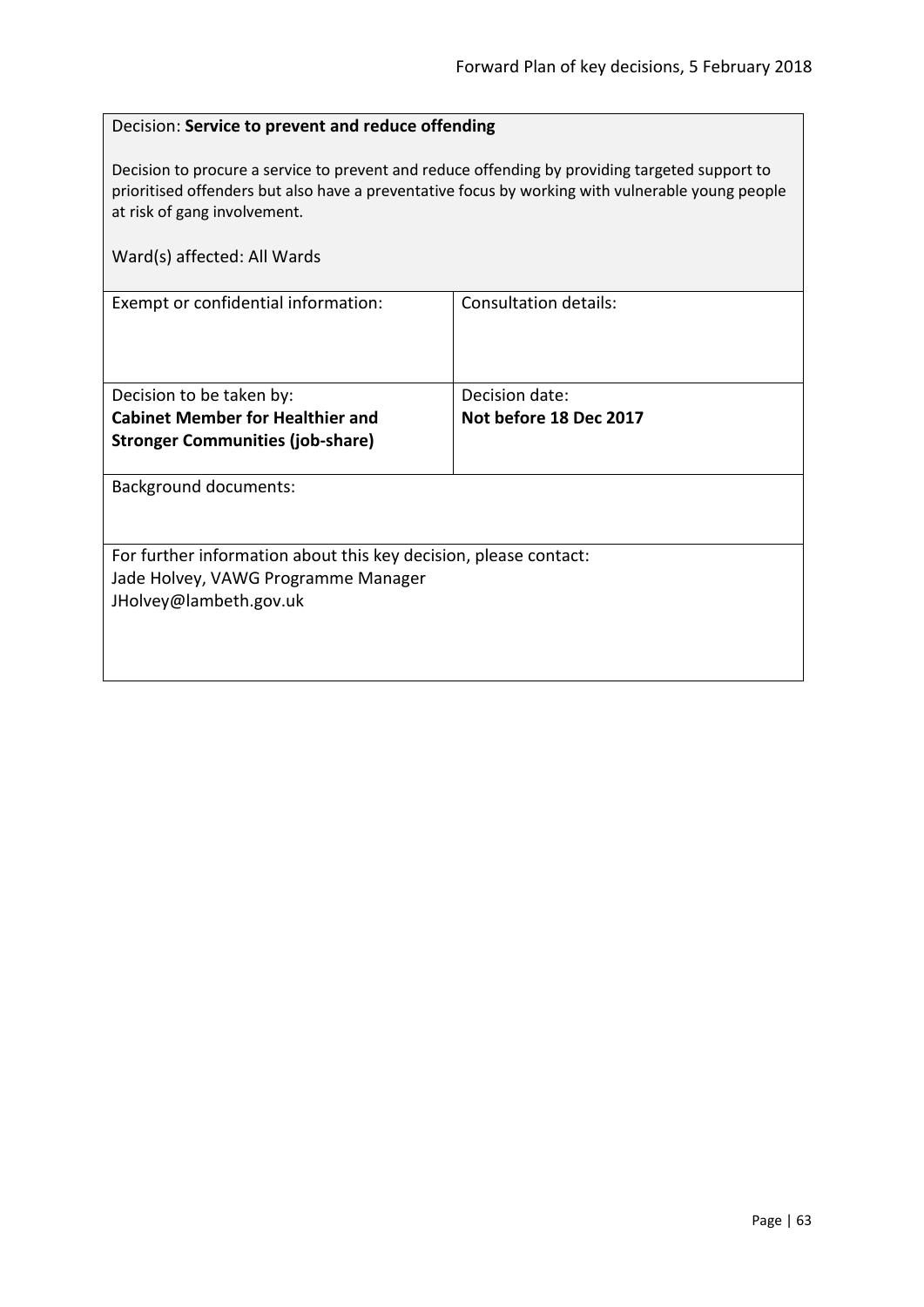Decision: **Service to prevent and reduce offending**

Decision to procure a service to prevent and reduce offending by providing targeted support to prioritised offenders but also have a preventative focus by working with vulnerable young people at risk of gang involvement.

Ward(s) affected: All Wards

| Exempt or confidential information: | Consultation details: |
|---|---|
| Decision to be taken by:<br>**Cabinet Member for Healthier and Stronger Communities (job-share)** | Decision date:<br>**Not before 18 Dec 2017** |

Background documents:

For further information about this key decision, please contact:
Jade Holvey, VAWG Programme Manager
JHolvey@lambeth.gov.uk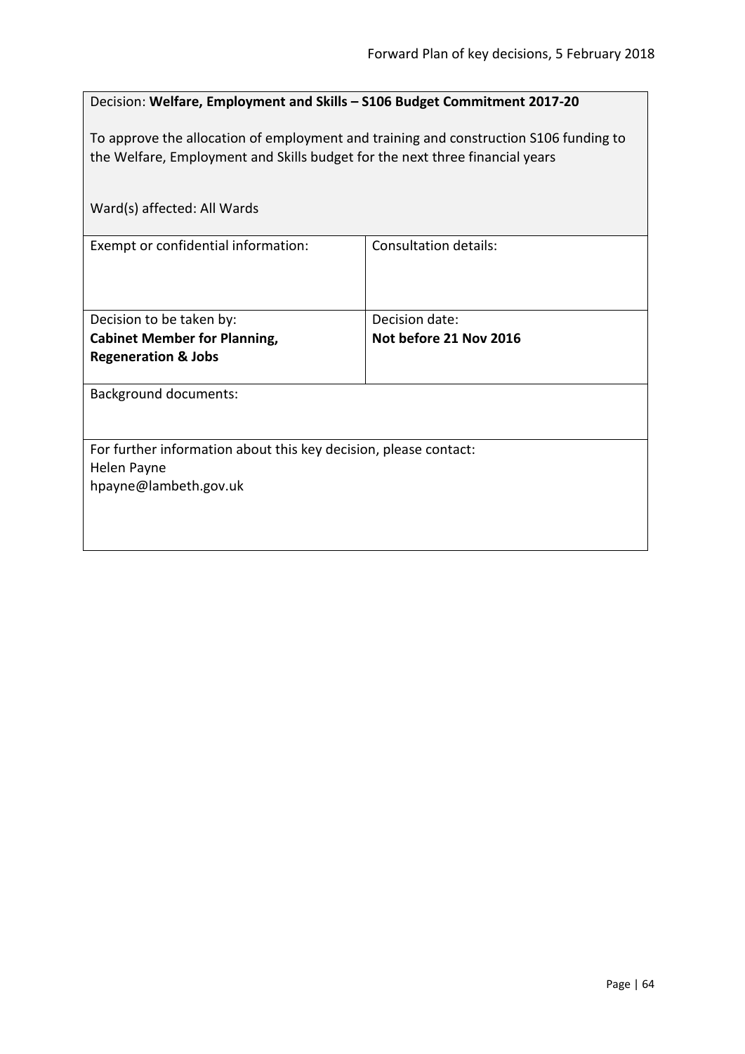Decision: **Welfare, Employment and Skills – S106 Budget Commitment 2017-20**

To approve the allocation of employment and training and construction S106 funding to the Welfare, Employment and Skills budget for the next three financial years

Ward(s) affected: All Wards

| Exempt or confidential information: | Consultation details: |
| --- | --- |
| Decision to be taken by:<br>**Cabinet Member for Planning, Regeneration & Jobs** | Decision date:<br>**Not before 21 Nov 2016** |

Background documents:

For further information about this key decision, please contact:
Helen Payne
hpayne@lambeth.gov.uk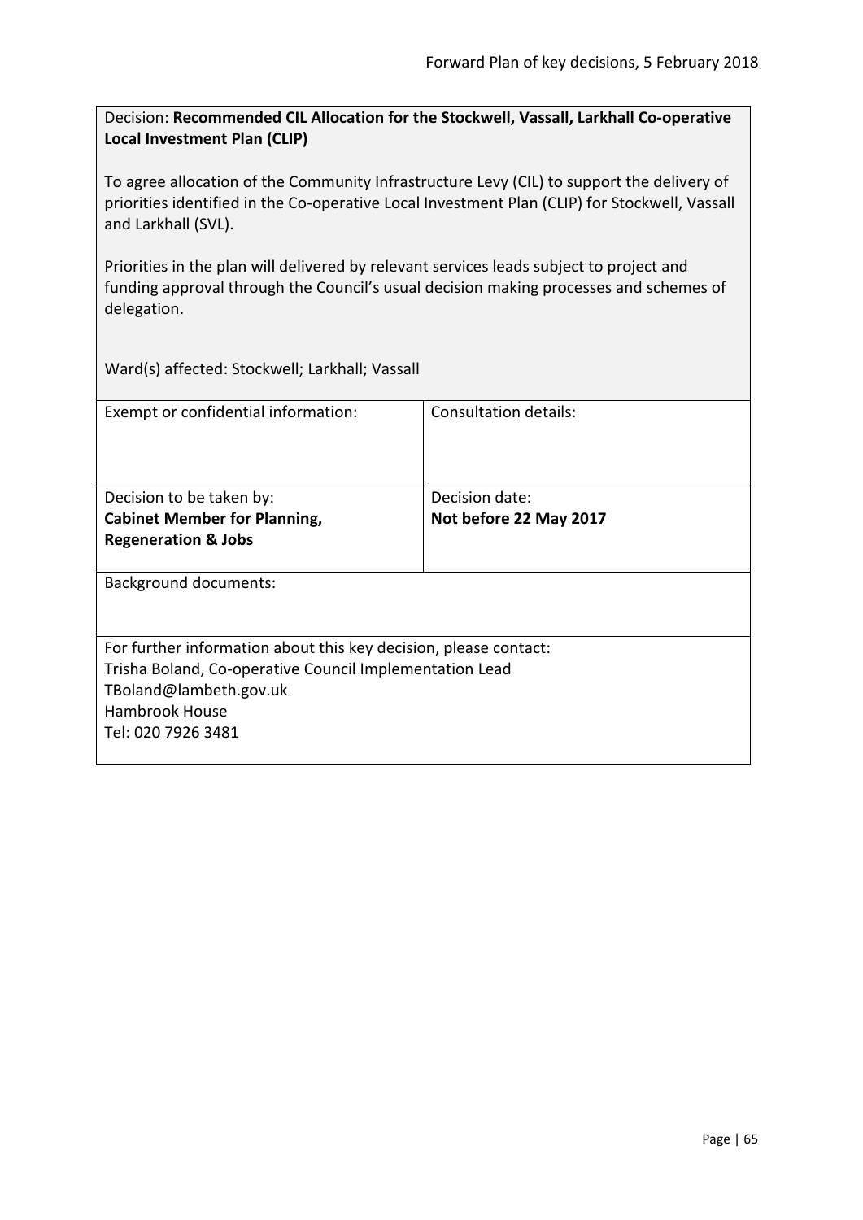Decision: **Recommended CIL Allocation for the Stockwell, Vassall, Larkhall Co-operative Local Investment Plan (CLIP)**

To agree allocation of the Community Infrastructure Levy (CIL) to support the delivery of priorities identified in the Co-operative Local Investment Plan (CLIP) for Stockwell, Vassall and Larkhall (SVL).

Priorities in the plan will delivered by relevant services leads subject to project and funding approval through the Council's usual decision making processes and schemes of delegation.

Ward(s) affected: Stockwell; Larkhall; Vassall

| Exempt or confidential information: | Consultation details: |
| --- | --- |
| Decision to be taken by:<br>**Cabinet Member for Planning, Regeneration & Jobs** | Decision date:<br>**Not before 22 May 2017** |

Background documents:

For further information about this key decision, please contact:
Trisha Boland, Co-operative Council Implementation Lead
TBoland@lambeth.gov.uk
Hambrook House
Tel: 020 7926 3481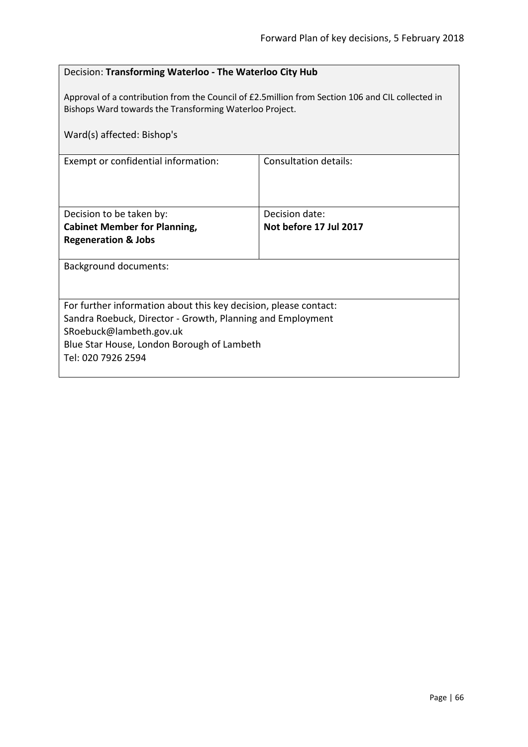Decision: **Transforming Waterloo - The Waterloo City Hub**

Approval of a contribution from the Council of £2.5million from Section 106 and CIL collected in Bishops Ward towards the Transforming Waterloo Project.

Ward(s) affected: Bishop's

| Exempt or confidential information: | Consultation details: |
|---|---|
| Decision to be taken by:<br>**Cabinet Member for Planning, Regeneration & Jobs** | Decision date:<br>**Not before 17 Jul 2017** |

Background documents:

For further information about this key decision, please contact:
Sandra Roebuck, Director - Growth, Planning and Employment
SRoebuck@lambeth.gov.uk
Blue Star House, London Borough of Lambeth
Tel: 020 7926 2594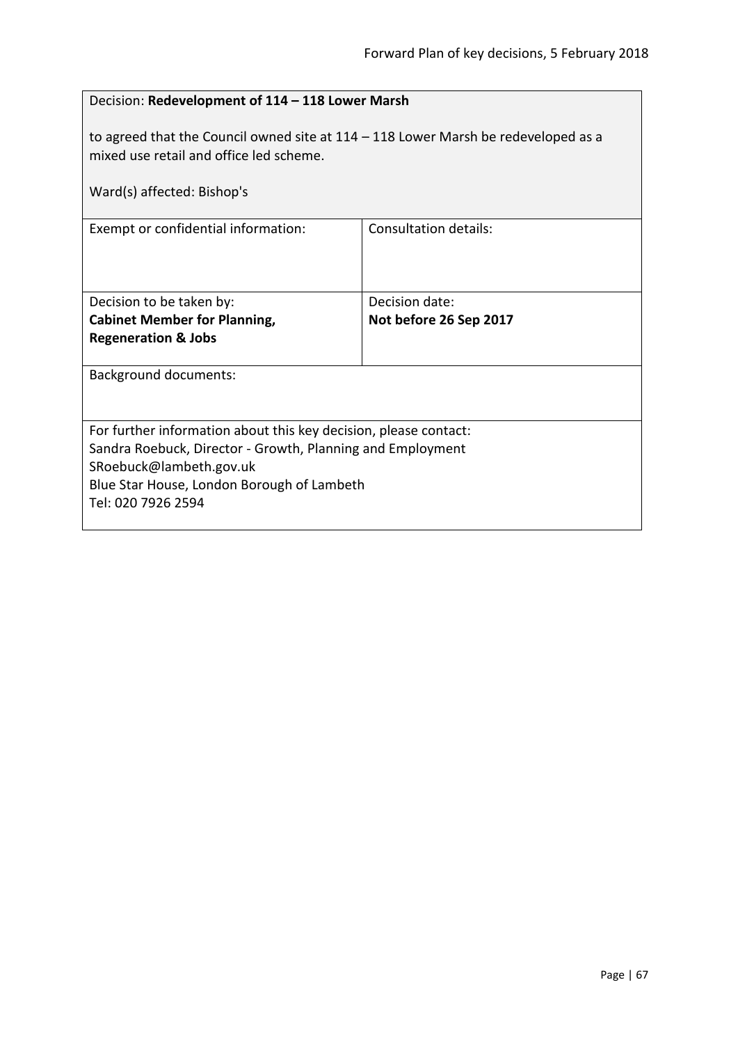Decision: **Redevelopment of 114 – 118 Lower Marsh**

to agreed that the Council owned site at 114 – 118 Lower Marsh be redeveloped as a mixed use retail and office led scheme.

Ward(s) affected: Bishop's

| Exempt or confidential information: | Consultation details: |
| --- | --- |
| Decision to be taken by: **Cabinet Member for Planning, Regeneration & Jobs** | Decision date: **Not before 26 Sep 2017** |

Background documents:

For further information about this key decision, please contact:
Sandra Roebuck, Director - Growth, Planning and Employment
SRoebuck@lambeth.gov.uk
Blue Star House, London Borough of Lambeth
Tel: 020 7926 2594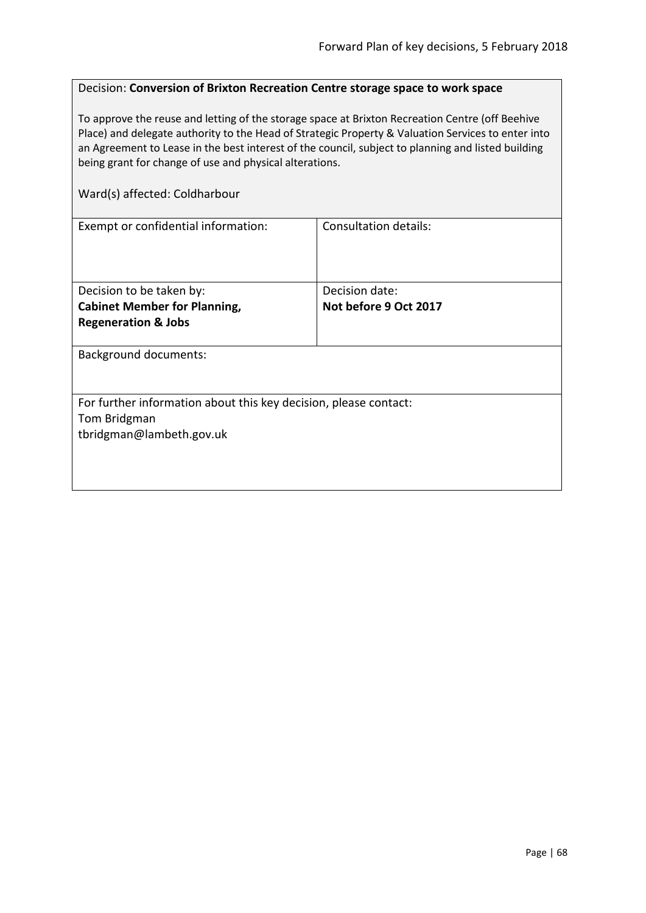Decision: **Conversion of Brixton Recreation Centre storage space to work space**

To approve the reuse and letting of the storage space at Brixton Recreation Centre (off Beehive Place) and delegate authority to the Head of Strategic Property & Valuation Services to enter into an Agreement to Lease in the best interest of the council, subject to planning and listed building being grant for change of use and physical alterations.

Ward(s) affected: Coldharbour

| Exempt or confidential information: | Consultation details: |
| --- | --- |
| Decision to be taken by: **Cabinet Member for Planning, Regeneration & Jobs** | Decision date: **Not before 9 Oct 2017** |

Background documents:

For further information about this key decision, please contact:
Tom Bridgman
tbridgman@lambeth.gov.uk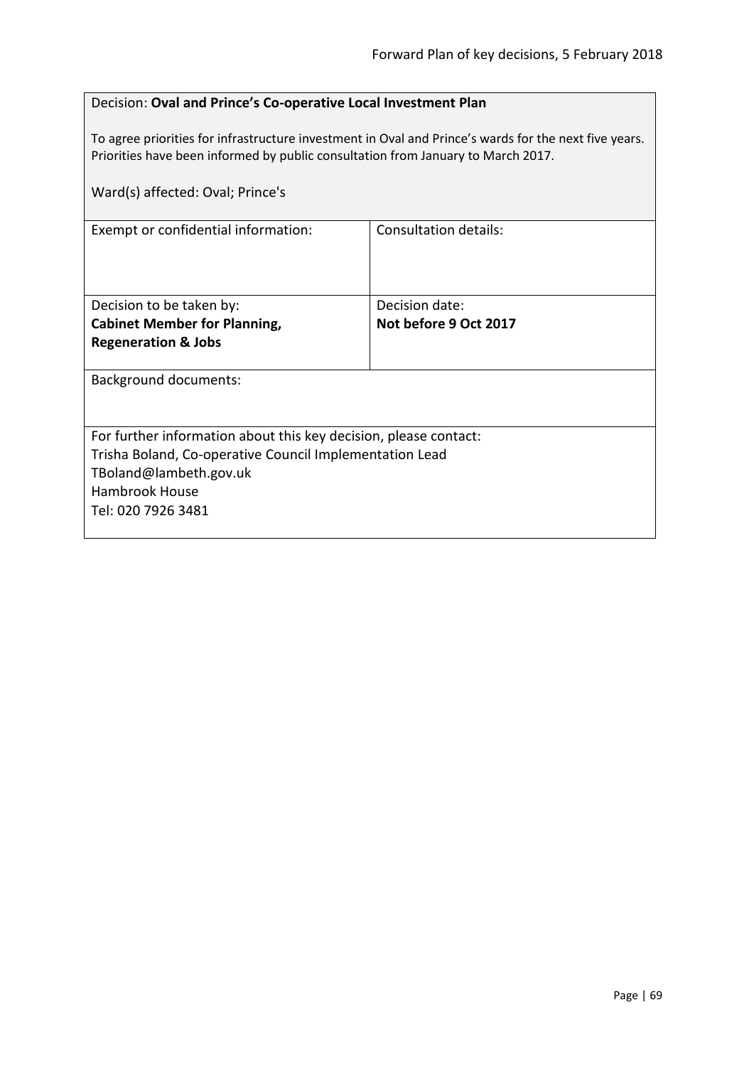Decision: **Oval and Prince's Co-operative Local Investment Plan**

To agree priorities for infrastructure investment in Oval and Prince's wards for the next five years. Priorities have been informed by public consultation from January to March 2017.

Ward(s) affected: Oval; Prince's

| Exempt or confidential information: | Consultation details: |
| --- | --- |
| Decision to be taken by:<br>**Cabinet Member for Planning, Regeneration & Jobs** | Decision date:<br>**Not before 9 Oct 2017** |

Background documents:

For further information about this key decision, please contact:
Trisha Boland, Co-operative Council Implementation Lead
TBoland@lambeth.gov.uk
Hambrook House
Tel: 020 7926 3481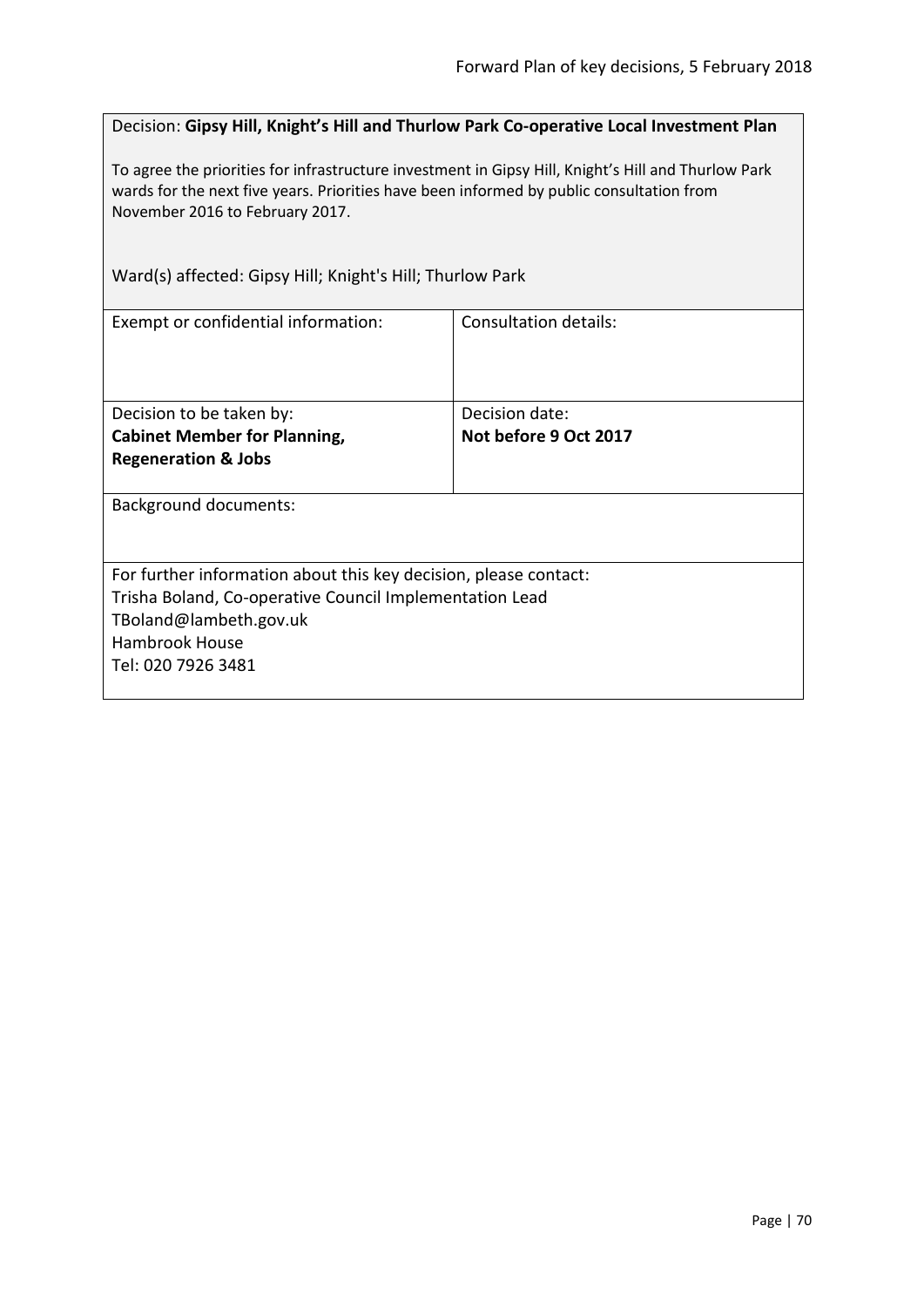Decision: **Gipsy Hill, Knight's Hill and Thurlow Park Co-operative Local Investment Plan**

To agree the priorities for infrastructure investment in Gipsy Hill, Knight's Hill and Thurlow Park wards for the next five years. Priorities have been informed by public consultation from November 2016 to February 2017.

Ward(s) affected: Gipsy Hill; Knight's Hill; Thurlow Park

| Exempt or confidential information: | Consultation details: |
|---|---|
| Decision to be taken by:<br>**Cabinet Member for Planning, Regeneration & Jobs** | Decision date:<br>**Not before 9 Oct 2017** |

Background documents:

For further information about this key decision, please contact:
Trisha Boland, Co-operative Council Implementation Lead
TBoland@lambeth.gov.uk
Hambrook House
Tel: 020 7926 3481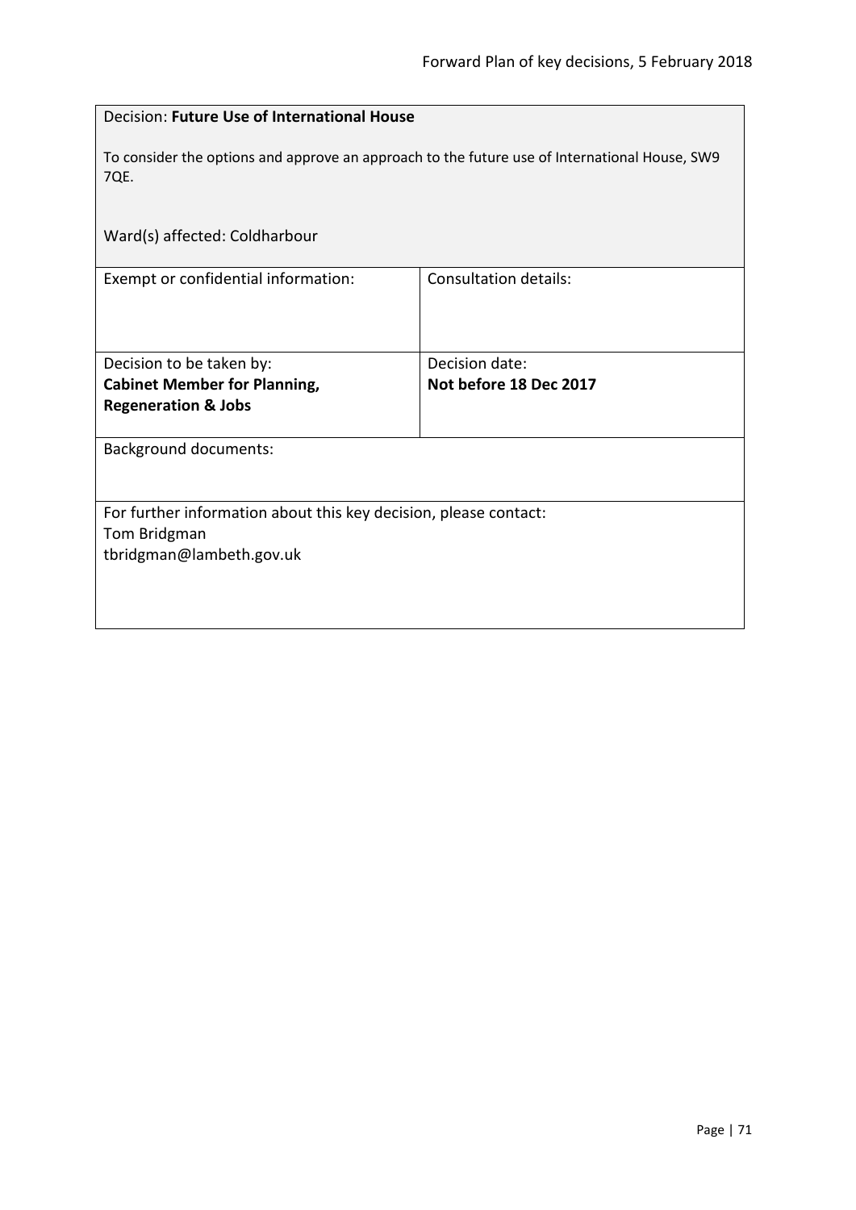Decision: **Future Use of International House**

To consider the options and approve an approach to the future use of International House, SW9 7QE.

Ward(s) affected: Coldharbour

| Exempt or confidential information: | Consultation details: |
| --- | --- |
| Decision to be taken by:<br>**Cabinet Member for Planning, Regeneration & Jobs** | Decision date:<br>**Not before 18 Dec 2017** |

Background documents:

For further information about this key decision, please contact:
Tom Bridgman
tbridgman@lambeth.gov.uk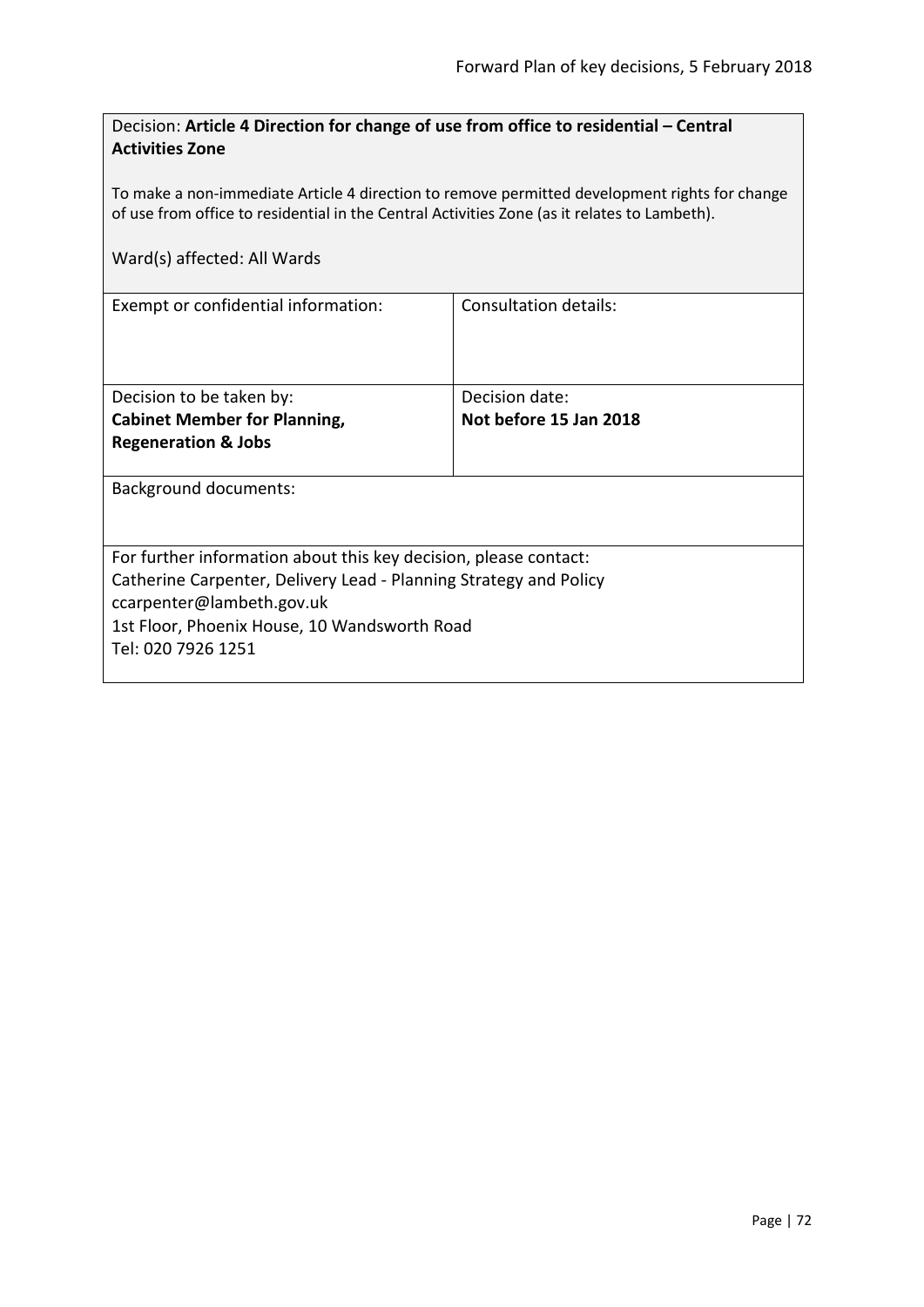Decision: **Article 4 Direction for change of use from office to residential – Central Activities Zone**

To make a non-immediate Article 4 direction to remove permitted development rights for change of use from office to residential in the Central Activities Zone (as it relates to Lambeth).

Ward(s) affected: All Wards

| Exempt or confidential information: | Consultation details: |
|---|---|
| Decision to be taken by:<br>**Cabinet Member for Planning, Regeneration & Jobs** | Decision date:<br>**Not before 15 Jan 2018** |

Background documents:

For further information about this key decision, please contact:
Catherine Carpenter, Delivery Lead - Planning Strategy and Policy
ccarpenter@lambeth.gov.uk
1st Floor, Phoenix House, 10 Wandsworth Road
Tel: 020 7926 1251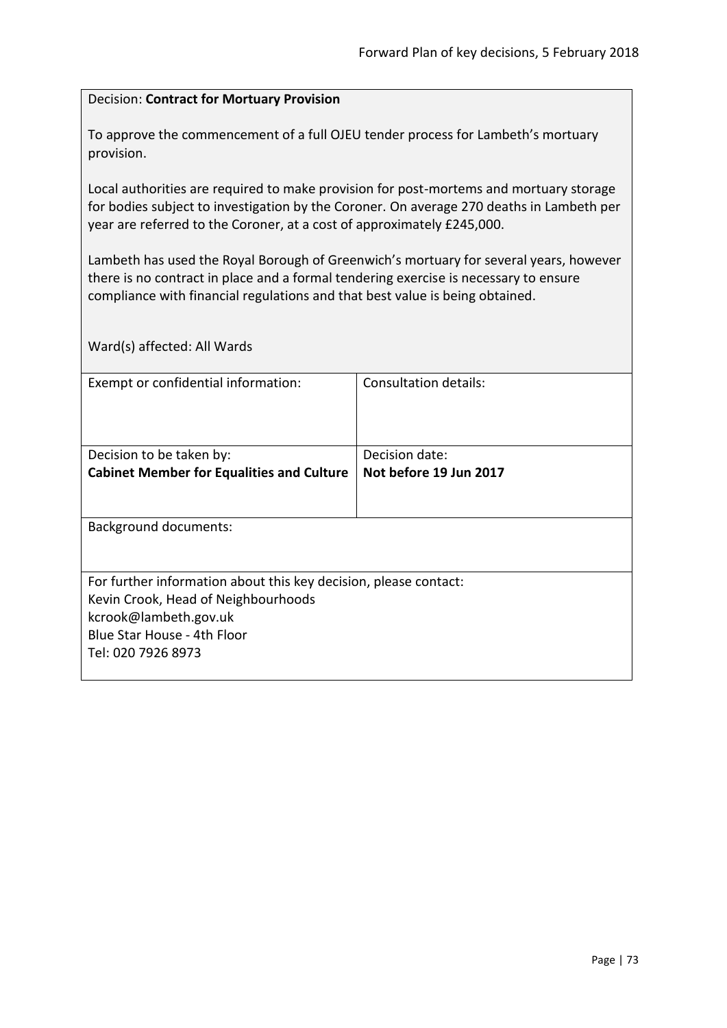Decision: **Contract for Mortuary Provision**

To approve the commencement of a full OJEU tender process for Lambeth's mortuary provision.

Local authorities are required to make provision for post-mortems and mortuary storage for bodies subject to investigation by the Coroner. On average 270 deaths in Lambeth per year are referred to the Coroner, at a cost of approximately £245,000.

Lambeth has used the Royal Borough of Greenwich's mortuary for several years, however there is no contract in place and a formal tendering exercise is necessary to ensure compliance with financial regulations and that best value is being obtained.

Ward(s) affected: All Wards

| Exempt or confidential information: | Consultation details: |
|---|---|
| Decision to be taken by:<br>**Cabinet Member for Equalities and Culture** | Decision date:<br>**Not before 19 Jun 2017** |

Background documents:

For further information about this key decision, please contact:
Kevin Crook, Head of Neighbourhoods
kcrook@lambeth.gov.uk
Blue Star House - 4th Floor
Tel: 020 7926 8973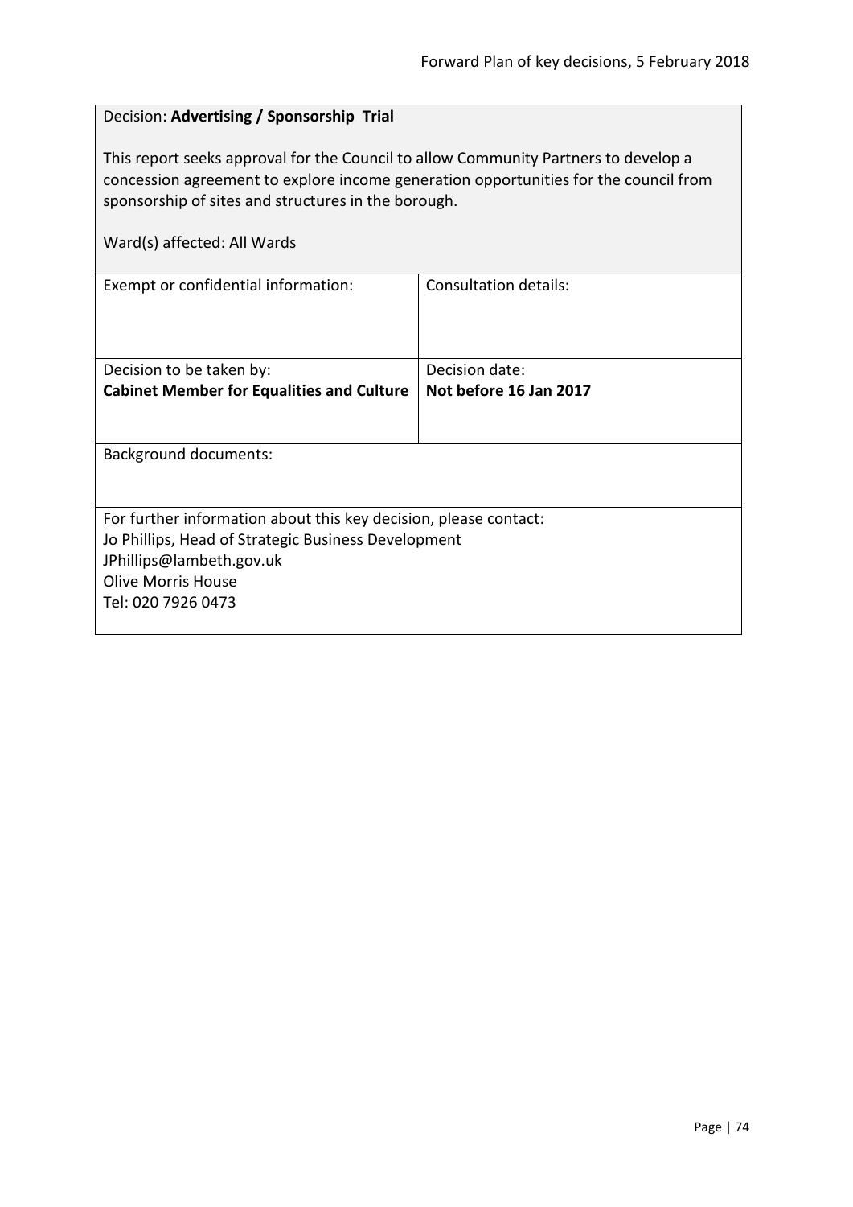Decision: **Advertising / Sponsorship Trial**

This report seeks approval for the Council to allow Community Partners to develop a concession agreement to explore income generation opportunities for the council from sponsorship of sites and structures in the borough.

Ward(s) affected: All Wards

| Exempt or confidential information: | Consultation details: |
| --- | --- |
| Decision to be taken by:<br>**Cabinet Member for Equalities and Culture** | Decision date:<br>**Not before 16 Jan 2017** |

Background documents:

For further information about this key decision, please contact:
Jo Phillips, Head of Strategic Business Development
JPhillips@lambeth.gov.uk
Olive Morris House
Tel: 020 7926 0473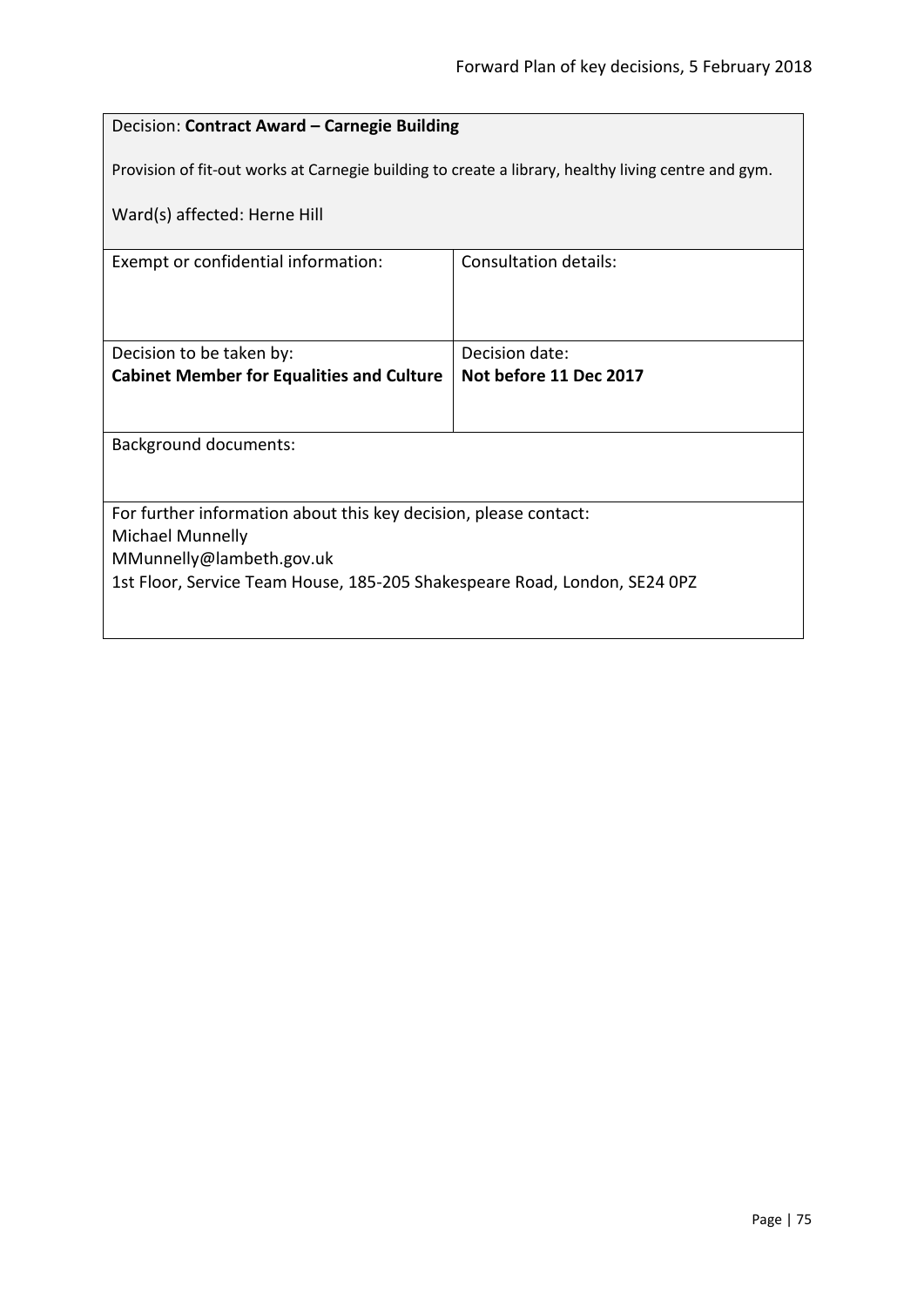Decision: **Contract Award – Carnegie Building**

Provision of fit-out works at Carnegie building to create a library, healthy living centre and gym.

Ward(s) affected: Herne Hill

| Exempt or confidential information: | Consultation details: |
| --- | --- |
| Decision to be taken by:<br>**Cabinet Member for Equalities and Culture** | Decision date:<br>**Not before 11 Dec 2017** |

Background documents:

For further information about this key decision, please contact:
Michael Munnelly
MMunnelly@lambeth.gov.uk
1st Floor, Service Team House, 185-205 Shakespeare Road, London, SE24 0PZ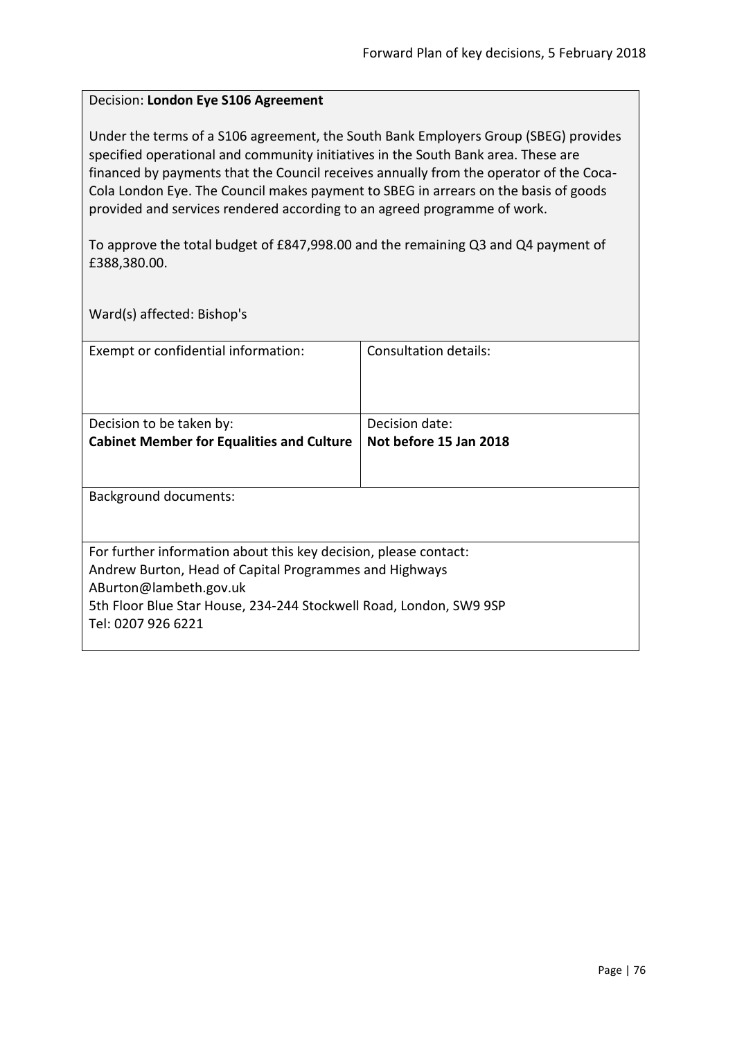Decision: **London Eye S106 Agreement**

Under the terms of a S106 agreement, the South Bank Employers Group (SBEG) provides specified operational and community initiatives in the South Bank area. These are financed by payments that the Council receives annually from the operator of the Coca-Cola London Eye. The Council makes payment to SBEG in arrears on the basis of goods provided and services rendered according to an agreed programme of work.

To approve the total budget of £847,998.00 and the remaining Q3 and Q4 payment of £388,380.00.

Ward(s) affected: Bishop's

| Exempt or confidential information: | Consultation details: |
| --- | --- |
| Decision to be taken by:<br>**Cabinet Member for Equalities and Culture** | Decision date:<br>**Not before 15 Jan 2018** |

Background documents:

For further information about this key decision, please contact:
Andrew Burton, Head of Capital Programmes and Highways
ABurton@lambeth.gov.uk
5th Floor Blue Star House, 234-244 Stockwell Road, London, SW9 9SP
Tel: 0207 926 6221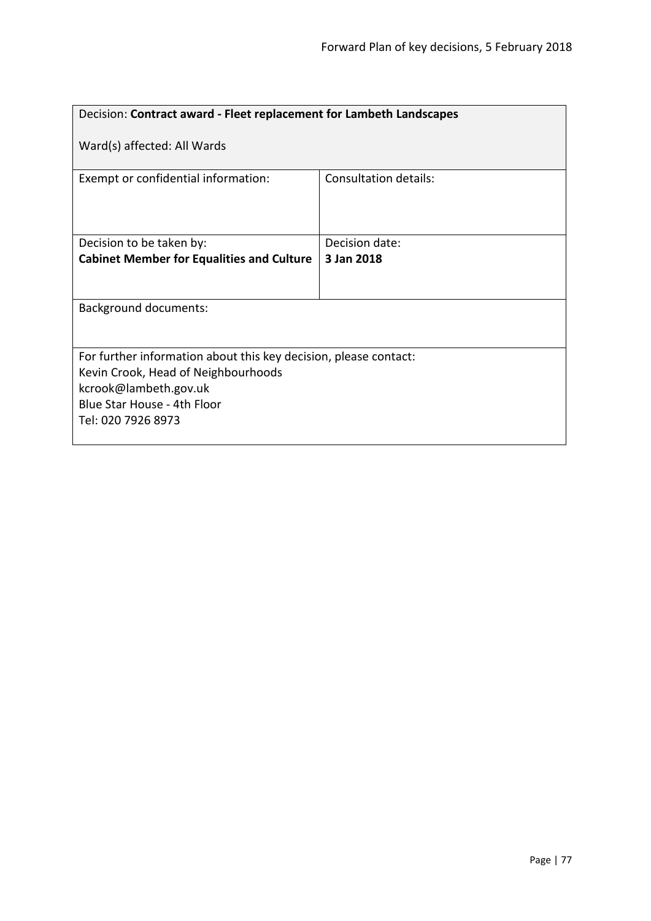| Decision: **Contract award - Fleet replacement for Lambeth Landscapes**<br><br>Ward(s) affected: All Wards | |
|---|---|
| Exempt or confidential information: | Consultation details: |
| Decision to be taken by:<br>**Cabinet Member for Equalities and Culture** | Decision date:<br>**3 Jan 2018** |
| Background documents: | |
| For further information about this key decision, please contact:<br>Kevin Crook, Head of Neighbourhoods<br>kcrook@lambeth.gov.uk<br>Blue Star House - 4th Floor<br>Tel: 020 7926 8973 | |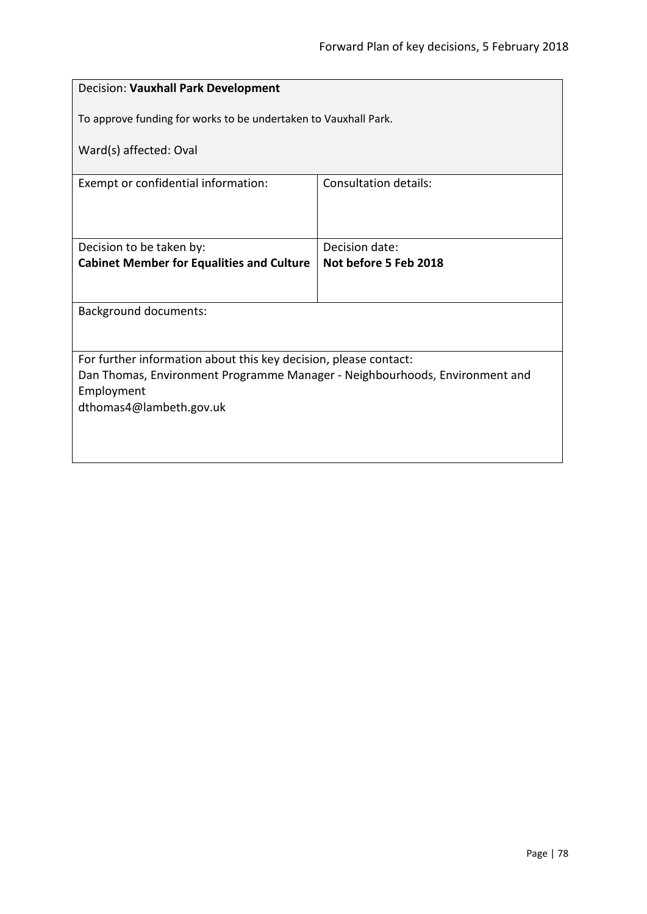Decision: **Vauxhall Park Development**

To approve funding for works to be undertaken to Vauxhall Park.

Ward(s) affected: Oval

| Exempt or confidential information: | Consultation details: |
| --- | --- |
| Decision to be taken by:<br>**Cabinet Member for Equalities and Culture** | Decision date:<br>**Not before 5 Feb 2018** |

Background documents:

For further information about this key decision, please contact:
Dan Thomas, Environment Programme Manager - Neighbourhoods, Environment and Employment
dthomas4@lambeth.gov.uk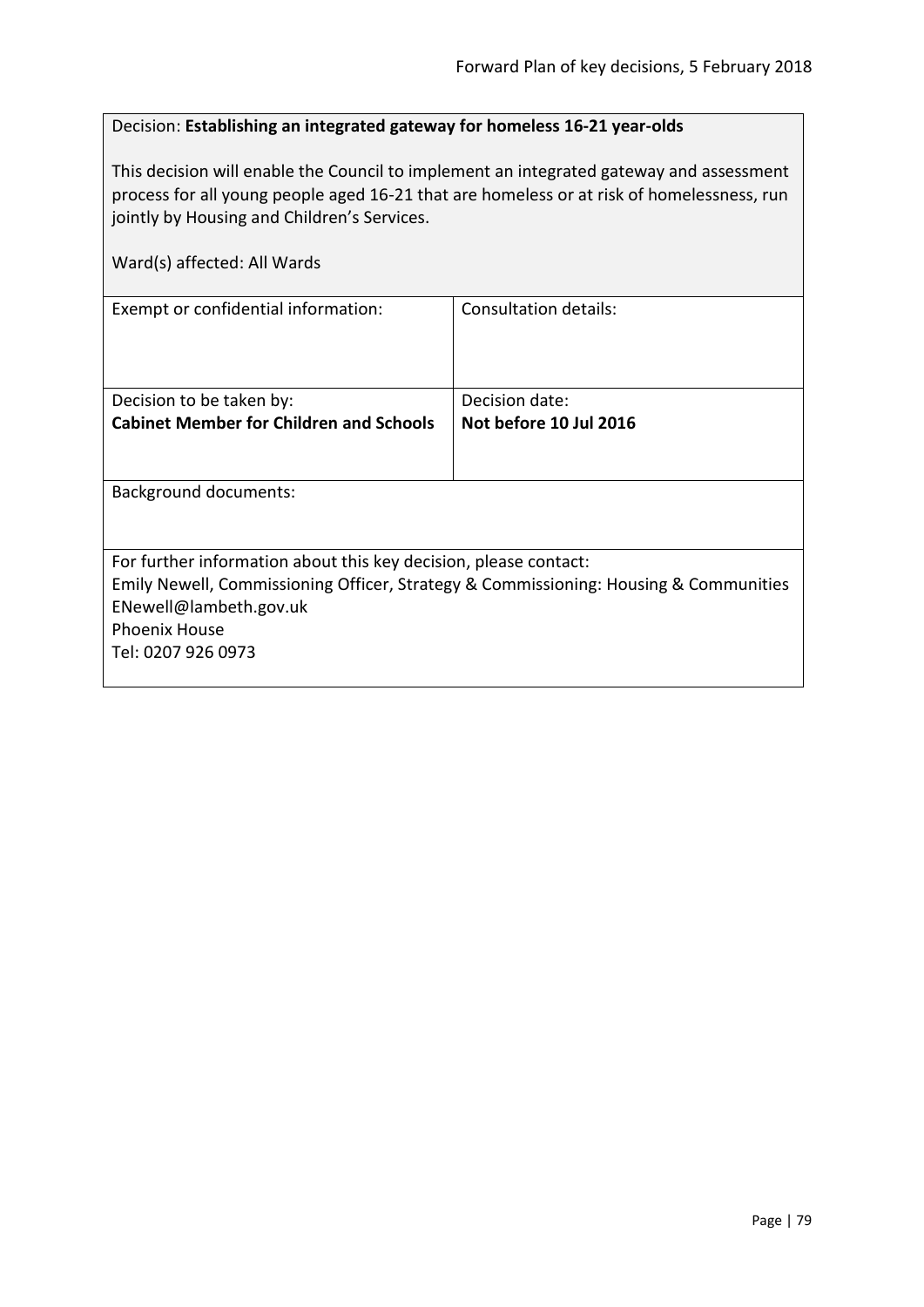Decision: **Establishing an integrated gateway for homeless 16-21 year-olds**

This decision will enable the Council to implement an integrated gateway and assessment process for all young people aged 16-21 that are homeless or at risk of homelessness, run jointly by Housing and Children's Services.

Ward(s) affected: All Wards

| Exempt or confidential information: | Consultation details: |
| --- | --- |
| Decision to be taken by:<br>**Cabinet Member for Children and Schools** | Decision date:<br>**Not before 10 Jul 2016** |

Background documents:

For further information about this key decision, please contact:
Emily Newell, Commissioning Officer, Strategy & Commissioning: Housing & Communities
ENewell@lambeth.gov.uk
Phoenix House
Tel: 0207 926 0973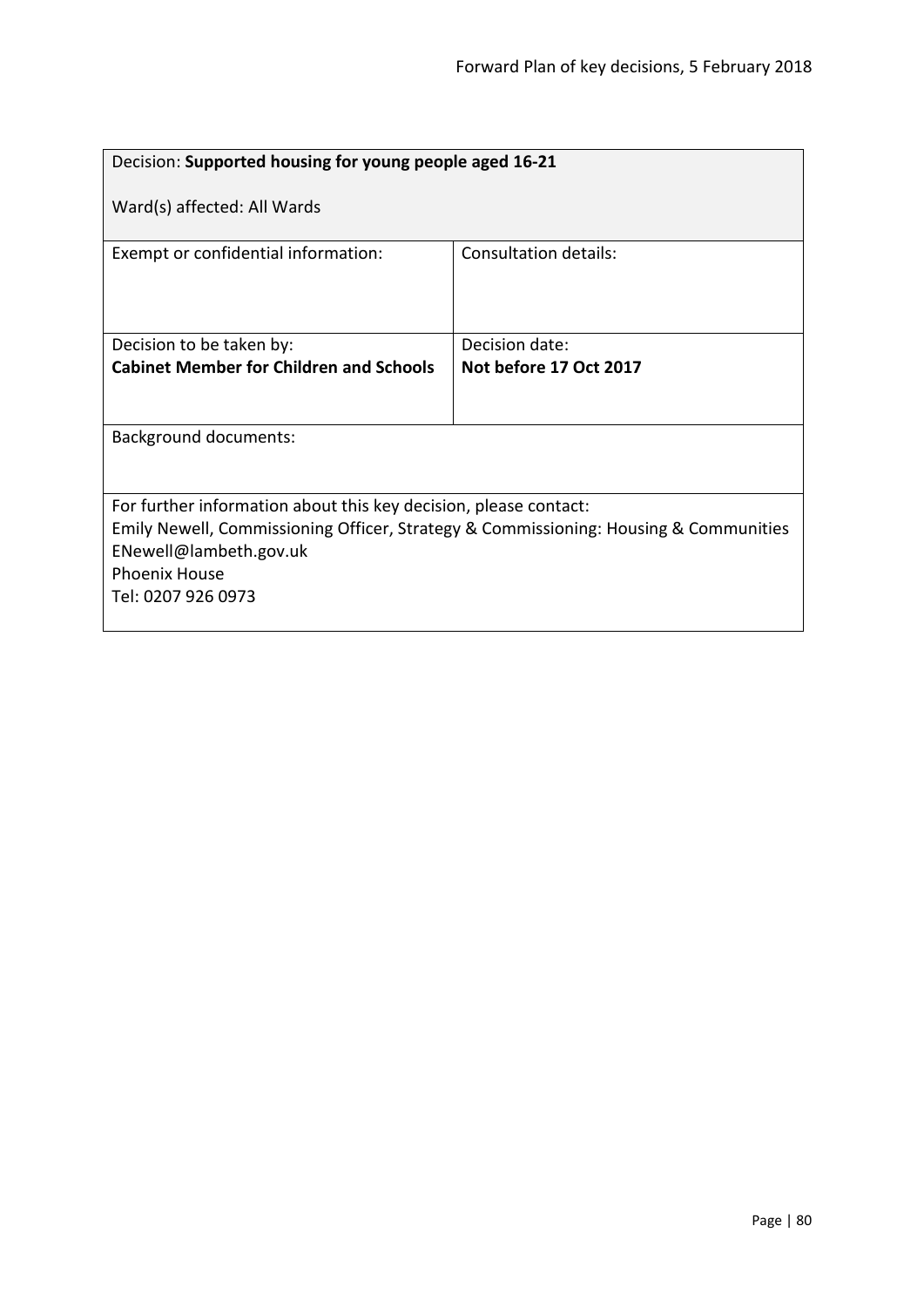| Decision: **Supported housing for young people aged 16-21**<br><br>Ward(s) affected: All Wards | |
|---|---|
| Exempt or confidential information: | Consultation details: |
| Decision to be taken by:<br>**Cabinet Member for Children and Schools** | Decision date:<br>**Not before 17 Oct 2017** |
| Background documents: | |
| For further information about this key decision, please contact:<br>Emily Newell, Commissioning Officer, Strategy & Commissioning: Housing & Communities<br>ENewell@lambeth.gov.uk<br>Phoenix House<br>Tel: 0207 926 0973 | |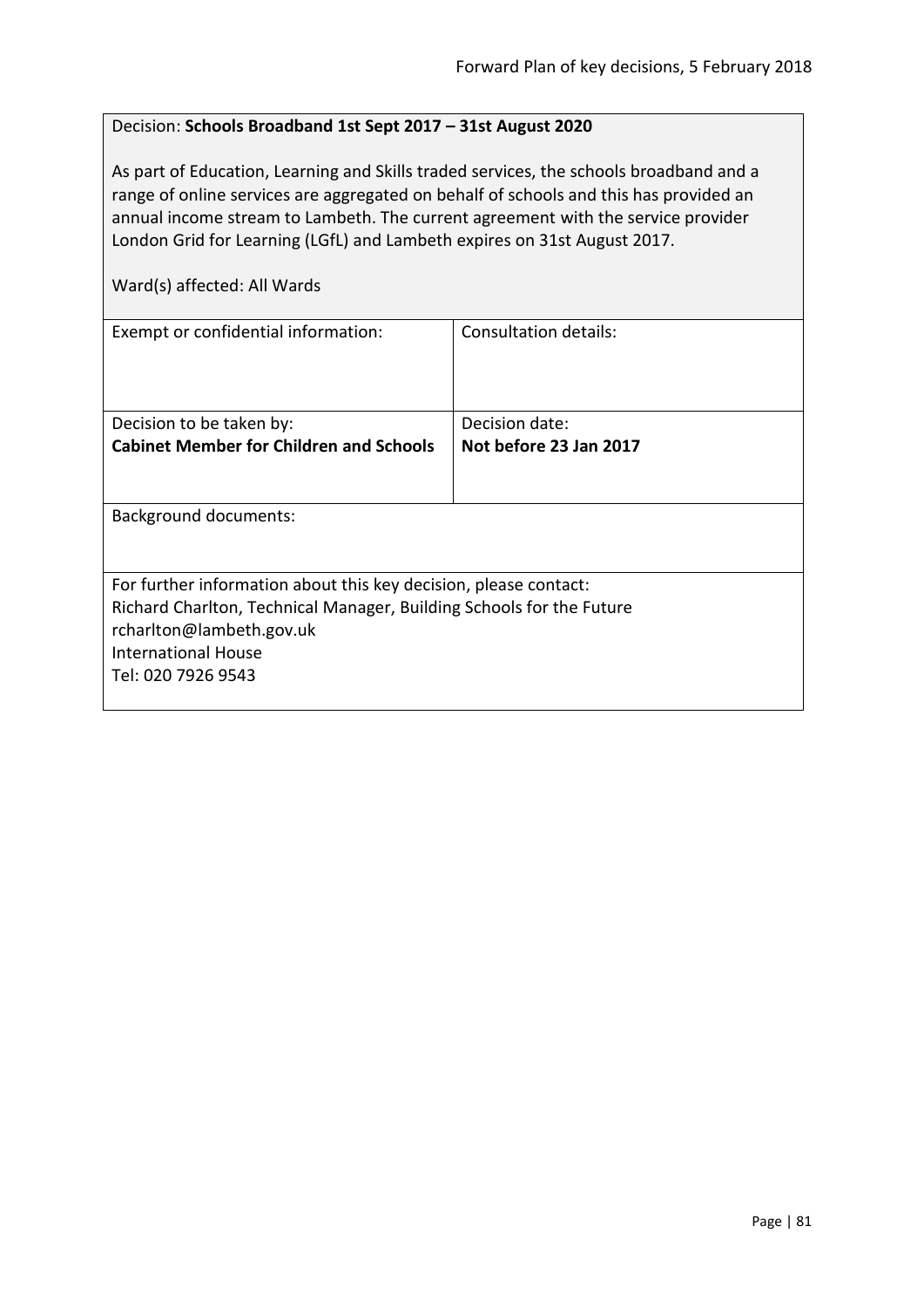Decision: **Schools Broadband 1st Sept 2017 – 31st August 2020**

As part of Education, Learning and Skills traded services, the schools broadband and a range of online services are aggregated on behalf of schools and this has provided an annual income stream to Lambeth. The current agreement with the service provider London Grid for Learning (LGfL) and Lambeth expires on 31st August 2017.

Ward(s) affected: All Wards

| Exempt or confidential information: | Consultation details: |
|---|---|
| Decision to be taken by:<br>**Cabinet Member for Children and Schools** | Decision date:<br>**Not before 23 Jan 2017** |

Background documents:

For further information about this key decision, please contact:
Richard Charlton, Technical Manager, Building Schools for the Future
rcharlton@lambeth.gov.uk
International House
Tel: 020 7926 9543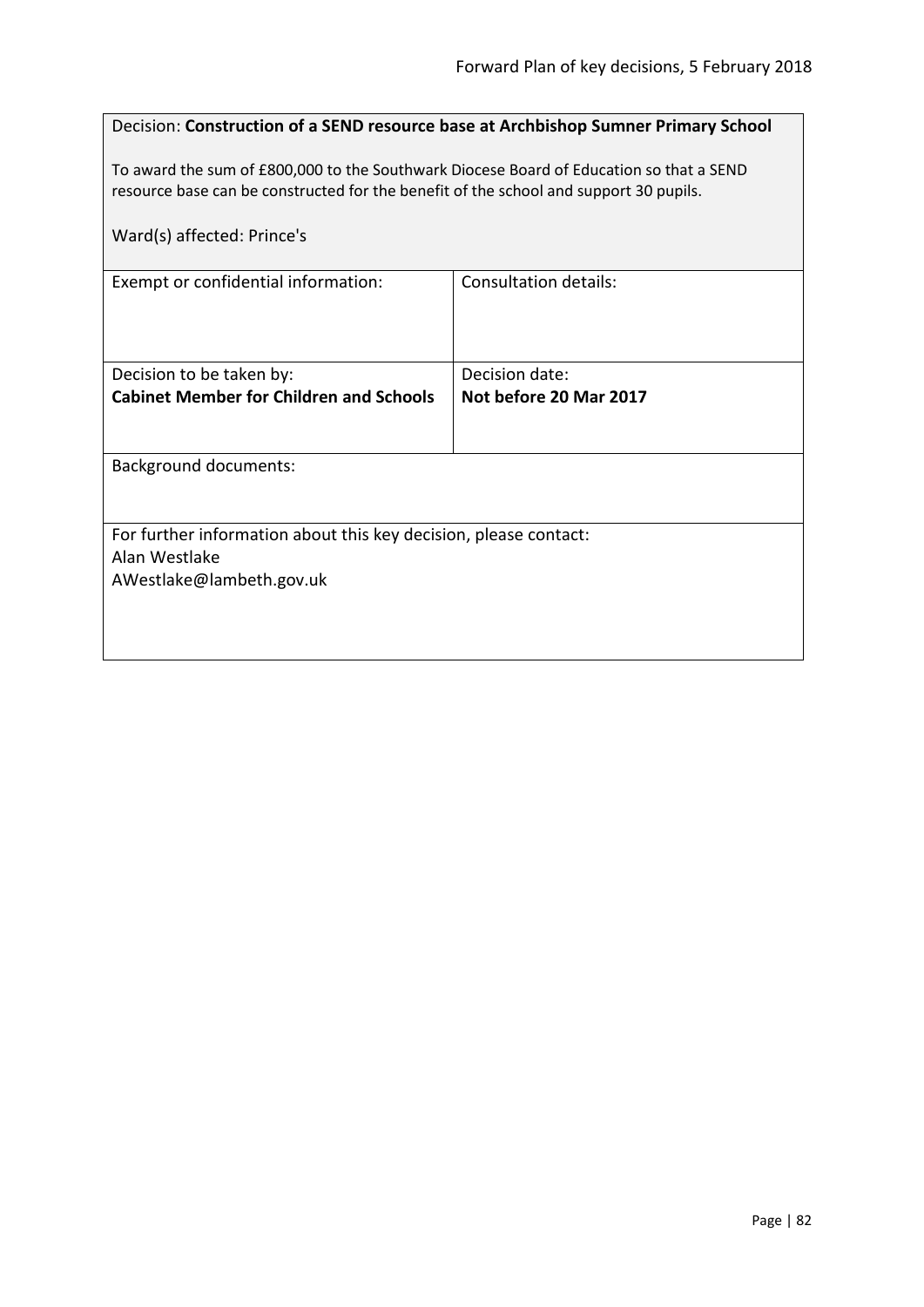Decision: **Construction of a SEND resource base at Archbishop Sumner Primary School**

To award the sum of £800,000 to the Southwark Diocese Board of Education so that a SEND resource base can be constructed for the benefit of the school and support 30 pupils.

Ward(s) affected: Prince's

| Exempt or confidential information: | Consultation details: |
|---|---|
| Decision to be taken by:<br>**Cabinet Member for Children and Schools** | Decision date:<br>**Not before 20 Mar 2017** |

Background documents:

For further information about this key decision, please contact:
Alan Westlake
AWestlake@lambeth.gov.uk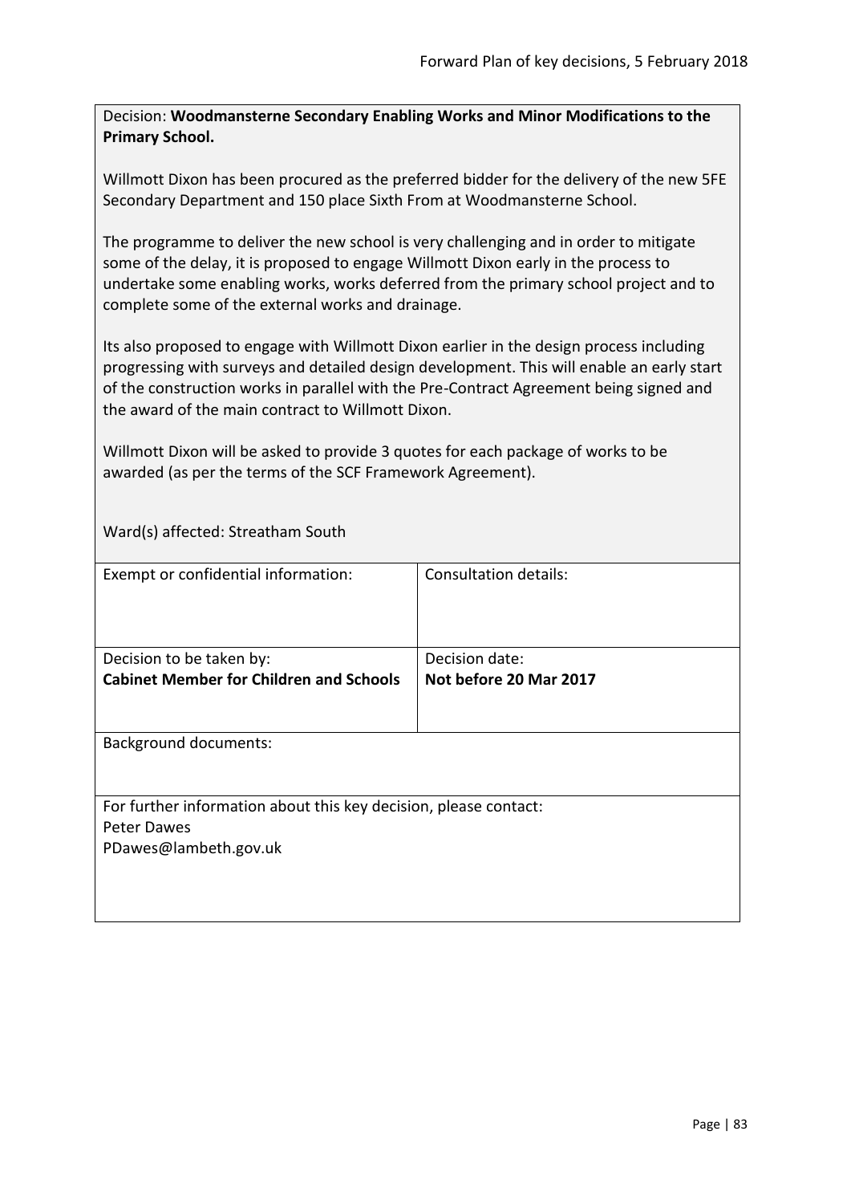Decision: **Woodmansterne Secondary Enabling Works and Minor Modifications to the Primary School.**

Willmott Dixon has been procured as the preferred bidder for the delivery of the new 5FE Secondary Department and 150 place Sixth From at Woodmansterne School.

The programme to deliver the new school is very challenging and in order to mitigate some of the delay, it is proposed to engage Willmott Dixon early in the process to undertake some enabling works, works deferred from the primary school project and to complete some of the external works and drainage.

Its also proposed to engage with Willmott Dixon earlier in the design process including progressing with surveys and detailed design development. This will enable an early start of the construction works in parallel with the Pre-Contract Agreement being signed and the award of the main contract to Willmott Dixon.

Willmott Dixon will be asked to provide 3 quotes for each package of works to be awarded (as per the terms of the SCF Framework Agreement).

Ward(s) affected: Streatham South

| Exempt or confidential information: | Consultation details: |
|---|---|
| Decision to be taken by:<br>**Cabinet Member for Children and Schools** | Decision date:<br>**Not before 20 Mar 2017** |

Background documents:

For further information about this key decision, please contact:
Peter Dawes
PDawes@lambeth.gov.uk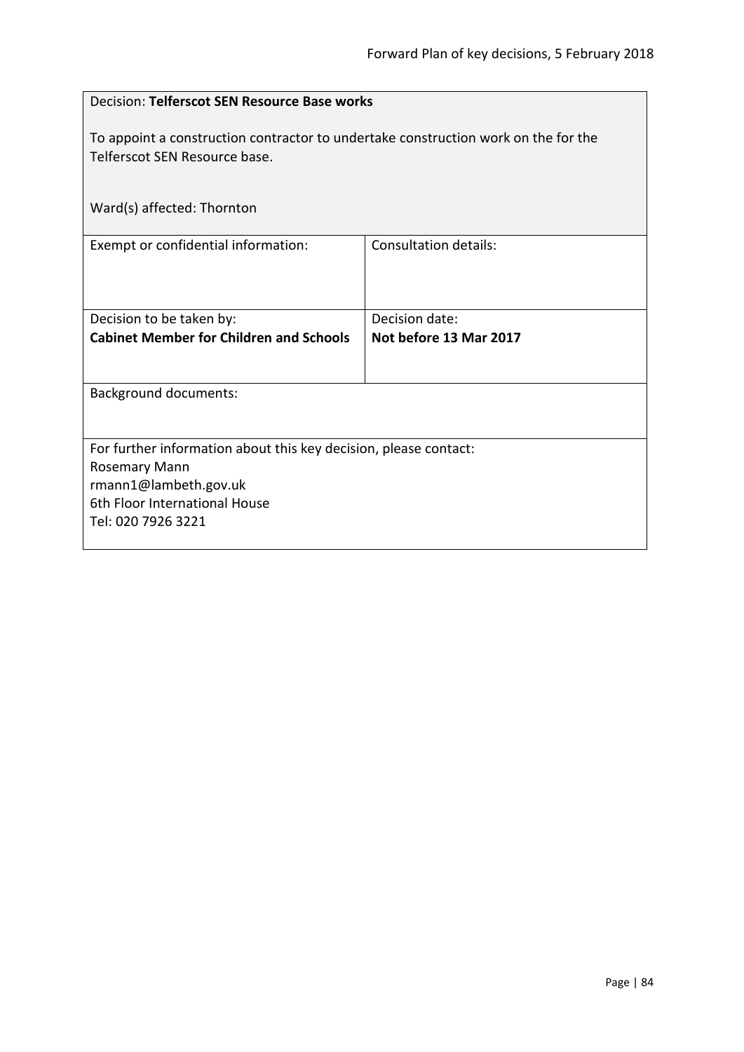Decision: **Telferscot SEN Resource Base works**

To appoint a construction contractor to undertake construction work on the for the Telferscot SEN Resource base.

Ward(s) affected: Thornton

| Exempt or confidential information: | Consultation details: |
| --- | --- |
| Decision to be taken by:<br>**Cabinet Member for Children and Schools** | Decision date:<br>**Not before 13 Mar 2017** |

Background documents:

For further information about this key decision, please contact:
Rosemary Mann
rmann1@lambeth.gov.uk
6th Floor International House
Tel: 020 7926 3221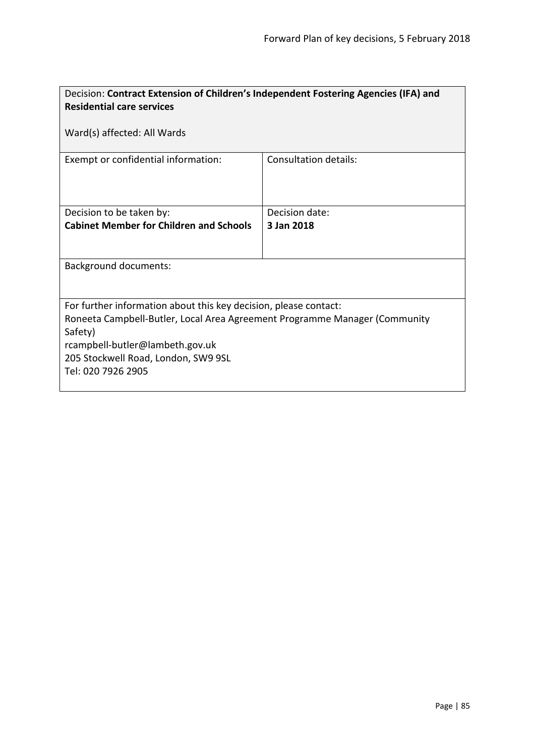Decision: **Contract Extension of Children's Independent Fostering Agencies (IFA) and Residential care services**

Ward(s) affected: All Wards

| Exempt or confidential information: | Consultation details: |
|---|---|
| Decision to be taken by:<br>**Cabinet Member for Children and Schools** | Decision date:<br>**3 Jan 2018** |

Background documents:

For further information about this key decision, please contact:
Roneeta Campbell-Butler, Local Area Agreement Programme Manager (Community Safety)
rcampbell-butler@lambeth.gov.uk
205 Stockwell Road, London, SW9 9SL
Tel: 020 7926 2905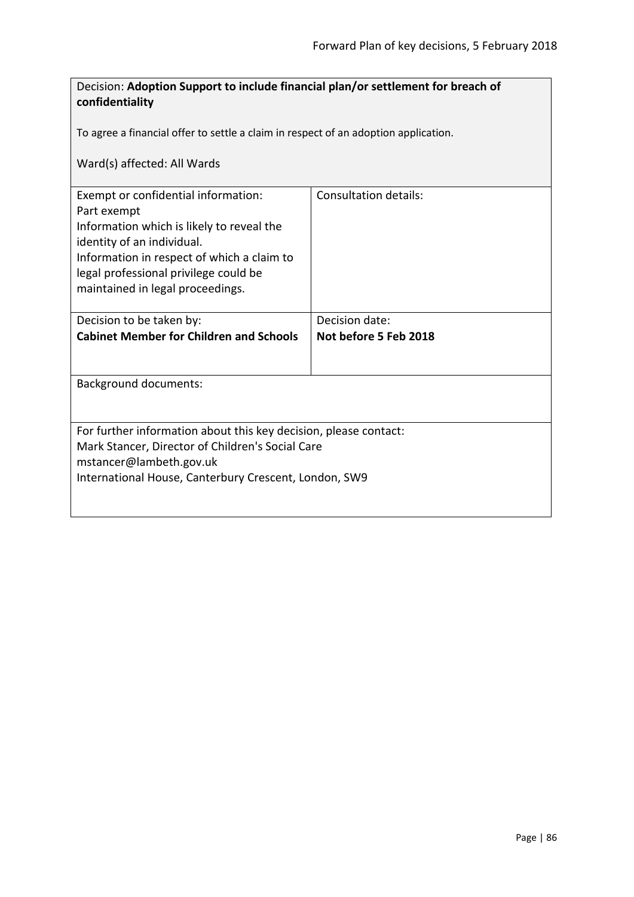Decision: **Adoption Support to include financial plan/or settlement for breach of confidentiality**

To agree a financial offer to settle a claim in respect of an adoption application.

Ward(s) affected: All Wards

| Exempt or confidential information:<br>Part exempt<br>Information which is likely to reveal the identity of an individual.<br>Information in respect of which a claim to legal professional privilege could be maintained in legal proceedings. | Consultation details: |
| --- | --- |
| Decision to be taken by:<br>**Cabinet Member for Children and Schools** | Decision date:<br>**Not before 5 Feb 2018** |

Background documents:

For further information about this key decision, please contact:
Mark Stancer, Director of Children's Social Care
mstancer@lambeth.gov.uk
International House, Canterbury Crescent, London, SW9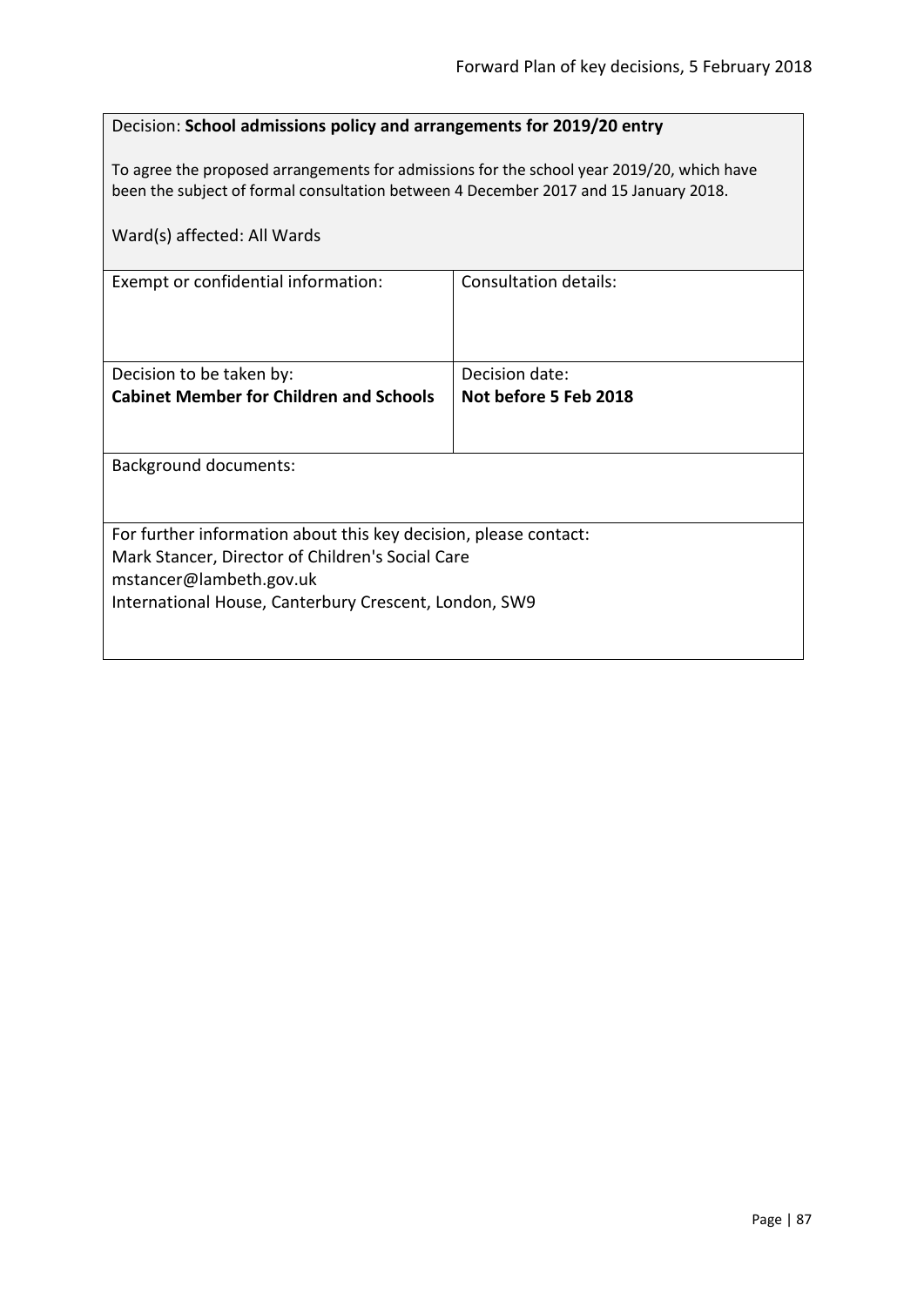Decision: **School admissions policy and arrangements for 2019/20 entry**

To agree the proposed arrangements for admissions for the school year 2019/20, which have been the subject of formal consultation between 4 December 2017 and 15 January 2018.

Ward(s) affected: All Wards

| | |
|---|---|
| Exempt or confidential information: | Consultation details: |
| Decision to be taken by:<br>**Cabinet Member for Children and Schools** | Decision date:<br>**Not before 5 Feb 2018** |

Background documents:

For further information about this key decision, please contact:
Mark Stancer, Director of Children's Social Care
mstancer@lambeth.gov.uk
International House, Canterbury Crescent, London, SW9